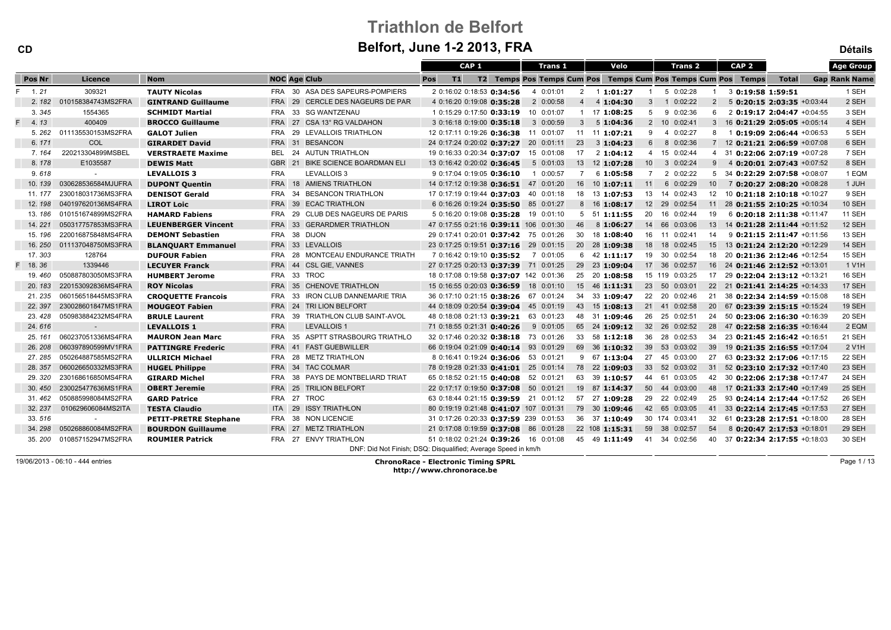# Triathlon de Belfort

## Belfort, June 1-2 2013, FRA

CD — Détails

| | Pos | Nr | Licence | Nom | NOC | Age | Club | CAP 1 Pos | T1 | T2 | CAP 1 Temps | Trans 1 Pos | Trans 1 Temps | Cum Pos | Velo Pos | Velo Temps | Cum Pos | Trans 2 Pos | Trans 2 Temps | Cum Pos | CAP 2 Pos | CAP 2 Temps | Total | Gap | Age Group Rank Name |
|---|---|---|---|---|---|---|---|---|---|---|---|---|---|---|---|---|---|---|---|---|---|---|---|---|---|
| F | 1. | 21 | 309321 | **TAUTY Nicolas** | FRA | 30 | ASA DES SAPEURS-POMPIERS | 2 | 0:16:02 | 0:18:53 | **0:34:56** | 4 | 0:01:01 | 2 | 1 | **1:01:27** | 1 | 5 | 0:02:28 | 1 | 3 | **0:19:58** | **1:59:51** | | 1 SEH |
| | 2. | 182 | 010158384743MS2FRA | **GINTRAND Guillaume** | FRA | 29 | CERCLE DES NAGEURS DE PAR | 4 | 0:16:20 | 0:19:08 | **0:35:28** | 2 | 0:00:58 | 4 | 4 | **1:04:30** | 3 | 1 | 0:02:22 | 2 | 5 | **0:20:15** | **2:03:35** | +0:03:44 | 2 SEH |
| | 3. | 345 | 1554365 | **SCHMIDT Martial** | FRA | 33 | SG WANTZENAU | 1 | 0:15:29 | 0:17:50 | **0:33:19** | 10 | 0:01:07 | 1 | 17 | **1:08:25** | 5 | 9 | 0:02:36 | 6 | 2 | **0:19:17** | **2:04:47** | +0:04:55 | 3 SEH |
| F | 4. | 13 | 400409 | **BROCCO Guillaume** | FRA | 27 | CSA 13° RG VALDAHON | 3 | 0:16:18 | 0:19:00 | **0:35:18** | 3 | 0:00:59 | 3 | 5 | **1:04:36** | 2 | 10 | 0:02:41 | 3 | 16 | **0:21:29** | **2:05:05** | +0:05:14 | 4 SEH |
| | 5. | 262 | 011135530153MS2FRA | **GALOT Julien** | FRA | 29 | LEVALLOIS TRIATHLON | 12 | 0:17:11 | 0:19:26 | **0:36:38** | 11 | 0:01:07 | 11 | 11 | **1:07:21** | 9 | 4 | 0:02:27 | 8 | 1 | **0:19:09** | **2:06:44** | +0:06:53 | 5 SEH |
| | 6. | 171 | COL | **GIRARDET David** | FRA | 31 | BESANCON | 24 | 0:17:24 | 0:20:02 | **0:37:27** | 20 | 0:01:11 | 23 | 3 | **1:04:23** | 6 | 8 | 0:02:36 | 7 | 12 | **0:21:21** | **2:06:59** | +0:07:08 | 6 SEH |
| | 7. | 164 | 220213304899MSBEL | **VERSTRAETE Maxime** | BEL | 24 | AUTUN TRIATHLON | 19 | 0:16:33 | 0:20:34 | **0:37:07** | 15 | 0:01:08 | 17 | 2 | **1:04:12** | 4 | 15 | 0:02:44 | 4 | 31 | **0:22:06** | **2:07:19** | +0:07:28 | 7 SEH |
| | 8. | 178 | E1035587 | **DEWIS Matt** | GBR | 21 | BIKE SCIENCE BOARDMAN ELI | 13 | 0:16:42 | 0:20:02 | **0:36:45** | 5 | 0:01:03 | 13 | 12 | **1:07:28** | 10 | 3 | 0:02:24 | 9 | 4 | **0:20:01** | **2:07:43** | +0:07:52 | 8 SEH |
| | 9. | 618 | - | **LEVALLOIS 3** | FRA | | LEVALLOIS 3 | 9 | 0:17:04 | 0:19:05 | **0:36:10** | 1 | 0:00:57 | 7 | 6 | **1:05:58** | 7 | 2 | 0:02:22 | 5 | 34 | **0:22:29** | **2:07:58** | +0:08:07 | 1 EQM |
| | 10. | 139 | 030628536584MJUFRA | **DUPONT Quentin** | FRA | 18 | AMIENS TRIATHLON | 14 | 0:17:12 | 0:19:38 | **0:36:51** | 47 | 0:01:20 | 16 | 10 | **1:07:11** | 11 | 6 | 0:02:29 | 10 | 7 | **0:20:27** | **2:08:20** | +0:08:28 | 1 JUH |
| | 11. | 177 | 230018031736MS3FRA | **DENISOT Gerald** | FRA | 34 | BESANCON TRIATHLON | 17 | 0:17:19 | 0:19:44 | **0:37:03** | 40 | 0:01:18 | 18 | 13 | **1:07:53** | 13 | 14 | 0:02:43 | 12 | 10 | **0:21:18** | **2:10:18** | +0:10:27 | 9 SEH |
| | 12. | 198 | 040197620136MS4FRA | **LIROT Loic** | FRA | 39 | ECAC TRIATHLON | 6 | 0:16:26 | 0:19:24 | **0:35:50** | 85 | 0:01:27 | 8 | 16 | **1:08:17** | 12 | 29 | 0:02:54 | 11 | 28 | **0:21:55** | **2:10:25** | +0:10:34 | 10 SEH |
| | 13. | 186 | 010151674899MS2FRA | **HAMARD Fabiens** | FRA | 29 | CLUB DES NAGEURS DE PARIS | 5 | 0:16:20 | 0:19:08 | **0:35:28** | 19 | 0:01:10 | 5 | 51 | **1:11:55** | 20 | 16 | 0:02:44 | 19 | 6 | **0:20:18** | **2:11:38** | +0:11:47 | 11 SEH |
| | 14. | 221 | 050317757853MS3FRA | **LEUENBERGER Vincent** | FRA | 33 | GERARDMER TRIATHLON | 47 | 0:17:55 | 0:21:16 | **0:39:11** | 106 | 0:01:30 | 46 | 8 | **1:06:27** | 14 | 66 | 0:03:06 | 13 | 14 | **0:21:28** | **2:11:44** | +0:11:52 | 12 SEH |
| | 15. | 196 | 220016875848MS4FRA | **DEMONT Sebastien** | FRA | 38 | DIJON | 29 | 0:17:41 | 0:20:01 | **0:37:42** | 75 | 0:01:26 | 30 | 18 | **1:08:40** | 16 | 11 | 0:02:41 | 14 | 9 | **0:21:15** | **2:11:47** | +0:11:56 | 13 SEH |
| | 16. | 250 | 011137048750MS3FRA | **BLANQUART Emmanuel** | FRA | 33 | LEVALLOIS | 23 | 0:17:25 | 0:19:51 | **0:37:16** | 29 | 0:01:15 | 20 | 28 | **1:09:38** | 18 | 18 | 0:02:45 | 15 | 13 | **0:21:24** | **2:12:20** | +0:12:29 | 14 SEH |
| | 17. | 303 | 128764 | **DUFOUR Fabien** | FRA | 28 | MONTCEAU ENDURANCE TRIATH | 7 | 0:16:42 | 0:19:10 | **0:35:52** | 7 | 0:01:05 | 6 | 42 | **1:11:17** | 19 | 30 | 0:02:54 | 18 | 20 | **0:21:36** | **2:12:46** | +0:12:54 | 15 SEH |
| F | 18. | 36 | 1339446 | **LECUYER Franck** | FRA | 44 | CSL GIE, VANNES | 27 | 0:17:25 | 0:20:13 | **0:37:39** | 71 | 0:01:25 | 29 | 23 | **1:09:04** | 17 | 36 | 0:02:57 | 16 | 24 | **0:21:46** | **2:12:52** | +0:13:01 | 1 V1H |
| | 19. | 460 | 050887803050MS3FRA | **HUMBERT Jerome** | FRA | 33 | TROC | 18 | 0:17:08 | 0:19:58 | **0:37:07** | 142 | 0:01:36 | 25 | 20 | **1:08:58** | 15 | 119 | 0:03:25 | 17 | 29 | **0:22:04** | **2:13:12** | +0:13:21 | 16 SEH |
| | 20. | 183 | 220153092836MS4FRA | **ROY Nicolas** | FRA | 35 | CHENOVE TRIATHLON | 15 | 0:16:55 | 0:20:03 | **0:36:59** | 18 | 0:01:10 | 15 | 46 | **1:11:31** | 23 | 50 | 0:03:01 | 22 | 21 | **0:21:41** | **2:14:25** | +0:14:33 | 17 SEH |
| | 21. | 235 | 060156518445MS3FRA | **CROQUETTE Francois** | FRA | 33 | IRON CLUB DANNEMARIE TRIA | 36 | 0:17:10 | 0:21:15 | **0:38:26** | 67 | 0:01:24 | 34 | 33 | **1:09:47** | 22 | 20 | 0:02:46 | 21 | 38 | **0:22:34** | **2:14:59** | +0:15:08 | 18 SEH |
| | 22. | 397 | 230028601847MS1FRA | **MOUGEOT Fabien** | FRA | 24 | TRI LION BELFORT | 44 | 0:18:09 | 0:20:54 | **0:39:04** | 45 | 0:01:19 | 43 | 15 | **1:08:13** | 21 | 41 | 0:02:58 | 20 | 67 | **0:23:39** | **2:15:15** | +0:15:24 | 19 SEH |
| | 23. | 428 | 050983884232MS4FRA | **BRULE Laurent** | FRA | 39 | TRIATHLON CLUB SAINT-AVOL | 48 | 0:18:08 | 0:21:13 | **0:39:21** | 63 | 0:01:23 | 48 | 31 | **1:09:46** | 26 | 25 | 0:02:51 | 24 | 50 | **0:23:06** | **2:16:30** | +0:16:39 | 20 SEH |
| | 24. | 616 | - | **LEVALLOIS 1** | FRA | | LEVALLOIS 1 | 71 | 0:18:55 | 0:21:31 | **0:40:26** | 9 | 0:01:05 | 65 | 24 | **1:09:12** | 32 | 26 | 0:02:52 | 28 | 47 | **0:22:58** | **2:16:35** | +0:16:44 | 2 EQM |
| | 25. | 161 | 060237051336MS4FRA | **MAURON Jean Marc** | FRA | 35 | ASPTT STRASBOURG TRIATHLO | 32 | 0:17:46 | 0:20:32 | **0:38:18** | 73 | 0:01:26 | 33 | 58 | **1:12:18** | 36 | 28 | 0:02:53 | 34 | 23 | **0:21:45** | **2:16:42** | +0:16:51 | 21 SEH |
| | 26. | 208 | 060397890599MV1FRA | **PATTINGRE Frederic** | FRA | 41 | FAST GUEBWILLER | 66 | 0:19:04 | 0:21:09 | **0:40:14** | 93 | 0:01:29 | 69 | 36 | **1:10:32** | 39 | 53 | 0:03:02 | 39 | 19 | **0:21:35** | **2:16:55** | +0:17:04 | 2 V1H |
| | 27. | 285 | 050264887585MS2FRA | **ULLRICH Michael** | FRA | 28 | METZ TRIATHLON | 8 | 0:16:41 | 0:19:24 | **0:36:06** | 53 | 0:01:21 | 9 | 67 | **1:13:04** | 27 | 45 | 0:03:00 | 27 | 63 | **0:23:32** | **2:17:06** | +0:17:15 | 22 SEH |
| | 28. | 357 | 060026650332MS3FRA | **HUGEL Philippe** | FRA | 34 | TAC COLMAR | 78 | 0:19:28 | 0:21:33 | **0:41:01** | 25 | 0:01:14 | 78 | 22 | **1:09:03** | 33 | 52 | 0:03:02 | 31 | 52 | **0:23:10** | **2:17:32** | +0:17:40 | 23 SEH |
| | 29. | 320 | 230168616850MS4FRA | **GIRARD Michel** | FRA | 38 | PAYS DE MONTBELIARD TRIAT | 65 | 0:18:52 | 0:21:15 | **0:40:08** | 52 | 0:01:21 | 63 | 39 | **1:10:57** | 44 | 61 | 0:03:05 | 42 | 30 | **0:22:06** | **2:17:38** | +0:17:47 | 24 SEH |
| | 30. | 450 | 230025477636MS1FRA | **OBERT Jeremie** | FRA | 25 | TRILION BELFORT | 22 | 0:17:17 | 0:19:50 | **0:37:08** | 50 | 0:01:21 | 19 | 87 | **1:14:37** | 50 | 44 | 0:03:00 | 48 | 17 | **0:21:33** | **2:17:40** | +0:17:49 | 25 SEH |
| | 31. | 462 | 050885998084MS2FRA | **GARD Patrice** | FRA | 27 | TROC | 63 | 0:18:44 | 0:21:15 | **0:39:59** | 21 | 0:01:12 | 57 | 27 | **1:09:28** | 29 | 22 | 0:02:49 | 25 | 93 | **0:24:14** | **2:17:44** | +0:17:52 | 26 SEH |
| | 32. | 237 | 010629606084MS2ITA | **TESTA Claudio** | ITA | 29 | ISSY TRIATHLON | 80 | 0:19:19 | 0:21:48 | **0:41:07** | 107 | 0:01:31 | 79 | 30 | **1:09:46** | 42 | 65 | 0:03:05 | 41 | 33 | **0:22:14** | **2:17:45** | +0:17:53 | 27 SEH |
| | 33. | 516 | - | **PETIT-PRETRE Stephane** | FRA | 38 | NON LICENCIE | 31 | 0:17:26 | 0:20:33 | **0:37:59** | 239 | 0:01:53 | 36 | 37 | **1:10:49** | 30 | 174 | 0:03:41 | 32 | 61 | **0:23:28** | **2:17:51** | +0:18:00 | 28 SEH |
| | 34. | 298 | 050268860084MS2FRA | **BOURDON Guillaume** | FRA | 27 | METZ TRIATHLON | 21 | 0:17:08 | 0:19:59 | **0:37:08** | 86 | 0:01:28 | 22 | 108 | **1:15:31** | 59 | 38 | 0:02:57 | 54 | 8 | **0:20:47** | **2:17:53** | +0:18:01 | 29 SEH |
| | 35. | 200 | 010857152947MS2FRA | **ROUMIER Patrick** | FRA | 27 | ENVY TRIATHLON | 51 | 0:18:02 | 0:21:24 | **0:39:26** | 16 | 0:01:08 | 45 | 49 | **1:11:49** | 41 | 34 | 0:02:56 | 40 | 37 | **0:22:34** | **2:17:55** | +0:18:03 | 30 SEH |

DNF: Did Not Finish; DSQ: Disqualified; Average Speed in km/h

19/06/2013 - 06:10 - 444 entries

**ChronoRace - Electronic Timing SPRL**
**http://www.chronorace.be**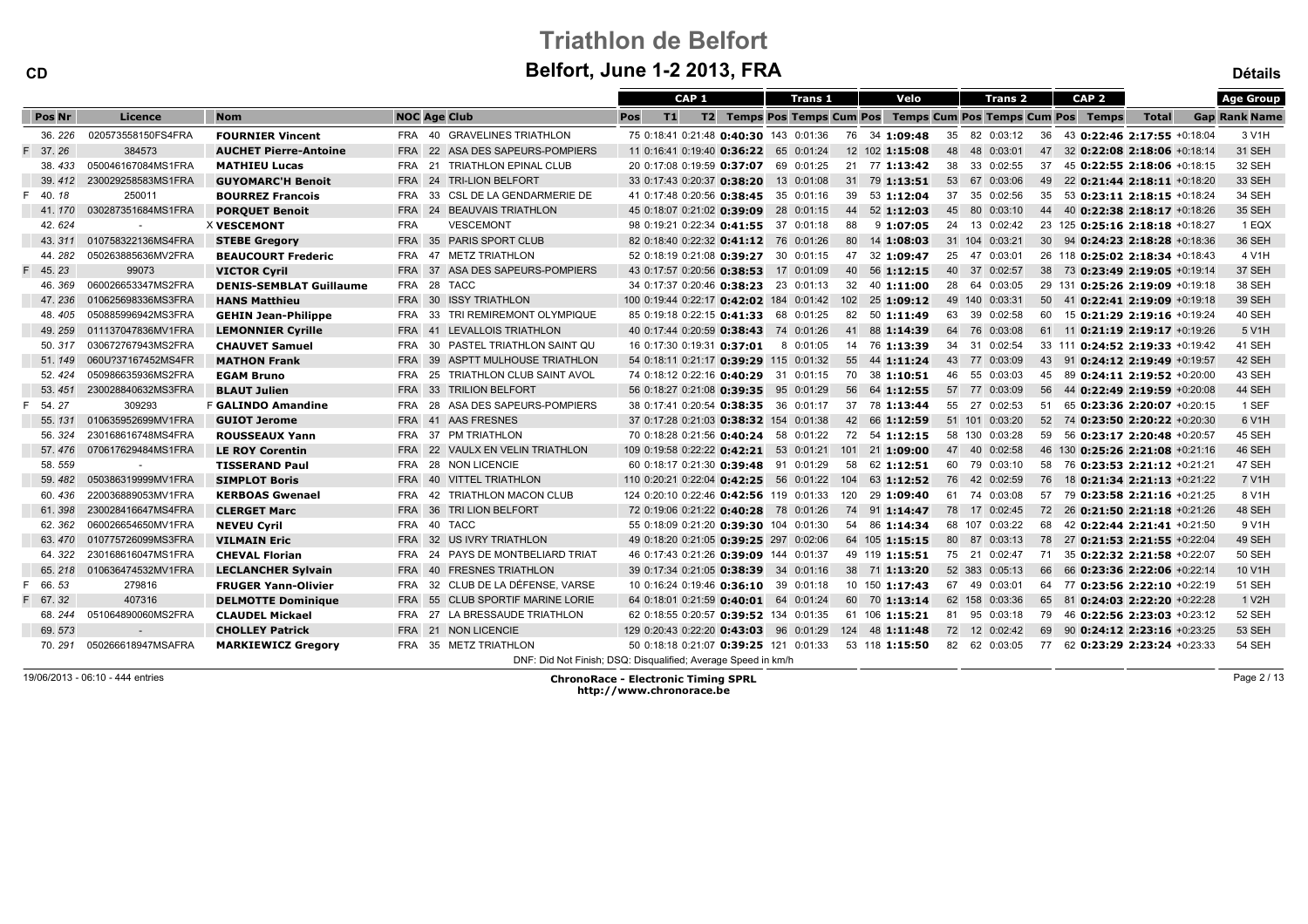# Triathlon de Belfort

## Belfort, June 1-2 2013, FRA

CD — Détails

| | Pos | Nr | Licence | Nom | NOC | Age | Club | CAP 1 Pos | T1 | T2 | Temps | Trans 1 Pos | Temps | Cum Pos | Velo Pos | Temps | Cum Pos | Trans 2 Pos | Temps | Cum Pos | CAP 2 Pos | Temps | Total | Gap | Age Group Rank | Name |
|---|---|---|---|---|---|---|---|---|---|---|---|---|---|---|---|---|---|---|---|---|---|---|---|---|---|---|
| | 36. | 226 | 020573558150FS4FRA | FOURNIER Vincent | FRA | 40 | GRAVELINES TRIATHLON | 75 | 0:18:41 | 0:21:48 | 0:40:30 | 143 | 0:01:36 | 76 | 34 | 1:09:48 | 35 | 82 | 0:03:12 | 36 | 43 | 0:22:46 | 2:17:55 | +0:18:04 | 3 | V1H |
| F | 37. | 26 | 384573 | AUCHET Pierre-Antoine | FRA | 22 | ASA DES SAPEURS-POMPIERS | 11 | 0:16:41 | 0:19:40 | 0:36:22 | 65 | 0:01:21 | 12 | 102 | 1:15:08 | 48 | 48 | 0:03:01 | 47 | 32 | 0:22:08 | 2:18:06 | +0:18:14 | 31 | SEH |
| | 38. | 433 | 050046167084MS1FRA | MATHIEU Lucas | FRA | 21 | TRIATHLON EPINAL CLUB | 20 | 0:17:08 | 0:19:59 | 0:37:07 | 69 | 0:01:25 | 21 | 77 | 1:13:42 | 38 | 33 | 0:02:55 | 37 | 45 | 0:22:55 | 2:18:06 | +0:18:15 | 32 | SEH |
| | 39. | 412 | 230029258583MS1FRA | GUYOMARC'H Benoit | FRA | 24 | TRI-LION BELFORT | 33 | 0:17:43 | 0:20:37 | 0:38:20 | 13 | 0:01:08 | 31 | 79 | 1:13:51 | 53 | 67 | 0:03:06 | 49 | 22 | 0:21:44 | 2:18:11 | +0:18:20 | 33 | SEH |
| F | 40. | 18 | 250011 | BOURREZ Francois | FRA | 33 | CSL DE LA GENDARMERIE DE | 41 | 0:17:48 | 0:20:56 | 0:38:45 | 35 | 0:01:16 | 39 | 53 | 1:12:04 | 37 | 35 | 0:02:56 | 35 | 53 | 0:23:11 | 2:18:15 | +0:18:24 | 34 | SEH |
| | 41. | 170 | 030287351684MS1FRA | PORQUET Benoit | FRA | 24 | BEAUVAIS TRIATHLON | 45 | 0:18:07 | 0:21:02 | 0:39:09 | 28 | 0:01:15 | 44 | 52 | 1:12:03 | 45 | 80 | 0:03:10 | 44 | 40 | 0:22:38 | 2:18:17 | +0:18:26 | 35 | SEH |
| | 42. | 624 | - | X VESCEMONT | FRA | | VESCEMONT | 98 | 0:19:21 | 0:22:34 | 0:41:55 | 37 | 0:01:18 | 88 | 9 | 1:07:05 | 24 | 13 | 0:02:42 | 23 | 125 | 0:25:16 | 2:18:18 | +0:18:27 | 1 | EQX |
| | 43. | 311 | 010758322136MS4FRA | STEBE Gregory | FRA | 35 | PARIS SPORT CLUB | 82 | 0:18:40 | 0:22:32 | 0:41:12 | 76 | 0:01:26 | 80 | 14 | 1:08:03 | 31 | 104 | 0:03:21 | 30 | 94 | 0:24:23 | 2:18:28 | +0:18:36 | 36 | SEH |
| | 44. | 282 | 050263885636MV2FRA | BEAUCOURT Frederic | FRA | 47 | METZ TRIATHLON | 52 | 0:18:19 | 0:21:08 | 0:39:27 | 30 | 0:01:15 | 47 | 32 | 1:09:47 | 25 | 47 | 0:03:01 | 26 | 118 | 0:25:02 | 2:18:34 | +0:18:43 | 4 | V1H |
| F | 45. | 23 | 99073 | VICTOR Cyril | FRA | 37 | ASA DES SAPEURS-POMPIERS | 43 | 0:17:57 | 0:20:56 | 0:38:53 | 17 | 0:01:09 | 40 | 56 | 1:12:15 | 40 | 37 | 0:02:57 | 38 | 73 | 0:23:49 | 2:19:05 | +0:19:14 | 37 | SEH |
| | 46. | 369 | 060026653347MS2FRA | DENIS-SEMBLAT Guillaume | FRA | 28 | TACC | 34 | 0:17:37 | 0:20:46 | 0:38:23 | 23 | 0:01:13 | 32 | 40 | 1:11:00 | 28 | 64 | 0:03:05 | 29 | 131 | 0:25:26 | 2:19:09 | +0:19:18 | 38 | SEH |
| | 47. | 236 | 010625698336MS3FRA | HANS Matthieu | FRA | 30 | ISSY TRIATHLON | 100 | 0:19:44 | 0:22:17 | 0:42:02 | 184 | 0:01:42 | 102 | 25 | 1:09:12 | 49 | 140 | 0:03:31 | 50 | 41 | 0:22:41 | 2:19:09 | +0:19:18 | 39 | SEH |
| | 48. | 405 | 050885996942MS3FRA | GEHIN Jean-Philippe | FRA | 33 | TRI REMIREMONT OLYMPIQUE | 85 | 0:19:18 | 0:22:15 | 0:41:33 | 68 | 0:01:25 | 82 | 50 | 1:11:49 | 63 | 39 | 0:02:58 | 60 | 15 | 0:21:29 | 2:19:16 | +0:19:24 | 40 | SEH |
| | 49. | 259 | 011137047836MV1FRA | LEMONNIER Cyrille | FRA | 41 | LEVALLOIS TRIATHLON | 40 | 0:17:44 | 0:20:59 | 0:38:43 | 74 | 0:01:26 | 41 | 88 | 1:14:39 | 64 | 76 | 0:03:08 | 61 | 11 | 0:21:19 | 2:19:17 | +0:19:26 | 5 | V1H |
| | 50. | 317 | 030672767943MS2FRA | CHAUVET Samuel | FRA | 30 | PASTEL TRIATHLON SAINT QU | 16 | 0:17:30 | 0:19:31 | 0:37:01 | 8 | 0:01:05 | 14 | 76 | 1:13:39 | 34 | 31 | 0:02:54 | 33 | 111 | 0:24:52 | 2:19:33 | +0:19:42 | 41 | SEH |
| | 51. | 149 | 060U?37167452MS4FR | MATHON Frank | FRA | 39 | ASPTT MULHOUSE TRIATHLON | 54 | 0:18:11 | 0:21:17 | 0:39:29 | 115 | 0:01:32 | 55 | 44 | 1:11:24 | 43 | 77 | 0:03:09 | 43 | 91 | 0:24:12 | 2:19:49 | +0:19:57 | 42 | SEH |
| | 52. | 424 | 050986635936MS2FRA | EGAM Bruno | FRA | 25 | TRIATHLON CLUB SAINT AVOL | 74 | 0:18:12 | 0:22:16 | 0:40:29 | 31 | 0:01:15 | 70 | 38 | 1:10:51 | 46 | 55 | 0:03:03 | 45 | 89 | 0:24:11 | 2:19:52 | +0:20:00 | 43 | SEH |
| | 53. | 451 | 230028840632MS3FRA | BLAUT Julien | FRA | 33 | TRILION BELFORT | 56 | 0:18:27 | 0:21:08 | 0:39:35 | 95 | 0:01:29 | 56 | 64 | 1:12:55 | 57 | 77 | 0:03:09 | 56 | 44 | 0:22:49 | 2:19:59 | +0:20:08 | 44 | SEH |
| F | 54. | 27 | 309293 | F GALINDO Amandine | FRA | 28 | ASA DES SAPEURS-POMPIERS | 38 | 0:17:41 | 0:20:54 | 0:38:35 | 36 | 0:01:17 | 37 | 78 | 1:13:44 | 55 | 27 | 0:02:53 | 51 | 65 | 0:23:36 | 2:20:07 | +0:20:15 | 1 | SEF |
| | 55. | 131 | 010635952699MV1FRA | GUIOT Jerome | FRA | 41 | AAS FRESNES | 37 | 0:17:28 | 0:21:03 | 0:38:32 | 154 | 0:01:38 | 42 | 66 | 1:12:59 | 51 | 101 | 0:03:20 | 52 | 74 | 0:23:50 | 2:20:22 | +0:20:30 | 6 | V1H |
| | 56. | 324 | 230168616748MS4FRA | ROUSSEAUX Yann | FRA | 37 | PM TRIATHLON | 70 | 0:18:28 | 0:21:56 | 0:40:24 | 58 | 0:01:22 | 72 | 54 | 1:12:15 | 58 | 130 | 0:03:28 | 59 | 56 | 0:23:17 | 2:20:48 | +0:20:57 | 45 | SEH |
| | 57. | 476 | 070617629484MS1FRA | LE ROY Corentin | FRA | 22 | VAULX EN VELIN TRIATHLON | 109 | 0:19:58 | 0:22:22 | 0:42:21 | 53 | 0:01:21 | 101 | 21 | 1:09:00 | 47 | 40 | 0:02:58 | 46 | 130 | 0:25:26 | 2:21:08 | +0:21:16 | 46 | SEH |
| | 58. | 559 | - | TISSERAND Paul | FRA | 28 | NON LICENCIE | 60 | 0:18:17 | 0:21:30 | 0:39:48 | 91 | 0:01:29 | 58 | 62 | 1:12:51 | 60 | 79 | 0:03:10 | 58 | 76 | 0:23:53 | 2:21:12 | +0:21:21 | 47 | SEH |
| | 59. | 482 | 050386319999MV1FRA | SIMPLOT Boris | FRA | 40 | VITTEL TRIATHLON | 110 | 0:20:21 | 0:22:04 | 0:42:25 | 56 | 0:01:22 | 104 | 63 | 1:12:52 | 76 | 42 | 0:02:59 | 76 | 18 | 0:21:34 | 2:21:13 | +0:21:22 | 7 | V1H |
| | 60. | 436 | 220036889053MV1FRA | KERBOAS Gwenael | FRA | 42 | TRIATHLON MACON CLUB | 124 | 0:20:10 | 0:22:46 | 0:42:56 | 119 | 0:01:33 | 120 | 29 | 1:09:40 | 61 | 74 | 0:03:08 | 57 | 79 | 0:23:58 | 2:21:16 | +0:21:25 | 8 | V1H |
| | 61. | 398 | 230028416647MS4FRA | CLERGET Marc | FRA | 36 | TRI LION BELFORT | 72 | 0:19:06 | 0:21:22 | 0:40:28 | 78 | 0:01:26 | 74 | 91 | 1:14:47 | 78 | 17 | 0:02:45 | 72 | 26 | 0:21:50 | 2:21:18 | +0:21:26 | 48 | SEH |
| | 62. | 362 | 060026654650MV1FRA | NEVEU Cyril | FRA | 40 | TACC | 55 | 0:18:09 | 0:21:20 | 0:39:30 | 104 | 0:01:30 | 54 | 86 | 1:14:34 | 68 | 107 | 0:03:22 | 68 | 42 | 0:22:44 | 2:21:41 | +0:21:50 | 9 | V1H |
| | 63. | 470 | 010775726099MS3FRA | VILMAIN Eric | FRA | 32 | US IVRY TRIATHLON | 49 | 0:18:20 | 0:21:05 | 0:39:25 | 297 | 0:02:06 | 64 | 105 | 1:15:15 | 80 | 87 | 0:03:13 | 78 | 27 | 0:21:53 | 2:21:55 | +0:22:04 | 49 | SEH |
| | 64. | 322 | 230168616047MS1FRA | CHEVAL Florian | FRA | 24 | PAYS DE MONTBELIARD TRIAT | 46 | 0:17:43 | 0:21:26 | 0:39:09 | 144 | 0:01:37 | 49 | 119 | 1:15:51 | 75 | 21 | 0:02:47 | 71 | 35 | 0:22:32 | 2:21:58 | +0:22:07 | 50 | SEH |
| | 65. | 218 | 010636474532MV1FRA | LECLANCHER Sylvain | FRA | 40 | FRESNES TRIATHLON | 39 | 0:17:34 | 0:21:05 | 0:38:39 | 34 | 0:01:16 | 38 | 71 | 1:13:20 | 52 | 383 | 0:05:13 | 66 | 66 | 0:23:36 | 2:22:06 | +0:22:14 | 10 | V1H |
| F | 66. | 53 | 279816 | FRUGER Yann-Olivier | FRA | 32 | CLUB DE LA DÉFENSE, VARSE | 10 | 0:16:24 | 0:19:46 | 0:36:10 | 39 | 0:01:18 | 10 | 150 | 1:17:43 | 67 | 49 | 0:03:01 | 64 | 77 | 0:23:56 | 2:22:10 | +0:22:19 | 51 | SEH |
| F | 67. | 32 | 407316 | DELMOTTE Dominique | FRA | 55 | CLUB SPORTIF MARINE LORIE | 64 | 0:18:01 | 0:21:59 | 0:40:01 | 64 | 0:01:24 | 60 | 70 | 1:13:14 | 62 | 158 | 0:03:36 | 65 | 81 | 0:24:03 | 2:22:20 | +0:22:28 | 1 | V2H |
| | 68. | 244 | 051064890060MS2FRA | CLAUDEL Mickael | FRA | 27 | LA BRESSAUDE TRIATHLON | 62 | 0:18:55 | 0:20:57 | 0:39:52 | 134 | 0:01:35 | 61 | 106 | 1:15:21 | 81 | 95 | 0:03:18 | 79 | 46 | 0:22:56 | 2:23:03 | +0:23:12 | 52 | SEH |
| | 69. | 573 | - | CHOLLEY Patrick | FRA | 21 | NON LICENCIE | 129 | 0:20:43 | 0:22:20 | 0:43:03 | 96 | 0:01:29 | 124 | 48 | 1:11:48 | 72 | 12 | 0:02:42 | 69 | 90 | 0:24:12 | 2:23:16 | +0:23:25 | 53 | SEH |
| | 70. | 291 | 050266618947MSAFRA | MARKIEWICZ Gregory | FRA | 35 | METZ TRIATHLON | 50 | 0:18:18 | 0:21:07 | 0:39:25 | 121 | 0:01:33 | 53 | 118 | 1:15:50 | 82 | 62 | 0:03:05 | 77 | 62 | 0:23:29 | 2:23:24 | +0:23:33 | 54 | SEH |

DNF: Did Not Finish; DSQ: Disqualified; Average Speed in km/h

19/06/2013 - 06:10 - 444 entries

**ChronoRace - Electronic Timing SPRL**
**http://www.chronorace.be**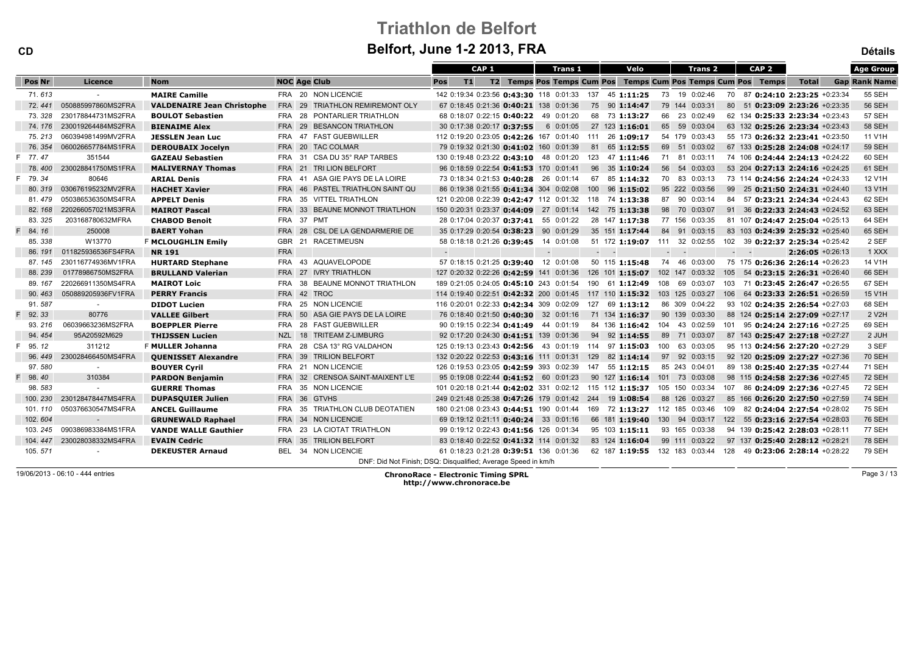# Triathlon de Belfort

## Belfort, June 1-2 2013, FRA

CD — Détails

| | Pos | Nr | Licence | Nom | NOC | Age | Club | CAP 1 Pos | T1 | T2 | CAP 1 Temps | Trans 1 Pos | Trans 1 Temps | Cum Pos | Velo Pos | Velo Temps | Cum Pos | Trans 2 Pos | Trans 2 Temps | Cum Pos | CAP 2 Pos | CAP 2 Temps | Total | Gap | Age Group Rank | Age Group Name |
|---|---|---|---|---|---|---|---|---|---|---|---|---|---|---|---|---|---|---|---|---|---|---|---|---|---|---|
| | 71. | 613 | - | **MAIRE Camille** | FRA | 20 | NON LICENCIE | 142 | 0:19:34 | 0:23:56 | **0:43:30** | 118 | 0:01:33 | 137 | 45 | **1:11:25** | 73 | 19 | 0:02:46 | 70 | 87 | **0:24:10** | **2:23:25** | +0:23:34 | 55 | SEH |
| | 72. | 441 | 050885997860MS2FRA | **VALDENAIRE Jean Christophe** | FRA | 29 | TRIATHLON REMIREMONT OLY | 67 | 0:18:45 | 0:21:36 | **0:40:21** | 138 | 0:01:36 | 75 | 90 | **1:14:47** | 79 | 144 | 0:03:31 | 80 | 51 | **0:23:09** | **2:23:26** | +0:23:35 | 56 | SEH |
| | 73. | 328 | 230178844731MS2FRA | **BOULOT Sebastien** | FRA | 28 | PONTARLIER TRIATHLON | 68 | 0:18:07 | 0:22:15 | **0:40:22** | 49 | 0:01:20 | 68 | 73 | **1:13:27** | 66 | 23 | 0:02:49 | 62 | 134 | **0:25:33** | **2:23:34** | +0:23:43 | 57 | SEH |
| | 74. | 176 | 230019264484MS2FRA | **BIENAIME Alex** | FRA | 29 | BESANCON TRIATHLON | 30 | 0:17:38 | 0:20:17 | **0:37:55** | 6 | 0:01:05 | 27 | 123 | **1:16:01** | 65 | 59 | 0:03:04 | 63 | 132 | **0:25:26** | **2:23:34** | +0:23:43 | 58 | SEH |
| | 75. | 213 | 060394981499MV2FRA | **JESSLEN Jean Luc** | FRA | 47 | FAST GUEBWILLER | 112 | 0:19:20 | 0:23:05 | **0:42:26** | 167 | 0:01:40 | 111 | 26 | **1:09:17** | 54 | 179 | 0:03:43 | 55 | 173 | **0:26:32** | **2:23:41** | +0:23:50 | 11 | V1H |
| | 76. | 354 | 060026657784MS1FRA | **DEROUBAIX Jocelyn** | FRA | 20 | TAC COLMAR | 79 | 0:19:32 | 0:21:30 | **0:41:02** | 160 | 0:01:39 | 81 | 65 | **1:12:55** | 69 | 51 | 0:03:02 | 67 | 133 | **0:25:28** | **2:24:08** | +0:24:17 | 59 | SEH |
| F | 77. | 47 | 351544 | **GAZEAU Sebastien** | FRA | 31 | CSA DU 35° RAP TARBES | 130 | 0:19:48 | 0:23:22 | **0:43:10** | 48 | 0:01:20 | 123 | 47 | **1:11:46** | 71 | 81 | 0:03:11 | 74 | 106 | **0:24:44** | **2:24:13** | +0:24:22 | 60 | SEH |
| | 78. | 400 | 230028841750MS1FRA | **MALIVERNAY Thomas** | FRA | 21 | TRI LION BELFORT | 96 | 0:18:59 | 0:22:54 | **0:41:53** | 170 | 0:01:41 | 96 | 35 | **1:10:24** | 56 | 54 | 0:03:03 | 53 | 204 | **0:27:13** | **2:24:16** | +0:24:25 | 61 | SEH |
| F | 79. | 34 | 80646 | **ARIAL Denis** | FRA | 41 | ASA GIE PAYS DE LA LOIRE | 73 | 0:18:34 | 0:21:53 | **0:40:28** | 26 | 0:01:14 | 67 | 85 | **1:14:32** | 70 | 83 | 0:03:13 | 73 | 114 | **0:24:56** | **2:24:24** | +0:24:33 | 12 | V1H |
| | 80. | 319 | 030676195232MV2FRA | **HACHET Xavier** | FRA | 46 | PASTEL TRIATHLON SAINT QU | 86 | 0:19:38 | 0:21:55 | **0:41:34** | 304 | 0:02:08 | 100 | 96 | **1:15:02** | 95 | 222 | 0:03:56 | 99 | 25 | **0:21:50** | **2:24:31** | +0:24:40 | 13 | V1H |
| | 81. | 479 | 050386536350MS4FRA | **APPELT Denis** | FRA | 35 | VITTEL TRIATHLON | 121 | 0:20:08 | 0:22:39 | **0:42:47** | 112 | 0:01:32 | 118 | 74 | **1:13:38** | 87 | 90 | 0:03:14 | 84 | 57 | **0:23:21** | **2:24:34** | +0:24:43 | 62 | SEH |
| | 82. | 168 | 220266057021MS3FRA | **MAIROT Pascal** | FRA | 33 | BEAUNE MONNOT TRIATLHON | 150 | 0:20:31 | 0:23:37 | **0:44:09** | 27 | 0:01:14 | 142 | 75 | **1:13:38** | 98 | 70 | 0:03:07 | 91 | 36 | **0:22:33** | **2:24:43** | +0:24:52 | 63 | SEH |
| | 83. | 325 | 203168780632MFRA | **CHABOD Benoit** | FRA | 37 | PMT | 28 | 0:17:04 | 0:20:37 | **0:37:41** | 55 | 0:01:22 | 28 | 147 | **1:17:38** | 77 | 156 | 0:03:35 | 81 | 107 | **0:24:47** | **2:25:04** | +0:25:13 | 64 | SEH |
| F | 84. | 16 | 250008 | **BAERT Yohan** | FRA | 28 | CSL DE LA GENDARMERIE DE | 35 | 0:17:29 | 0:20:54 | **0:38:23** | 90 | 0:01:29 | 35 | 151 | **1:17:44** | 84 | 91 | 0:03:15 | 83 | 103 | **0:24:39** | **2:25:32** | +0:25:40 | 65 | SEH |
| | 85. | 338 | W13770 | F **MCLOUGHLIN Emily** | GBR | 21 | RACETIMEUSN | 58 | 0:18:18 | 0:21:26 | **0:39:45** | 14 | 0:01:08 | 51 | 172 | **1:19:07** | 111 | 32 | 0:02:55 | 102 | 39 | **0:22:37** | **2:25:34** | +0:25:42 | 2 | SEF |
| | 86. | 191 | 011825936536FS4FRA | **NR 191** | FRA | | | - | | | | - | | - | - | | - | - | | - | - | | **2:26:05** | +0:26:13 | 1 | XXX |
| | 87. | 145 | 230116774936MV1FRA | **HURTARD Stephane** | FRA | 43 | AQUAVELOPODE | 57 | 0:18:15 | 0:21:25 | **0:39:40** | 12 | 0:01:08 | 50 | 115 | **1:15:48** | 74 | 46 | 0:03:00 | 75 | 175 | **0:26:36** | **2:26:14** | +0:26:23 | 14 | V1H |
| | 88. | 239 | 01778986750MS2FRA | **BRULLAND Valerian** | FRA | 27 | IVRY TRIATHLON | 127 | 0:20:32 | 0:22:26 | **0:42:59** | 141 | 0:01:36 | 126 | 101 | **1:15:07** | 102 | 147 | 0:03:32 | 105 | 54 | **0:23:15** | **2:26:31** | +0:26:40 | 66 | SEH |
| | 89. | 167 | 220266911350MS4FRA | **MAIROT Loic** | FRA | 38 | BEAUNE MONNOT TRIATHLON | 189 | 0:21:05 | 0:24:05 | **0:45:10** | 243 | 0:01:54 | 190 | 61 | **1:12:49** | 108 | 69 | 0:03:07 | 103 | 71 | **0:23:45** | **2:26:47** | +0:26:55 | 67 | SEH |
| | 90. | 463 | 050889205936FV1FRA | **PERRY Francis** | FRA | 42 | TROC | 114 | 0:19:40 | 0:22:51 | **0:42:32** | 200 | 0:01:45 | 117 | 110 | **1:15:32** | 103 | 125 | 0:03:27 | 106 | 64 | **0:23:33** | **2:26:51** | +0:26:59 | 15 | V1H |
| | 91. | 587 | - | **DIDOT Lucien** | FRA | 25 | NON LICENCIE | 116 | 0:20:01 | 0:22:33 | **0:42:34** | 309 | 0:02:09 | 127 | 69 | **1:13:12** | 86 | 309 | 0:04:22 | 93 | 102 | **0:24:35** | **2:26:54** | +0:27:03 | 68 | SEH |
| F | 92. | 33 | 80776 | **VALLEE Gilbert** | FRA | 50 | ASA GIE PAYS DE LA LOIRE | 76 | 0:18:40 | 0:21:50 | **0:40:30** | 32 | 0:01:16 | 71 | 134 | **1:16:37** | 90 | 139 | 0:03:30 | 88 | 124 | **0:25:14** | **2:27:09** | +0:27:17 | 2 | V2H |
| | 93. | 216 | 06039663236MS2FRA | **BOEPPLER Pierre** | FRA | 28 | FAST GUEBWILLER | 90 | 0:19:15 | 0:22:34 | **0:41:49** | 44 | 0:01:19 | 84 | 136 | **1:16:42** | 104 | 43 | 0:02:59 | 101 | 95 | **0:24:24** | **2:27:16** | +0:27:25 | 69 | SEH |
| | 94. | 454 | 95A20592M629 | **THIJSSEN Lucien** | NZL | 18 | TRITEAM Z-LIMBURG | 92 | 0:17:20 | 0:24:30 | **0:41:51** | 139 | 0:01:36 | 94 | 92 | **1:14:55** | 89 | 71 | 0:03:07 | 87 | 143 | **0:25:47** | **2:27:18** | +0:27:27 | 2 | JUH |
| F | 95. | 12 | 311212 | F **MULLER Johanna** | FRA | 28 | CSA 13° RG VALDAHON | 125 | 0:19:13 | 0:23:43 | **0:42:56** | 43 | 0:01:19 | 114 | 97 | **1:15:03** | 100 | 63 | 0:03:05 | 95 | 113 | **0:24:56** | **2:27:20** | +0:27:29 | 3 | SEF |
| | 96. | 449 | 230028466450MS4FRA | **QUENISSET Alexandre** | FRA | 39 | TRILION BELFORT | 132 | 0:20:22 | 0:22:53 | **0:43:16** | 111 | 0:01:31 | 129 | 82 | **1:14:14** | 97 | 92 | 0:03:15 | 92 | 120 | **0:25:09** | **2:27:27** | +0:27:36 | 70 | SEH |
| | 97. | 580 | - | **BOUYER Cyril** | FRA | 21 | NON LICENCIE | 126 | 0:19:53 | 0:23:05 | **0:42:59** | 393 | 0:02:39 | 147 | 55 | **1:12:15** | 85 | 243 | 0:04:01 | 89 | 138 | **0:25:40** | **2:27:35** | +0:27:44 | 71 | SEH |
| F | 98. | 40 | 310384 | **PARDON Benjamin** | FRA | 32 | CRENSOA SAINT-MAIXENT L'E | 95 | 0:19:08 | 0:22:44 | **0:41:52** | 60 | 0:01:23 | 90 | 127 | **1:16:14** | 101 | 73 | 0:03:08 | 98 | 115 | **0:24:58** | **2:27:36** | +0:27:45 | 72 | SEH |
| | 98. | 583 | - | **GUERRE Thomas** | FRA | 35 | NON LICENCIE | 101 | 0:20:18 | 0:21:44 | **0:42:02** | 331 | 0:02:12 | 115 | 112 | **1:15:37** | 105 | 150 | 0:03:34 | 107 | 86 | **0:24:09** | **2:27:36** | +0:27:45 | 72 | SEH |
| | 100. | 230 | 230128478447MS4FRA | **DUPASQUIER Julien** | FRA | 36 | GTVHS | 249 | 0:21:48 | 0:25:38 | **0:47:26** | 179 | 0:01:42 | 244 | 19 | **1:08:54** | 88 | 126 | 0:03:27 | 85 | 166 | **0:26:20** | **2:27:50** | +0:27:59 | 74 | SEH |
| | 101. | 110 | 050376630547MS4FRA | **ANCEL Guillaume** | FRA | 35 | TRIATHLON CLUB DEOTATIEN | 180 | 0:21:08 | 0:23:43 | **0:44:51** | 190 | 0:01:44 | 169 | 72 | **1:13:27** | 112 | 185 | 0:03:46 | 109 | 82 | **0:24:04** | **2:27:54** | +0:28:02 | 75 | SEH |
| | 102. | 604 | - | **GRUNEWALD Raphael** | FRA | 34 | NON LICENCIE | 69 | 0:19:12 | 0:21:11 | **0:40:24** | 33 | 0:01:16 | 66 | 181 | **1:19:40** | 130 | 94 | 0:03:17 | 122 | 55 | **0:23:16** | **2:27:54** | +0:28:03 | 76 | SEH |
| | 103. | 245 | 090386983384MS1FRA | **VANDE WALLE Gauthier** | FRA | 23 | LA CIOTAT TRIATHLON | 99 | 0:19:12 | 0:22:43 | **0:41:56** | 126 | 0:01:34 | 95 | 103 | **1:15:11** | 93 | 165 | 0:03:38 | 94 | 139 | **0:25:42** | **2:28:03** | +0:28:11 | 77 | SEH |
| | 104. | 447 | 230028038332MS4FRA | **EVAIN Cedric** | FRA | 35 | TRILION BELFORT | 83 | 0:18:40 | 0:22:52 | **0:41:32** | 114 | 0:01:32 | 83 | 124 | **1:16:04** | 99 | 111 | 0:03:22 | 97 | 137 | **0:25:40** | **2:28:12** | +0:28:21 | 78 | SEH |
| | 105. | 571 | - | **DEKEUSTER Arnaud** | BEL | 34 | NON LICENCIE | 61 | 0:18:23 | 0:21:28 | **0:39:51** | 136 | 0:01:36 | 62 | 187 | **1:19:55** | 132 | 183 | 0:03:44 | 128 | 49 | **0:23:06** | **2:28:14** | +0:28:22 | 79 | SEH |

DNF: Did Not Finish; DSQ: Disqualified; Average Speed in km/h

19/06/2013 - 06:10 - 444 entries

**ChronoRace - Electronic Timing SPRL**
**http://www.chronorace.be**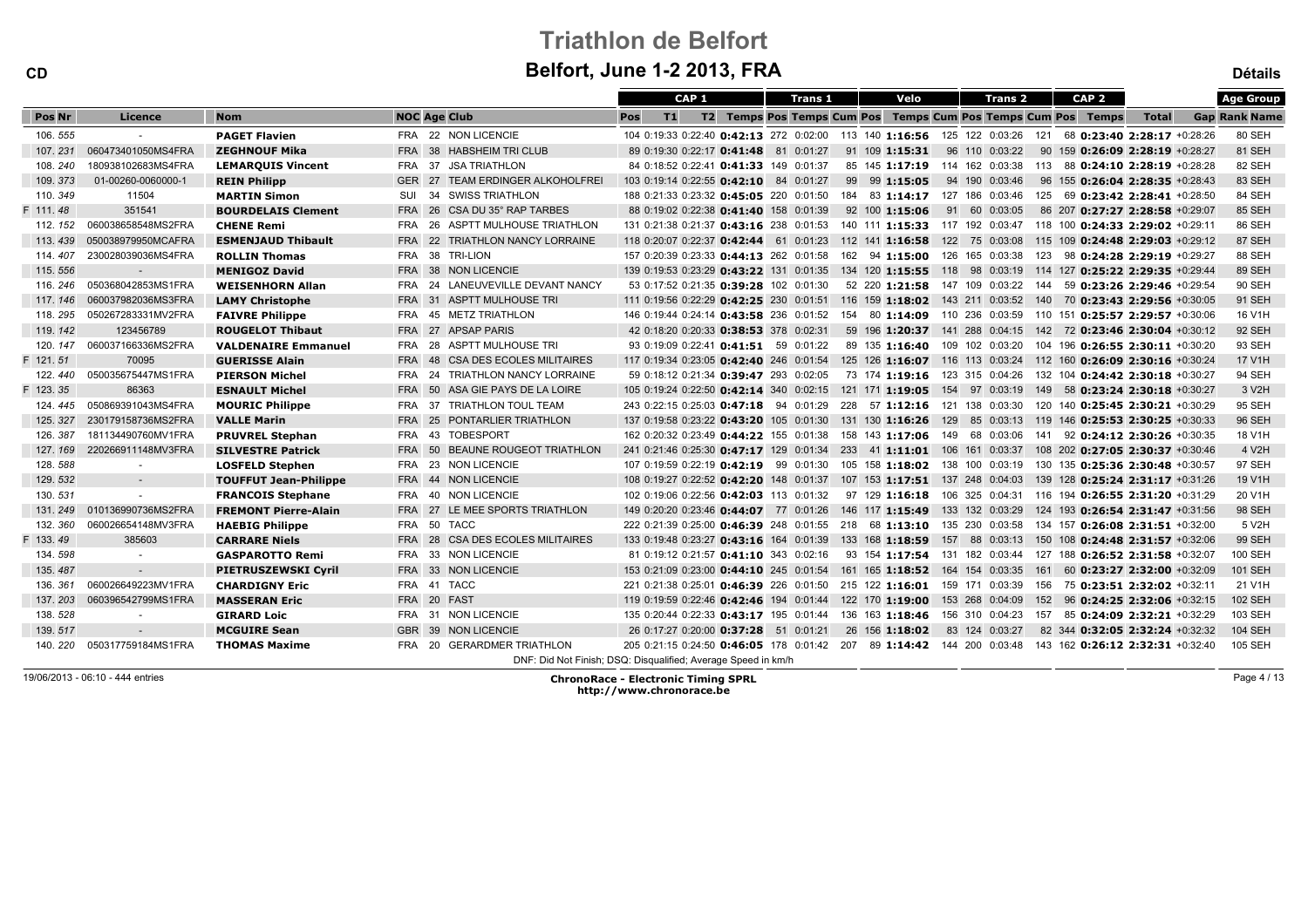# Triathlon de Belfort

## Belfort, June 1-2 2013, FRA

CD

Détails

| Pos | Nr | Licence | Nom | NOC | Age | Club | CAP 1 Pos | T1 | T2 | Temps | Trans 1 Pos | Temps | Velo Cum | Pos | Temps | Trans 2 Cum | Pos | Temps | CAP 2 Cum | Pos | Temps | Total | Gap | Age Group Rank | Name |
|---|---|---|---|---|---|---|---|---|---|---|---|---|---|---|---|---|---|---|---|---|---|---|---|---|---|
| 106. | 555 | - | PAGET Flavien | FRA | 22 | NON LICENCIE | 104 | 0:19:33 | 0:22:40 | 0:42:13 | 272 | 0:02:00 | 113 | 140 | 1:16:56 | 125 | 122 | 0:03:26 | 121 | 68 | 0:23:40 | 2:28:17 | +0:28:26 | 80 | SEH |
| 107. | 231 | 060473401050MS4FRA | ZEGHNOUF Mika | FRA | 38 | HABSHEIM TRI CLUB | 89 | 0:19:30 | 0:22:17 | 0:41:48 | 81 | 0:01:27 | 91 | 109 | 1:15:31 | 96 | 110 | 0:03:22 | 90 | 159 | 0:26:09 | 2:28:19 | +0:28:27 | 81 | SEH |
| 108. | 240 | 180938102683MS4FRA | LEMARQUIS Vincent | FRA | 37 | JSA TRIATHLON | 84 | 0:18:52 | 0:22:41 | 0:41:33 | 149 | 0:01:37 | 85 | 145 | 1:17:19 | 114 | 162 | 0:03:38 | 113 | 88 | 0:24:10 | 2:28:19 | +0:28:28 | 82 | SEH |
| 109. | 373 | 01-00260-0060000-1 | REIN Philipp | GER | 27 | TEAM ERDINGER ALKOHOLFREI | 103 | 0:19:14 | 0:22:55 | 0:42:10 | 84 | 0:01:27 | 99 | 99 | 1:15:05 | 94 | 190 | 0:03:46 | 96 | 155 | 0:26:04 | 2:28:35 | +0:28:43 | 83 | SEH |
| 110. | 349 | 11504 | MARTIN Simon | SUI | 34 | SWISS TRIATHLON | 188 | 0:21:33 | 0:23:32 | 0:45:05 | 220 | 0:01:50 | 184 | 83 | 1:14:17 | 127 | 186 | 0:03:46 | 125 | 69 | 0:23:42 | 2:28:41 | +0:28:50 | 84 | SEH |
| F 111. | 48 | 351541 | BOURDELAIS Clement | FRA | 26 | CSA DU 35° RAP TARBES | 88 | 0:19:02 | 0:22:38 | 0:41:40 | 158 | 0:01:39 | 92 | 100 | 1:15:06 | 91 | 60 | 0:03:05 | 86 | 207 | 0:27:27 | 2:28:58 | +0:29:07 | 85 | SEH |
| 112. | 152 | 060038658548MS2FRA | CHENE Remi | FRA | 26 | ASPTT MULHOUSE TRIATHLON | 131 | 0:21:38 | 0:21:37 | 0:43:16 | 238 | 0:01:53 | 140 | 111 | 1:15:33 | 117 | 192 | 0:03:47 | 118 | 100 | 0:24:33 | 2:29:02 | +0:29:11 | 86 | SEH |
| 113. | 439 | 050038979950MCAFRA | ESMENJAUD Thibault | FRA | 22 | TRIATHLON NANCY LORRAINE | 118 | 0:20:07 | 0:22:37 | 0:42:44 | 61 | 0:01:23 | 112 | 141 | 1:16:58 | 122 | 75 | 0:03:08 | 115 | 109 | 0:24:48 | 2:29:03 | +0:29:12 | 87 | SEH |
| 114. | 407 | 230028039036MS4FRA | ROLLIN Thomas | FRA | 38 | TRI-LION | 157 | 0:20:39 | 0:23:33 | 0:44:13 | 262 | 0:01:58 | 162 | 94 | 1:15:00 | 126 | 165 | 0:03:38 | 123 | 98 | 0:24:28 | 2:29:19 | +0:29:27 | 88 | SEH |
| 115. | 556 | - | MENIGOZ David | FRA | 38 | NON LICENCIE | 139 | 0:19:53 | 0:23:29 | 0:43:22 | 131 | 0:01:35 | 134 | 120 | 1:15:55 | 118 | 98 | 0:03:19 | 114 | 127 | 0:25:22 | 2:29:35 | +0:29:44 | 89 | SEH |
| 116. | 246 | 050368042853MS1FRA | WEISENHORN Allan | FRA | 24 | LANEUVEVILLE DEVANT NANCY | 53 | 0:17:52 | 0:21:35 | 0:39:28 | 102 | 0:01:30 | 52 | 220 | 1:21:58 | 147 | 109 | 0:03:22 | 144 | 59 | 0:23:26 | 2:29:46 | +0:29:54 | 90 | SEH |
| 117. | 146 | 060037982036MS3FRA | LAMY Christophe | FRA | 31 | ASPTT MULHOUSE TRI | 111 | 0:19:56 | 0:22:29 | 0:42:25 | 230 | 0:01:51 | 116 | 159 | 1:18:02 | 143 | 211 | 0:03:52 | 140 | 70 | 0:23:43 | 2:29:56 | +0:30:05 | 91 | SEH |
| 118. | 295 | 050267283331MV2FRA | FAIVRE Philippe | FRA | 45 | METZ TRIATHLON | 146 | 0:19:44 | 0:24:14 | 0:43:58 | 236 | 0:01:52 | 154 | 80 | 1:14:09 | 110 | 236 | 0:03:59 | 110 | 151 | 0:25:57 | 2:29:57 | +0:30:06 | 16 | V1H |
| 119. | 142 | 123456789 | ROUGELOT Thibaut | FRA | 27 | APSAP PARIS | 42 | 0:18:20 | 0:20:33 | 0:38:53 | 378 | 0:02:31 | 59 | 196 | 1:20:37 | 141 | 288 | 0:04:15 | 142 | 72 | 0:23:46 | 2:30:04 | +0:30:12 | 92 | SEH |
| 120. | 147 | 060037166336MS2FRA | VALDENAIRE Emmanuel | FRA | 28 | ASPTT MULHOUSE TRI | 93 | 0:19:09 | 0:22:41 | 0:41:51 | 59 | 0:01:22 | 89 | 135 | 1:16:40 | 109 | 102 | 0:03:20 | 104 | 196 | 0:26:55 | 2:30:11 | +0:30:20 | 93 | SEH |
| F 121. | 51 | 70095 | GUERISSE Alain | FRA | 48 | CSA DES ECOLES MILITAIRES | 117 | 0:19:34 | 0:23:05 | 0:42:40 | 246 | 0:01:54 | 125 | 126 | 1:16:07 | 116 | 113 | 0:03:24 | 112 | 160 | 0:26:09 | 2:30:16 | +0:30:24 | 17 | V1H |
| 122. | 440 | 050035675447MS1FRA | PIERSON Michel | FRA | 24 | TRIATHLON NANCY LORRAINE | 59 | 0:18:12 | 0:21:34 | 0:39:47 | 293 | 0:02:05 | 73 | 174 | 1:19:16 | 123 | 315 | 0:04:26 | 132 | 104 | 0:24:42 | 2:30:18 | +0:30:27 | 94 | SEH |
| F 123. | 35 | 86363 | ESNAULT Michel | FRA | 50 | ASA GIE PAYS DE LA LOIRE | 105 | 0:19:24 | 0:22:50 | 0:42:14 | 340 | 0:02:15 | 121 | 171 | 1:19:05 | 154 | 97 | 0:03:19 | 149 | 58 | 0:23:24 | 2:30:18 | +0:30:27 | 3 | V2H |
| 124. | 445 | 050869391043MS4FRA | MOURIC Philippe | FRA | 37 | TRIATHLON TOUL TEAM | 243 | 0:22:15 | 0:25:03 | 0:47:18 | 94 | 0:01:29 | 228 | 57 | 1:12:16 | 121 | 138 | 0:03:30 | 120 | 140 | 0:25:45 | 2:30:21 | +0:30:29 | 95 | SEH |
| 125. | 327 | 230179158736MS2FRA | VALLE Marin | FRA | 25 | PONTARLIER TRIATHLON | 137 | 0:19:58 | 0:23:22 | 0:43:20 | 105 | 0:01:30 | 131 | 130 | 1:16:26 | 129 | 85 | 0:03:13 | 119 | 146 | 0:25:53 | 2:30:25 | +0:30:33 | 96 | SEH |
| 126. | 387 | 181134490760MV1FRA | PRUVREL Stephan | FRA | 43 | TOBESPORT | 162 | 0:20:32 | 0:23:49 | 0:44:22 | 155 | 0:01:38 | 158 | 143 | 1:17:06 | 149 | 68 | 0:03:06 | 141 | 92 | 0:24:12 | 2:30:26 | +0:30:35 | 18 | V1H |
| 127. | 169 | 220266911148MV3FRA | SILVESTRE Patrick | FRA | 50 | BEAUNE ROUGEOT TRIATHLON | 241 | 0:21:46 | 0:25:30 | 0:47:17 | 129 | 0:01:34 | 233 | 41 | 1:11:01 | 106 | 161 | 0:03:37 | 108 | 202 | 0:27:05 | 2:30:37 | +0:30:46 | 4 | V2H |
| 128. | 588 | - | LOSFELD Stephen | FRA | 23 | NON LICENCIE | 107 | 0:19:59 | 0:22:19 | 0:42:19 | 99 | 0:01:30 | 105 | 158 | 1:18:02 | 138 | 100 | 0:03:19 | 130 | 135 | 0:25:36 | 2:30:48 | +0:30:57 | 97 | SEH |
| 129. | 532 | - | TOUFFUT Jean-Philippe | FRA | 44 | NON LICENCIE | 108 | 0:19:27 | 0:22:52 | 0:42:20 | 148 | 0:01:37 | 107 | 153 | 1:17:51 | 137 | 248 | 0:04:03 | 139 | 128 | 0:25:24 | 2:31:17 | +0:31:26 | 19 | V1H |
| 130. | 531 | - | FRANCOIS Stephane | FRA | 40 | NON LICENCIE | 102 | 0:19:06 | 0:22:56 | 0:42:03 | 113 | 0:01:32 | 97 | 129 | 1:16:18 | 106 | 325 | 0:04:31 | 116 | 194 | 0:26:55 | 2:31:20 | +0:31:29 | 20 | V1H |
| 131. | 249 | 010136990736MS2FRA | FREMONT Pierre-Alain | FRA | 27 | LE MEE SPORTS TRIATHLON | 149 | 0:20:20 | 0:23:46 | 0:44:07 | 77 | 0:01:26 | 146 | 117 | 1:15:49 | 133 | 132 | 0:03:29 | 124 | 193 | 0:26:54 | 2:31:47 | +0:31:56 | 98 | SEH |
| 132. | 360 | 060026654148MV3FRA | HAEBIG Philippe | FRA | 50 | TACC | 222 | 0:21:39 | 0:25:00 | 0:46:39 | 248 | 0:01:55 | 218 | 68 | 1:13:10 | 135 | 230 | 0:03:58 | 134 | 157 | 0:26:08 | 2:31:51 | +0:32:00 | 5 | V2H |
| F 133. | 49 | 385603 | CARRARE Niels | FRA | 28 | CSA DES ECOLES MILITAIRES | 133 | 0:19:48 | 0:23:27 | 0:43:16 | 164 | 0:01:39 | 133 | 168 | 1:18:59 | 157 | 88 | 0:03:13 | 150 | 108 | 0:24:48 | 2:31:57 | +0:32:06 | 99 | SEH |
| 134. | 598 | - | GASPAROTTO Remi | FRA | 33 | NON LICENCIE | 81 | 0:19:12 | 0:21:57 | 0:41:10 | 343 | 0:02:16 | 93 | 154 | 1:17:54 | 131 | 182 | 0:03:44 | 127 | 188 | 0:26:52 | 2:31:58 | +0:32:07 | 100 | SEH |
| 135. | 487 | - | PIETRUSZEWSKI Cyril | FRA | 33 | NON LICENCIE | 153 | 0:21:09 | 0:23:00 | 0:44:10 | 245 | 0:01:54 | 161 | 165 | 1:18:52 | 164 | 154 | 0:03:35 | 161 | 60 | 0:23:27 | 2:32:00 | +0:32:09 | 101 | SEH |
| 136. | 361 | 060026649223MV1FRA | CHARDIGNY Eric | FRA | 41 | TACC | 221 | 0:21:38 | 0:25:01 | 0:46:39 | 226 | 0:01:50 | 215 | 122 | 1:16:01 | 159 | 171 | 0:03:39 | 156 | 75 | 0:23:51 | 2:32:02 | +0:32:11 | 21 | V1H |
| 137. | 203 | 060396542799MS1FRA | MASSERAN Eric | FRA | 20 | FAST | 119 | 0:19:59 | 0:22:46 | 0:42:46 | 194 | 0:01:44 | 122 | 170 | 1:19:00 | 153 | 268 | 0:04:09 | 152 | 96 | 0:24:25 | 2:32:06 | +0:32:15 | 102 | SEH |
| 138. | 528 | - | GIRARD Loic | FRA | 31 | NON LICENCIE | 135 | 0:20:44 | 0:22:33 | 0:43:17 | 195 | 0:01:44 | 136 | 163 | 1:18:46 | 156 | 310 | 0:04:23 | 157 | 85 | 0:24:09 | 2:32:21 | +0:32:29 | 103 | SEH |
| 139. | 517 | - | MCGUIRE Sean | GBR | 39 | NON LICENCIE | 26 | 0:17:27 | 0:20:00 | 0:37:28 | 51 | 0:01:21 | 26 | 156 | 1:18:02 | 83 | 124 | 0:03:27 | 82 | 344 | 0:32:05 | 2:32:24 | +0:32:32 | 104 | SEH |
| 140. | 220 | 050317759184MS1FRA | THOMAS Maxime | FRA | 20 | GERARDMER TRIATHLON | 205 | 0:21:15 | 0:24:50 | 0:46:05 | 178 | 0:01:42 | 207 | 89 | 1:14:42 | 144 | 200 | 0:03:48 | 143 | 162 | 0:26:12 | 2:32:31 | +0:32:40 | 105 | SEH |

DNF: Did Not Finish; DSQ: Disqualified; Average Speed in km/h

19/06/2013 - 06:10 - 444 entries

**ChronoRace - Electronic Timing SPRL**
**http://www.chronorace.be**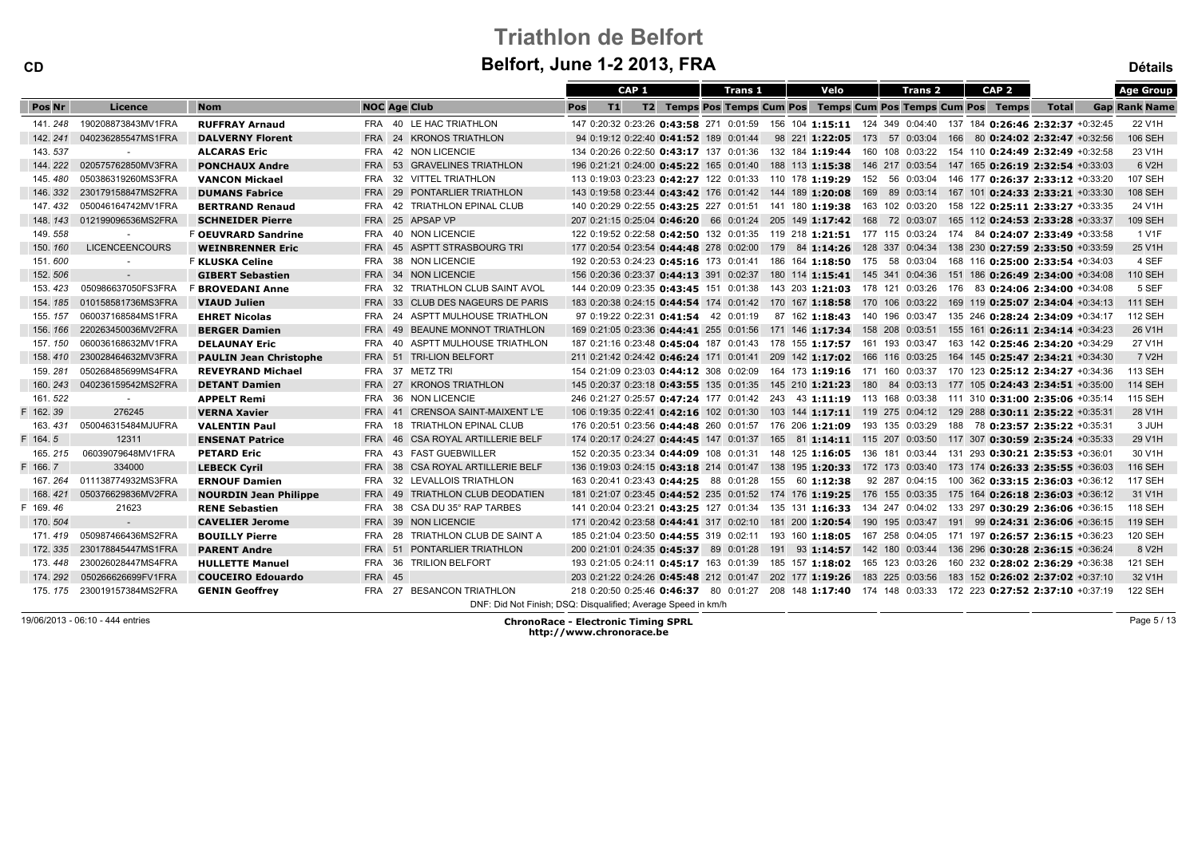# Triathlon de Belfort

## Belfort, June 1-2 2013, FRA

CD — Détails

| Pos | Nr | Licence | Nom | NOC | Age | Club | CAP 1 Pos | T1 | T2 | CAP 1 Temps | Trans 1 Pos | Trans 1 Temps | Velo Cum | Velo Pos | Velo Temps | Trans 2 Cum | Trans 2 Pos | Trans 2 Temps | CAP 2 Cum | CAP 2 Pos | CAP 2 Temps | Total | Gap | Age Group Rank Name |
|---|---|---|---|---|---|---|---|---|---|---|---|---|---|---|---|---|---|---|---|---|---|---|---|---|
| 141. | 248 | 190208873843MV1FRA | **RUFFRAY Arnaud** | FRA | 40 | LE HAC TRIATHLON | 147 | 0:20:32 | 0:23:26 | **0:43:58** | 271 | 0:01:59 | 156 | 104 | **1:15:11** | 124 | 349 | 0:04:40 | 137 | 184 | **0:26:46** | **2:32:37** | +0:32:45 | 22 V1H |
| 142. | 241 | 040236285547MS1FRA | **DALVERNY Florent** | FRA | 24 | KRONOS TRIATHLON | 94 | 0:19:12 | 0:22:40 | **0:41:52** | 189 | 0:01:44 | 98 | 221 | **1:22:05** | 173 | 57 | 0:03:04 | 166 | 80 | **0:24:02** | **2:32:47** | +0:32:56 | 106 SEH |
| 143. | 537 | - | **ALCARAS Eric** | FRA | 42 | NON LICENCIE | 134 | 0:20:26 | 0:22:50 | **0:43:17** | 137 | 0:01:36 | 132 | 184 | **1:19:44** | 160 | 108 | 0:03:22 | 154 | 110 | **0:24:49** | **2:32:49** | +0:32:58 | 23 V1H |
| 144. | 222 | 020575762850MV3FRA | **PONCHAUX Andre** | FRA | 53 | GRAVELINES TRIATHLON | 196 | 0:21:21 | 0:24:00 | **0:45:22** | 165 | 0:01:40 | 188 | 113 | **1:15:38** | 146 | 217 | 0:03:54 | 147 | 165 | **0:26:19** | **2:32:54** | +0:33:03 | 6 V2H |
| 145. | 480 | 050386319260MS3FRA | **VANCON Mickael** | FRA | 32 | VITTEL TRIATHLON | 113 | 0:19:03 | 0:23:23 | **0:42:27** | 122 | 0:01:33 | 110 | 178 | **1:19:29** | 152 | 56 | 0:03:04 | 146 | 177 | **0:26:37** | **2:33:12** | +0:33:20 | 107 SEH |
| 146. | 332 | 230179158847MS2FRA | **DUMANS Fabrice** | FRA | 29 | PONTARLIER TRIATHLON | 143 | 0:19:58 | 0:23:44 | **0:43:42** | 176 | 0:01:42 | 144 | 189 | **1:20:08** | 169 | 89 | 0:03:14 | 167 | 101 | **0:24:33** | **2:33:21** | +0:33:30 | 108 SEH |
| 147. | 432 | 050046164742MV1FRA | **BERTRAND Renaud** | FRA | 42 | TRIATHLON EPINAL CLUB | 140 | 0:20:29 | 0:22:55 | **0:43:25** | 227 | 0:01:51 | 141 | 180 | **1:19:38** | 163 | 102 | 0:03:20 | 158 | 122 | **0:25:11** | **2:33:27** | +0:33:35 | 24 V1H |
| 148. | 143 | 012199096536MS2FRA | **SCHNEIDER Pierre** | FRA | 25 | APSAP VP | 207 | 0:21:15 | 0:25:04 | **0:46:20** | 66 | 0:01:24 | 205 | 149 | **1:17:42** | 168 | 72 | 0:03:07 | 165 | 112 | **0:24:53** | **2:33:28** | +0:33:37 | 109 SEH |
| 149. | 558 | - | F **OEUVRARD Sandrine** | FRA | 40 | NON LICENCIE | 122 | 0:19:52 | 0:22:58 | **0:42:50** | 132 | 0:01:35 | 119 | 218 | **1:21:51** | 177 | 115 | 0:03:24 | 174 | 84 | **0:24:07** | **2:33:49** | +0:33:58 | 1 V1F |
| 150. | 160 | LICENCEENCOURS | **WEINBRENNER Eric** | FRA | 45 | ASPTT STRASBOURG TRI | 177 | 0:20:54 | 0:23:54 | **0:44:48** | 278 | 0:02:00 | 179 | 84 | **1:14:26** | 128 | 337 | 0:04:34 | 138 | 230 | **0:27:59** | **2:33:50** | +0:33:59 | 25 V1H |
| 151. | 600 | - | F **KLUSKA Celine** | FRA | 38 | NON LICENCIE | 192 | 0:20:53 | 0:24:23 | **0:45:16** | 173 | 0:01:41 | 186 | 164 | **1:18:50** | 175 | 58 | 0:03:04 | 168 | 116 | **0:25:00** | **2:33:54** | +0:34:03 | 4 SEF |
| 152. | 506 | - | **GIBERT Sebastien** | FRA | 34 | NON LICENCIE | 156 | 0:20:36 | 0:23:37 | **0:44:13** | 391 | 0:02:37 | 180 | 114 | **1:15:41** | 145 | 341 | 0:04:36 | 151 | 186 | **0:26:49** | **2:34:00** | +0:34:08 | 110 SEH |
| 153. | 423 | 050986637050FS3FRA | F **BROVEDANI Anne** | FRA | 32 | TRIATHLON CLUB SAINT AVOL | 144 | 0:20:09 | 0:23:35 | **0:43:45** | 151 | 0:01:38 | 143 | 203 | **1:21:03** | 178 | 121 | 0:03:26 | 176 | 83 | **0:24:06** | **2:34:00** | +0:34:08 | 5 SEF |
| 154. | 185 | 010158581736MS3FRA | **VIAUD Julien** | FRA | 33 | CLUB DES NAGEURS DE PARIS | 183 | 0:20:38 | 0:24:15 | **0:44:54** | 174 | 0:01:42 | 170 | 167 | **1:18:58** | 170 | 106 | 0:03:22 | 169 | 119 | **0:25:07** | **2:34:04** | +0:34:13 | 111 SEH |
| 155. | 157 | 060037168584MS1FRA | **EHRET Nicolas** | FRA | 24 | ASPTT MULHOUSE TRIATHLON | 97 | 0:19:22 | 0:22:31 | **0:41:54** | 42 | 0:01:19 | 87 | 162 | **1:18:43** | 140 | 196 | 0:03:47 | 135 | 246 | **0:28:24** | **2:34:09** | +0:34:17 | 112 SEH |
| 156. | 166 | 220263450036MV2FRA | **BERGER Damien** | FRA | 49 | BEAUNE MONNOT TRIATHLON | 169 | 0:21:05 | 0:23:36 | **0:44:41** | 255 | 0:01:56 | 171 | 146 | **1:17:34** | 158 | 208 | 0:03:51 | 155 | 161 | **0:26:11** | **2:34:14** | +0:34:23 | 26 V1H |
| 157. | 150 | 060036168632MV1FRA | **DELAUNAY Eric** | FRA | 40 | ASPTT MULHOUSE TRIATHLON | 187 | 0:21:16 | 0:23:48 | **0:45:04** | 187 | 0:01:43 | 178 | 155 | **1:17:57** | 161 | 193 | 0:03:47 | 163 | 142 | **0:25:46** | **2:34:20** | +0:34:29 | 27 V1H |
| 158. | 410 | 230028464632MV3FRA | **PAULIN Jean Christophe** | FRA | 51 | TRI-LION BELFORT | 211 | 0:21:42 | 0:24:42 | **0:46:24** | 171 | 0:01:41 | 209 | 142 | **1:17:02** | 166 | 116 | 0:03:25 | 164 | 145 | **0:25:47** | **2:34:21** | +0:34:30 | 7 V2H |
| 159. | 281 | 050268485699MS4FRA | **REVEYRAND Michael** | FRA | 37 | METZ TRI | 154 | 0:21:09 | 0:23:03 | **0:44:12** | 308 | 0:02:09 | 164 | 173 | **1:19:16** | 171 | 160 | 0:03:37 | 170 | 123 | **0:25:12** | **2:34:27** | +0:34:36 | 113 SEH |
| 160. | 243 | 040236159542MS2FRA | **DETANT Damien** | FRA | 27 | KRONOS TRIATHLON | 145 | 0:20:37 | 0:23:18 | **0:43:55** | 135 | 0:01:35 | 145 | 210 | **1:21:23** | 180 | 84 | 0:03:13 | 177 | 105 | **0:24:43** | **2:34:51** | +0:35:00 | 114 SEH |
| 161. | 522 | - | **APPELT Remi** | FRA | 36 | NON LICENCIE | 246 | 0:21:27 | 0:25:57 | **0:47:24** | 177 | 0:01:42 | 243 | 43 | **1:11:19** | 113 | 168 | 0:03:38 | 111 | 310 | **0:31:00** | **2:35:06** | +0:35:14 | 115 SEH |
| F 162. | 39 | 276245 | **VERNA Xavier** | FRA | 41 | CRENSOA SAINT-MAIXENT L'E | 106 | 0:19:35 | 0:22:41 | **0:42:16** | 102 | 0:01:30 | 103 | 144 | **1:17:11** | 119 | 275 | 0:04:12 | 129 | 288 | **0:30:11** | **2:35:22** | +0:35:31 | 28 V1H |
| 163. | 431 | 050046315484MJUFRA | **VALENTIN Paul** | FRA | 18 | TRIATHLON EPINAL CLUB | 176 | 0:20:51 | 0:23:56 | **0:44:48** | 260 | 0:01:57 | 176 | 206 | **1:21:09** | 193 | 135 | 0:03:29 | 188 | 78 | **0:23:57** | **2:35:22** | +0:35:31 | 3 JUH |
| F 164. | 5 | 12311 | **ENSENAT Patrice** | FRA | 46 | CSA ROYAL ARTILLERIE BELF | 174 | 0:20:17 | 0:24:27 | **0:44:45** | 147 | 0:01:37 | 165 | 81 | **1:14:11** | 115 | 207 | 0:03:50 | 117 | 307 | **0:30:59** | **2:35:24** | +0:35:33 | 29 V1H |
| 165. | 215 | 06039079648MV1FRA | **PETARD Eric** | FRA | 43 | FAST GUEBWILLER | 152 | 0:20:35 | 0:23:34 | **0:44:09** | 108 | 0:01:31 | 148 | 125 | **1:16:05** | 136 | 181 | 0:03:44 | 131 | 293 | **0:30:21** | **2:35:53** | +0:36:01 | 30 V1H |
| F 166. | 7 | 334000 | **LEBECK Cyril** | FRA | 38 | CSA ROYAL ARTILLERIE BELF | 136 | 0:19:03 | 0:24:15 | **0:43:18** | 214 | 0:01:47 | 138 | 195 | **1:20:33** | 172 | 173 | 0:03:40 | 173 | 174 | **0:26:33** | **2:35:55** | +0:36:03 | 116 SEH |
| 167. | 264 | 011138774932MS3FRA | **ERNOUF Damien** | FRA | 32 | LEVALLOIS TRIATHLON | 163 | 0:20:41 | 0:23:43 | **0:44:25** | 88 | 0:01:28 | 155 | 60 | **1:12:38** | 92 | 287 | 0:04:15 | 100 | 362 | **0:33:15** | **2:36:03** | +0:36:12 | 117 SEH |
| 168. | 421 | 050376629836MV2FRA | **NOURDIN Jean Philippe** | FRA | 49 | TRIATHLON CLUB DEODATIEN | 181 | 0:21:07 | 0:23:45 | **0:44:52** | 235 | 0:01:52 | 174 | 176 | **1:19:25** | 176 | 155 | 0:03:35 | 175 | 164 | **0:26:18** | **2:36:03** | +0:36:12 | 31 V1H |
| F 169. | 46 | 21623 | **RENE Sebastien** | FRA | 38 | CSA DU 35° RAP TARBES | 141 | 0:20:04 | 0:23:21 | **0:43:25** | 127 | 0:01:34 | 135 | 131 | **1:16:33** | 134 | 247 | 0:04:02 | 133 | 297 | **0:30:29** | **2:36:06** | +0:36:15 | 118 SEH |
| 170. | 504 | - | **CAVELIER Jerome** | FRA | 39 | NON LICENCIE | 171 | 0:20:42 | 0:23:58 | **0:44:41** | 317 | 0:02:10 | 181 | 200 | **1:20:54** | 190 | 195 | 0:03:47 | 191 | 99 | **0:24:31** | **2:36:06** | +0:36:15 | 119 SEH |
| 171. | 419 | 050987466436MS2FRA | **BOUILLY Pierre** | FRA | 28 | TRIATHLON CLUB DE SAINT A | 185 | 0:21:04 | 0:23:50 | **0:44:55** | 319 | 0:02:11 | 193 | 160 | **1:18:05** | 167 | 258 | 0:04:05 | 171 | 197 | **0:26:57** | **2:36:15** | +0:36:23 | 120 SEH |
| 172. | 335 | 230178845447MS1FRA | **PARENT Andre** | FRA | 51 | PONTARLIER TRIATHLON | 200 | 0:21:01 | 0:24:35 | **0:45:37** | 89 | 0:01:28 | 191 | 93 | **1:14:57** | 142 | 180 | 0:03:44 | 136 | 296 | **0:30:28** | **2:36:15** | +0:36:24 | 8 V2H |
| 173. | 448 | 230026028447MS4FRA | **HULLETTE Manuel** | FRA | 36 | TRILION BELFORT | 193 | 0:21:05 | 0:24:11 | **0:45:17** | 163 | 0:01:39 | 185 | 157 | **1:18:02** | 165 | 123 | 0:03:26 | 160 | 232 | **0:28:02** | **2:36:29** | +0:36:38 | 121 SEH |
| 174. | 292 | 050266626699FV1FRA | **COUCEIRO Edouardo** | FRA | 45 | | 203 | 0:21:22 | 0:24:26 | **0:45:48** | 212 | 0:01:47 | 202 | 177 | **1:19:26** | 183 | 225 | 0:03:56 | 183 | 152 | **0:26:02** | **2:37:02** | +0:37:10 | 32 V1H |
| 175. | 175 | 230019157384MS2FRA | **GENIN Geoffrey** | FRA | 27 | BESANCON TRIATHLON | 218 | 0:20:50 | 0:25:46 | **0:46:37** | 80 | 0:01:27 | 208 | 148 | **1:17:40** | 174 | 148 | 0:03:33 | 172 | 223 | **0:27:52** | **2:37:10** | +0:37:19 | 122 SEH |

DNF: Did Not Finish; DSQ: Disqualified; Average Speed in km/h

19/06/2013 - 06:10 - 444 entries

**ChronoRace - Electronic Timing SPRL**
**http://www.chronorace.be**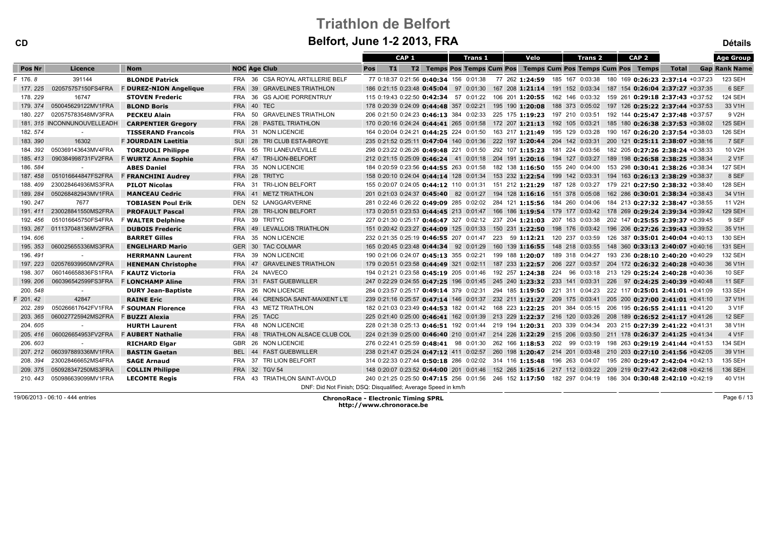# Triathlon de Belfort

## Belfort, June 1-2 2013, FRA

CD — Détails

| Pos | Nr | Licence | Nom | NOC | Age | Club | CAP 1 Pos | T1 | T2 | CAP 1 Temps | Trans 1 Pos | Trans 1 Temps | Trans 1 Cum Pos | Velo Pos | Velo Temps | Velo Cum Pos | Trans 2 Pos | Trans 2 Temps | Trans 2 Cum Pos | CAP 2 Pos | CAP 2 Temps | Total | Gap | Age Group Rank | Age Group Name |
|---|---|---|---|---|---|---|---|---|---|---|---|---|---|---|---|---|---|---|---|---|---|---|---|---|---|
| F 176. | 8 | 391144 | **BLONDE Patrick** | FRA | 36 | CSA ROYAL ARTILLERIE BELF | 77 | 0:18:37 | 0:21:56 | **0:40:34** | 156 | 0:01:38 | 77 | 262 | **1:24:59** | 185 | 167 | 0:03:38 | 180 | 169 | **0:26:23** | **2:37:14** | +0:37:23 | 123 | SEH |
| 177. | 225 | 020575757150FS4FRA | F **DUREZ-NION Angelique** | FRA | 39 | GRAVELINES TRIATHLON | 186 | 0:21:15 | 0:23:48 | **0:45:04** | 97 | 0:01:30 | 167 | 208 | **1:21:14** | 191 | 152 | 0:03:34 | 187 | 154 | **0:26:04** | **2:37:27** | +0:37:35 | 6 | SEF |
| 178. | 229 | 16747 | **STOVEN Frederic** | FRA | 36 | GS AJOIE PORRENTRUY | 115 | 0:19:43 | 0:22:50 | **0:42:34** | 57 | 0:01:22 | 106 | 201 | **1:20:55** | 162 | 146 | 0:03:32 | 159 | 261 | **0:29:18** | **2:37:43** | +0:37:52 | 124 | SEH |
| 179. | 374 | 050045629122MV1FRA | **BLOND Boris** | FRA | 40 | TEC | 178 | 0:20:39 | 0:24:09 | **0:44:48** | 357 | 0:02:21 | 195 | 190 | **1:20:08** | 188 | 373 | 0:05:02 | 197 | 126 | **0:25:22** | **2:37:44** | +0:37:53 | 33 | V1H |
| 180. | 227 | 020575783548MV3FRA | **PECKEU Alain** | FRA | 50 | GRAVELINES TRIATHLON | 206 | 0:21:50 | 0:24:23 | **0:46:13** | 384 | 0:02:33 | 225 | 175 | **1:19:23** | 197 | 210 | 0:03:51 | 192 | 144 | **0:25:47** | **2:37:48** | +0:37:57 | 9 | V2H |
| 181. | 315 | INCONNUNOUVELLEADH | **CARPENTIER Gregory** | FRA | 28 | PASTEL TRIATHLON | 170 | 0:20:16 | 0:24:24 | **0:44:41** | 265 | 0:01:58 | 172 | 207 | **1:21:13** | 192 | 105 | 0:03:21 | 185 | 180 | **0:26:38** | **2:37:53** | +0:38:02 | 125 | SEH |
| 182. | 574 | - | **TISSERAND Francois** | FRA | 31 | NON LICENCIE | 164 | 0:20:04 | 0:24:21 | **0:44:25** | 224 | 0:01:50 | 163 | 217 | **1:21:49** | 195 | 129 | 0:03:28 | 190 | 167 | **0:26:20** | **2:37:54** | +0:38:03 | 126 | SEH |
| 183. | 390 | 16302 | F **JOURDAIN Laetitia** | SUI | 28 | TRI CLUB ESTA-BROYE | 235 | 0:21:52 | 0:25:11 | **0:47:04** | 140 | 0:01:36 | 222 | 197 | **1:20:44** | 204 | 142 | 0:03:31 | 200 | 121 | **0:25:11** | **2:38:07** | +0:38:16 | 7 | SEF |
| 184. | 392 | 050369143643MV4FRA | **TORZUOLI Philippe** | FRA | 55 | TRI LANEUVEVILLE | 298 | 0:23:22 | 0:26:26 | **0:49:48** | 221 | 0:01:50 | 292 | 107 | **1:15:23** | 181 | 224 | 0:03:56 | 182 | 205 | **0:27:26** | **2:38:24** | +0:38:33 | 10 | V2H |
| 185. | 413 | 090384998731FV2FRA | F **WURTZ Anne Sophie** | FRA | 47 | TRI-LION-BELFORT | 212 | 0:21:15 | 0:25:09 | **0:46:24** | 41 | 0:01:18 | 204 | 191 | **1:20:16** | 194 | 127 | 0:03:27 | 189 | 198 | **0:26:58** | **2:38:25** | +0:38:34 | 2 | V1F |
| 186. | 584 | - | **ABES Daniel** | FRA | 35 | NON LICENCIE | 184 | 0:20:59 | 0:23:56 | **0:44:55** | 263 | 0:01:58 | 182 | 138 | **1:16:50** | 155 | 240 | 0:04:00 | 153 | 298 | **0:30:41** | **2:38:26** | +0:38:34 | 127 | SEH |
| 187. | 458 | 051016644847FS2FRA | F **FRANCHINI Audrey** | FRA | 28 | TRITYC | 158 | 0:20:10 | 0:24:04 | **0:44:14** | 128 | 0:01:34 | 153 | 232 | **1:22:54** | 199 | 142 | 0:03:31 | 194 | 163 | **0:26:13** | **2:38:29** | +0:38:37 | 8 | SEF |
| 188. | 409 | 230028464936MS3FRA | **PILOT Nicolas** | FRA | 31 | TRI-LION BELFORT | 155 | 0:20:07 | 0:24:05 | **0:44:12** | 110 | 0:01:31 | 151 | 212 | **1:21:29** | 187 | 128 | 0:03:27 | 179 | 221 | **0:27:50** | **2:38:32** | +0:38:40 | 128 | SEH |
| 189. | 284 | 050268482943MV1FRA | **MANCEAU Cedric** | FRA | 41 | METZ TRIATHLON | 201 | 0:21:03 | 0:24:37 | **0:45:40** | 82 | 0:01:27 | 194 | 128 | **1:16:16** | 151 | 378 | 0:05:08 | 162 | 286 | **0:30:01** | **2:38:34** | +0:38:43 | 34 | V1H |
| 190. | 247 | 7677 | **TOBIASEN Poul Erik** | DEN | 52 | LANGGARVERNE | 281 | 0:22:46 | 0:26:22 | **0:49:09** | 285 | 0:02:02 | 284 | 121 | **1:15:56** | 184 | 260 | 0:04:06 | 184 | 213 | **0:27:32** | **2:38:47** | +0:38:55 | 11 | V2H |
| 191. | 411 | 230028841550MS2FRA | **PROFAULT Pascal** | FRA | 28 | TRI-LION BELFORT | 173 | 0:20:51 | 0:23:53 | **0:44:45** | 213 | 0:01:47 | 166 | 186 | **1:19:54** | 179 | 177 | 0:03:42 | 178 | 269 | **0:29:24** | **2:39:34** | +0:39:42 | 129 | SEH |
| 192. | 456 | 051016645750FS4FRA | F **WALTER Delphine** | FRA | 39 | TRITYC | 227 | 0:21:30 | 0:25:17 | **0:46:47** | 327 | 0:02:12 | 237 | 204 | **1:21:03** | 207 | 163 | 0:03:38 | 202 | 147 | **0:25:55** | **2:39:37** | +0:39:45 | 9 | SEF |
| 193. | 267 | 011137048136MV2FRA | **DUBOIS Frederic** | FRA | 49 | LEVALLOIS TRIATHLON | 151 | 0:20:42 | 0:23:27 | **0:44:09** | 125 | 0:01:33 | 150 | 231 | **1:22:50** | 198 | 176 | 0:03:42 | 196 | 206 | **0:27:26** | **2:39:43** | +0:39:52 | 35 | V1H |
| 194. | 606 | - | **BARRET Gilles** | FRA | 35 | NON LICENCIE | 232 | 0:21:35 | 0:25:19 | **0:46:55** | 207 | 0:01:47 | 223 | 59 | **1:12:21** | 120 | 237 | 0:03:59 | 126 | 387 | **0:35:01** | **2:40:04** | +0:40:13 | 130 | SEH |
| 195. | 353 | 060025655336MS3FRA | **ENGELHARD Mario** | GER | 30 | TAC COLMAR | 165 | 0:20:45 | 0:23:48 | **0:44:34** | 92 | 0:01:29 | 160 | 139 | **1:16:55** | 148 | 218 | 0:03:55 | 148 | 360 | **0:33:13** | **2:40:07** | +0:40:16 | 131 | SEH |
| 196. | 491 | - | **HERRMANN Laurent** | FRA | 39 | NON LICENCIE | 190 | 0:21:06 | 0:24:07 | **0:45:13** | 355 | 0:02:21 | 199 | 188 | **1:20:07** | 189 | 318 | 0:04:27 | 193 | 236 | **0:28:10** | **2:40:20** | +0:40:29 | 132 | SEH |
| 197. | 223 | 020576939950MV2FRA | **HENEMAN Christophe** | FRA | 47 | GRAVELINES TRIATHLON | 179 | 0:20:51 | 0:23:58 | **0:44:49** | 321 | 0:02:11 | 187 | 233 | **1:22:57** | 206 | 227 | 0:03:57 | 204 | 172 | **0:26:32** | **2:40:28** | +0:40:36 | 36 | V1H |
| 198. | 307 | 060146658836FS1FRA | F **KAUTZ Victoria** | FRA | 24 | NAVECO | 194 | 0:21:21 | 0:23:58 | **0:45:19** | 205 | 0:01:46 | 192 | 257 | **1:24:38** | 224 | 96 | 0:03:18 | 213 | 129 | **0:25:24** | **2:40:28** | +0:40:36 | 10 | SEF |
| 199. | 206 | 060396542599FS3FRA | F **LONCHAMP Aline** | FRA | 31 | FAST GUEBWILLER | 247 | 0:22:29 | 0:24:55 | **0:47:25** | 196 | 0:01:45 | 245 | 240 | **1:23:32** | 233 | 141 | 0:03:31 | 226 | 97 | **0:24:25** | **2:40:39** | +0:40:48 | 11 | SEF |
| 200. | 548 | - | **DURY Jean-Baptiste** | FRA | 26 | NON LICENCIE | 284 | 0:23:57 | 0:25:17 | **0:49:14** | 379 | 0:02:31 | 294 | 185 | **1:19:50** | 221 | 311 | 0:04:23 | 222 | 117 | **0:25:01** | **2:41:01** | +0:41:09 | 133 | SEH |
| F 201. | 42 | 42847 | **RAINE Eric** | FRA | 44 | CRENSOA SAINT-MAIXENT L'E | 239 | 0:21:16 | 0:25:57 | **0:47:14** | 146 | 0:01:37 | 232 | 211 | **1:21:27** | 209 | 175 | 0:03:41 | 205 | 200 | **0:27:00** | **2:41:01** | +0:41:10 | 37 | V1H |
| 202. | 289 | 050266617642FV1FRA | F **SOUMAN Florence** | FRA | 43 | METZ TRIATHLON | 182 | 0:21:03 | 0:23:49 | **0:44:53** | 182 | 0:01:42 | 168 | 223 | **1:22:25** | 201 | 384 | 0:05:15 | 206 | 195 | **0:26:55** | **2:41:11** | +0:41:20 | 3 | V1F |
| 203. | 365 | 060027725942MS2FRA | F **BUZZI Alexia** | FRA | 25 | TACC | 225 | 0:21:40 | 0:25:00 | **0:46:41** | 162 | 0:01:39 | 213 | 229 | **1:22:37** | 216 | 120 | 0:03:26 | 208 | 189 | **0:26:52** | **2:41:17** | +0:41:26 | 12 | SEF |
| 204. | 605 | - | **HURTH Laurent** | FRA | 48 | NON LICENCIE | 228 | 0:21:38 | 0:25:13 | **0:46:51** | 192 | 0:01:44 | 219 | 194 | **1:20:31** | 203 | 339 | 0:04:34 | 203 | 215 | **0:27:39** | **2:41:22** | +0:41:31 | 38 | V1H |
| 205. | 416 | 060026654953FV2FRA | F **AUBERT Nathalie** | FRA | 48 | TRIATHLON ALSACE CLUB COL | 224 | 0:21:39 | 0:25:00 | **0:46:40** | 210 | 0:01:47 | 214 | 226 | **1:22:29** | 215 | 206 | 0:03:50 | 211 | 178 | **0:26:37** | **2:41:25** | +0:41:34 | 4 | V1F |
| 206. | 603 | - | **RICHARD Elgar** | GBR | 26 | NON LICENCIE | 276 | 0:22:41 | 0:25:59 | **0:48:41** | 98 | 0:01:30 | 262 | 166 | **1:18:53** | 202 | 99 | 0:03:19 | 198 | 263 | **0:29:19** | **2:41:44** | +0:41:53 | 134 | SEH |
| 207. | 212 | 060397889336MV1FRA | **BASTIN Gaetan** | BEL | 44 | FAST GUEBWILLER | 238 | 0:21:47 | 0:25:24 | **0:47:12** | 411 | 0:02:57 | 260 | 198 | **1:20:47** | 214 | 201 | 0:03:48 | 210 | 203 | **0:27:10** | **2:41:56** | +0:42:05 | 39 | V1H |
| 208. | 394 | 230028466652MS4FRA | **SAGE Arnaud** | FRA | 37 | TRI LION BELFORT | 314 | 0:22:33 | 0:27:44 | **0:50:18** | 286 | 0:02:02 | 314 | 116 | **1:15:48** | 196 | 263 | 0:04:07 | 195 | 280 | **0:29:47** | **2:42:04** | +0:42:13 | 135 | SEH |
| 209. | 375 | 050928347250MS3FRA | **COLLIN Philippe** | FRA | 32 | TGV 54 | 148 | 0:20:07 | 0:23:52 | **0:44:00** | 201 | 0:01:46 | 152 | 265 | **1:25:16** | 217 | 112 | 0:03:22 | 209 | 219 | **0:27:42** | **2:42:08** | +0:42:16 | 136 | SEH |
| 210. | 443 | 050986639099MV1FRA | **LECOMTE Regis** | FRA | 43 | TRIATHLON SAINT-AVOLD | 240 | 0:21:25 | 0:25:50 | **0:47:15** | 256 | 0:01:56 | 246 | 152 | **1:17:50** | 182 | 297 | 0:04:19 | 186 | 304 | **0:30:48** | **2:42:10** | +0:42:19 | 40 | V1H |

DNF: Did Not Finish; DSQ: Disqualified; Average Speed in km/h

19/06/2013 - 06:10 - 444 entries

**ChronoRace - Electronic Timing SPRL**
**http://www.chronorace.be**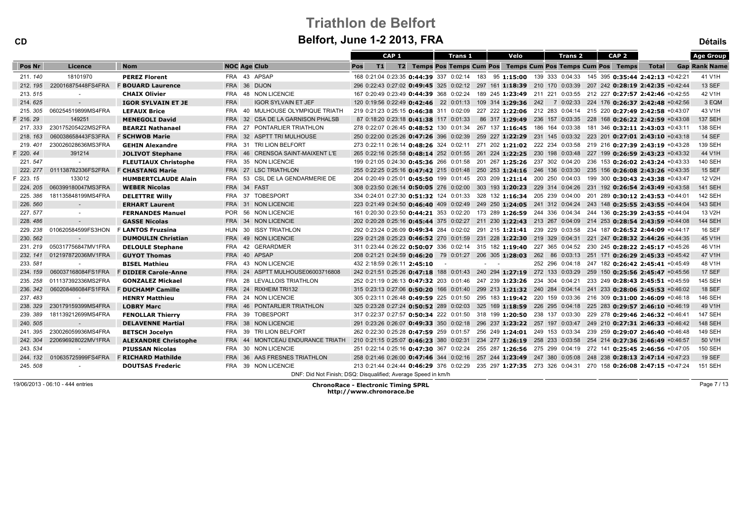# Triathlon de Belfort

## Belfort, June 1-2 2013, FRA

CD — Détails

| Pos | Nr | Licence | | Nom | NOC | Age | Club | CAP 1 Pos | T1 | T2 | Temps | Trans 1 Pos | Temps | Cum Pos | Velo Pos | Temps | Cum Pos | Trans 2 Pos | Temps | Cum Pos | CAP 2 Pos | Temps | Total | Gap | Age Group Rank | Name |
|---|---|---|---|---|---|---|---|---|---|---|---|---|---|---|---|---|---|---|---|---|---|---|---|---|---|---|
| 211. | 140 | 18101970 | | PEREZ Florent | FRA | 43 | APSAP | 168 | 0:21:04 | 0:23:35 | 0:44:39 | 337 | 0:02:14 | 183 | 95 | 1:15:00 | 139 | 333 | 0:04:33 | 145 | 395 | 0:35:44 | 2:42:13 | +0:42:21 | 41 | V1H |
| 212. | 195 | 220016875448FS4FRA | F | BOUARD Laurence | FRA | 36 | DIJON | 296 | 0:22:43 | 0:27:02 | 0:49:45 | 325 | 0:02:12 | 297 | 161 | 1:18:39 | 210 | 170 | 0:03:39 | 207 | 242 | 0:28:19 | 2:42:35 | +0:42:44 | 13 | SEF |
| 213. | 515 | - | | CHAIX Olivier | FRA | 48 | NON LICENCIE | 167 | 0:20:49 | 0:23:49 | 0:44:39 | 368 | 0:02:24 | 189 | 245 | 1:23:49 | 211 | 221 | 0:03:55 | 212 | 227 | 0:27:57 | 2:42:46 | +0:42:55 | 42 | V1H |
| 214. | 625 | - | | IGOR SYLVAIN ET JE | FRA | | IGOR SYLVAIN ET JEF | 120 | 0:19:56 | 0:22:49 | 0:42:46 | 22 | 0:01:13 | 109 | 314 | 1:29:36 | 242 | 7 | 0:02:33 | 224 | 176 | 0:26:37 | 2:42:48 | +0:42:56 | 3 | EQM |
| 215. | 305 | 060254519899MS4FRA | | LEFAUX Brice | FRA | 40 | MULHOUSE OLYMPIQUE TRIATH | 219 | 0:21:23 | 0:25:15 | 0:46:38 | 311 | 0:02:09 | 227 | 222 | 1:22:06 | 212 | 283 | 0:04:14 | 215 | 220 | 0:27:49 | 2:42:58 | +0:43:07 | 43 | V1H |
| F 216. | 29 | 149251 | | MENEGOLI David | FRA | 32 | CSA DE LA GARNISON PHALSB | 87 | 0:18:20 | 0:23:18 | 0:41:38 | 117 | 0:01:33 | 86 | 317 | 1:29:49 | 236 | 157 | 0:03:35 | 228 | 168 | 0:26:22 | 2:42:59 | +0:43:08 | 137 | SEH |
| 217. | 333 | 230175205422MS2FRA | | BEARZI Nathanael | FRA | 27 | PONTARLIER TRIATHLON | 278 | 0:22:07 | 0:26:45 | 0:48:52 | 130 | 0:01:34 | 267 | 137 | 1:16:45 | 186 | 164 | 0:03:38 | 181 | 346 | 0:32:11 | 2:43:03 | +0:43:11 | 138 | SEH |
| 218. | 163 | 060038658443FS3FRA | F | SCHWOB Marie | FRA | 32 | ASPTT TRI MULHOUSE | 250 | 0:22:00 | 0:25:26 | 0:47:26 | 396 | 0:02:39 | 259 | 227 | 1:22:29 | 231 | 145 | 0:03:32 | 223 | 201 | 0:27:01 | 2:43:10 | +0:43:18 | 14 | SEF |
| 219. | 401 | 230026028636MS3FRA | | GEHIN Alexandre | FRA | 31 | TRI LION BELFORT | 273 | 0:22:11 | 0:26:14 | 0:48:26 | 324 | 0:02:11 | 271 | 202 | 1:21:02 | 222 | 234 | 0:03:58 | 219 | 216 | 0:27:39 | 2:43:19 | +0:43:28 | 139 | SEH |
| F 220. | 44 | 391214 | | JOLIVOT Stephane | FRA | 46 | CRENSOA SAINT-MAIXENT L'E | 265 | 0:22:16 | 0:25:58 | 0:48:14 | 252 | 0:01:55 | 261 | 224 | 1:22:25 | 230 | 198 | 0:03:48 | 227 | 199 | 0:26:59 | 2:43:23 | +0:43:32 | 44 | V1H |
| 221. | 547 | - | | FLEUTIAUX Christophe | FRA | 35 | NON LICENCIE | 199 | 0:21:05 | 0:24:30 | 0:45:36 | 266 | 0:01:58 | 201 | 267 | 1:25:26 | 237 | 302 | 0:04:20 | 236 | 153 | 0:26:02 | 2:43:24 | +0:43:33 | 140 | SEH |
| 222. | 277 | 011138782336FS2FRA | F | CHASTANG Marie | FRA | 27 | LSC TRIATHLON | 255 | 0:22:25 | 0:25:16 | 0:47:42 | 215 | 0:01:48 | 250 | 253 | 1:24:16 | 246 | 136 | 0:03:30 | 235 | 156 | 0:26:08 | 2:43:26 | +0:43:35 | 15 | SEF |
| F 223. | 15 | 133012 | | HUMBERTCLAUDE Alain | FRA | 53 | CSL DE LA GENDARMERIE DE | 204 | 0:20:49 | 0:25:01 | 0:45:50 | 199 | 0:01:45 | 203 | 209 | 1:21:14 | 200 | 250 | 0:04:03 | 199 | 300 | 0:30:43 | 2:43:38 | +0:43:47 | 12 | V2H |
| 224. | 205 | 060399180047MS3FRA | | WEBER Nicolas | FRA | 34 | FAST | 308 | 0:23:50 | 0:26:14 | 0:50:05 | 276 | 0:02:00 | 303 | 193 | 1:20:23 | 229 | 314 | 0:04:26 | 231 | 192 | 0:26:54 | 2:43:49 | +0:43:58 | 141 | SEH |
| 225. | 386 | 181135848199MS4FRA | | DELETTRE Willy | FRA | 37 | TOBESPORT | 334 | 0:24:01 | 0:27:30 | 0:51:32 | 124 | 0:01:33 | 328 | 132 | 1:16:34 | 205 | 239 | 0:04:00 | 201 | 289 | 0:30:12 | 2:43:53 | +0:44:01 | 142 | SEH |
| 226. | 560 | - | | ERHART Laurent | FRA | 31 | NON LICENCIE | 223 | 0:21:49 | 0:24:50 | 0:46:40 | 409 | 0:02:49 | 249 | 250 | 1:24:05 | 241 | 312 | 0:04:24 | 243 | 148 | 0:25:55 | 2:43:55 | +0:44:04 | 143 | SEH |
| 227. | 577 | - | | FERNANDES Manuel | POR | 56 | NON LICENCIE | 161 | 0:20:30 | 0:23:50 | 0:44:21 | 353 | 0:02:20 | 173 | 289 | 1:26:59 | 244 | 336 | 0:04:34 | 244 | 136 | 0:25:39 | 2:43:55 | +0:44:04 | 13 | V2H |
| 228. | 486 | - | | GASSE Nicolas | FRA | 34 | NON LICENCIE | 202 | 0:20:28 | 0:25:16 | 0:45:44 | 375 | 0:02:27 | 211 | 230 | 1:22:43 | 213 | 267 | 0:04:09 | 214 | 253 | 0:28:54 | 2:43:59 | +0:44:08 | 144 | SEH |
| 229. | 238 | 010620584599FS3HON | F | LANTOS Fruzsina | HUN | 30 | ISSY TRIATHLON | 292 | 0:23:24 | 0:26:09 | 0:49:34 | 284 | 0:02:02 | 291 | 215 | 1:21:41 | 239 | 229 | 0:03:58 | 234 | 187 | 0:26:52 | 2:44:09 | +0:44:17 | 16 | SEF |
| 230. | 562 | - | | DUMOULIN Christian | FRA | 49 | NON LICENCIE | 229 | 0:21:28 | 0:25:23 | 0:46:52 | 270 | 0:01:59 | 231 | 228 | 1:22:30 | 219 | 329 | 0:04:31 | 221 | 247 | 0:28:32 | 2:44:26 | +0:44:35 | 45 | V1H |
| 231. | 219 | 050317756847MV1FRA | | DELOULE Stephane | FRA | 42 | GERARDMER | 311 | 0:23:44 | 0:26:22 | 0:50:07 | 336 | 0:02:14 | 315 | 182 | 1:19:40 | 227 | 365 | 0:04:52 | 230 | 245 | 0:28:22 | 2:45:17 | +0:45:26 | 46 | V1H |
| 232. | 141 | 012197872036MV1FRA | | GUYOT Thomas | FRA | 40 | APSAP | 208 | 0:21:21 | 0:24:59 | 0:46:20 | 79 | 0:01:27 | 206 | 305 | 1:28:03 | 262 | 86 | 0:03:13 | 251 | 171 | 0:26:29 | 2:45:33 | +0:45:42 | 47 | V1H |
| 233. | 581 | - | | BISEL Mathieu | FRA | 43 | NON LICENCIE | 432 | 2:18:59 | 0:26:11 | 2:45:10 | - | | - | - | | | 252 | 296 | 0:04:18 | 247 | 182 | 0:26:42 | 2:45:41 | +0:45:49 | 48 | V1H |
| 234. | 159 | 060037168084FS1FRA | F | DIDIER Carole-Anne | FRA | 24 | ASPTT MULHOUSE06003716808 | 242 | 0:21:51 | 0:25:26 | 0:47:18 | 188 | 0:01:43 | 240 | 294 | 1:27:19 | 272 | 133 | 0:03:29 | 259 | 150 | 0:25:56 | 2:45:47 | +0:45:56 | 17 | SEF |
| 235. | 258 | 011137392336MS2FRA | | GONZALEZ Mickael | FRA | 28 | LEVALLOIS TRIATHLON | 252 | 0:21:19 | 0:26:13 | 0:47:32 | 203 | 0:01:46 | 247 | 239 | 1:23:26 | 234 | 304 | 0:04:21 | 233 | 249 | 0:28:43 | 2:45:51 | +0:45:59 | 145 | SEH |
| 236. | 342 | 060208486084FS1FRA | F | DUCHAMP Camille | FRA | 24 | RIXHEIM TRI132 | 315 | 0:23:13 | 0:27:06 | 0:50:20 | 166 | 0:01:40 | 299 | 213 | 1:21:32 | 240 | 284 | 0:04:14 | 241 | 233 | 0:28:06 | 2:45:53 | +0:46:02 | 18 | SEF |
| 237. | 483 | - | | HENRY Matthieu | FRA | 24 | NON LICENCIE | 305 | 0:23:11 | 0:26:48 | 0:49:59 | 225 | 0:01:50 | 295 | 183 | 1:19:42 | 220 | 159 | 0:03:36 | 216 | 309 | 0:31:00 | 2:46:09 | +0:46:18 | 146 | SEH |
| 238. | 329 | 230179159399MS4FRA | | LOBRY Marc | FRA | 46 | PONTARLIER TRIATHLON | 325 | 0:23:28 | 0:27:24 | 0:50:52 | 289 | 0:02:03 | 325 | 169 | 1:18:59 | 226 | 295 | 0:04:18 | 225 | 283 | 0:29:57 | 2:46:10 | +0:46:19 | 49 | V1H |
| 239. | 389 | 181139212699MS4FRA | | FENOLLAR Thierry | FRA | 39 | TOBESPORT | 317 | 0:22:37 | 0:27:57 | 0:50:34 | 222 | 0:01:50 | 318 | 199 | 1:20:50 | 238 | 137 | 0:03:30 | 229 | 278 | 0:29:46 | 2:46:32 | +0:46:41 | 147 | SEH |
| 240. | 505 | - | | DELAVENNE Martial | FRA | 38 | NON LICENCIE | 291 | 0:23:26 | 0:26:07 | 0:49:33 | 350 | 0:02:18 | 296 | 237 | 1:23:22 | 257 | 197 | 0:03:47 | 249 | 210 | 0:27:31 | 2:46:33 | +0:46:42 | 148 | SEH |
| 241. | 395 | 230026059936MS4FRA | | BETSCH Jocelyn | FRA | 39 | TRI LION BELFORT | 262 | 0:22:30 | 0:25:28 | 0:47:59 | 259 | 0:01:57 | 256 | 249 | 1:24:01 | 249 | 153 | 0:03:34 | 239 | 259 | 0:29:07 | 2:46:40 | +0:46:48 | 149 | SEH |
| 242. | 304 | 220696928022MV1FRA | | ALEXANDRE Christophe | FRA | 44 | MONTCEAU ENDURANCE TRIATH | 210 | 0:21:15 | 0:25:07 | 0:46:23 | 380 | 0:02:31 | 234 | 277 | 1:26:19 | 258 | 233 | 0:03:58 | 254 | 214 | 0:27:36 | 2:46:49 | +0:46:57 | 50 | V1H |
| 243. | 534 | - | | PIUSSAN Nicolas | FRA | 30 | NON LICENCIE | 251 | 0:22:14 | 0:25:16 | 0:47:30 | 367 | 0:02:24 | 255 | 287 | 1:26:56 | 275 | 299 | 0:04:19 | 272 | 141 | 0:25:45 | 2:46:56 | +0:47:05 | 150 | SEH |
| 244. | 132 | 010635725999FS4FRA | F | RICHARD Mathilde | FRA | 36 | AAS FRESNES TRIATHLON | 258 | 0:21:46 | 0:26:00 | 0:47:46 | 344 | 0:02:16 | 257 | 244 | 1:23:49 | 247 | 380 | 0:05:08 | 248 | 238 | 0:28:13 | 2:47:14 | +0:47:23 | 19 | SEF |
| 245. | 508 | - | | DOUTSAS Frederic | FRA | 39 | NON LICENCIE | 213 | 0:21:44 | 0:24:44 | 0:46:29 | 376 | 0:02:29 | 235 | 297 | 1:27:35 | 273 | 326 | 0:04:31 | 270 | 158 | 0:26:08 | 2:47:15 | +0:47:24 | 151 | SEH |

DNF: Did Not Finish; DSQ: Disqualified; Average Speed in km/h

19/06/2013 - 06:10 - 444 entries

ChronoRace - Electronic Timing SPRL
http://www.chronorace.be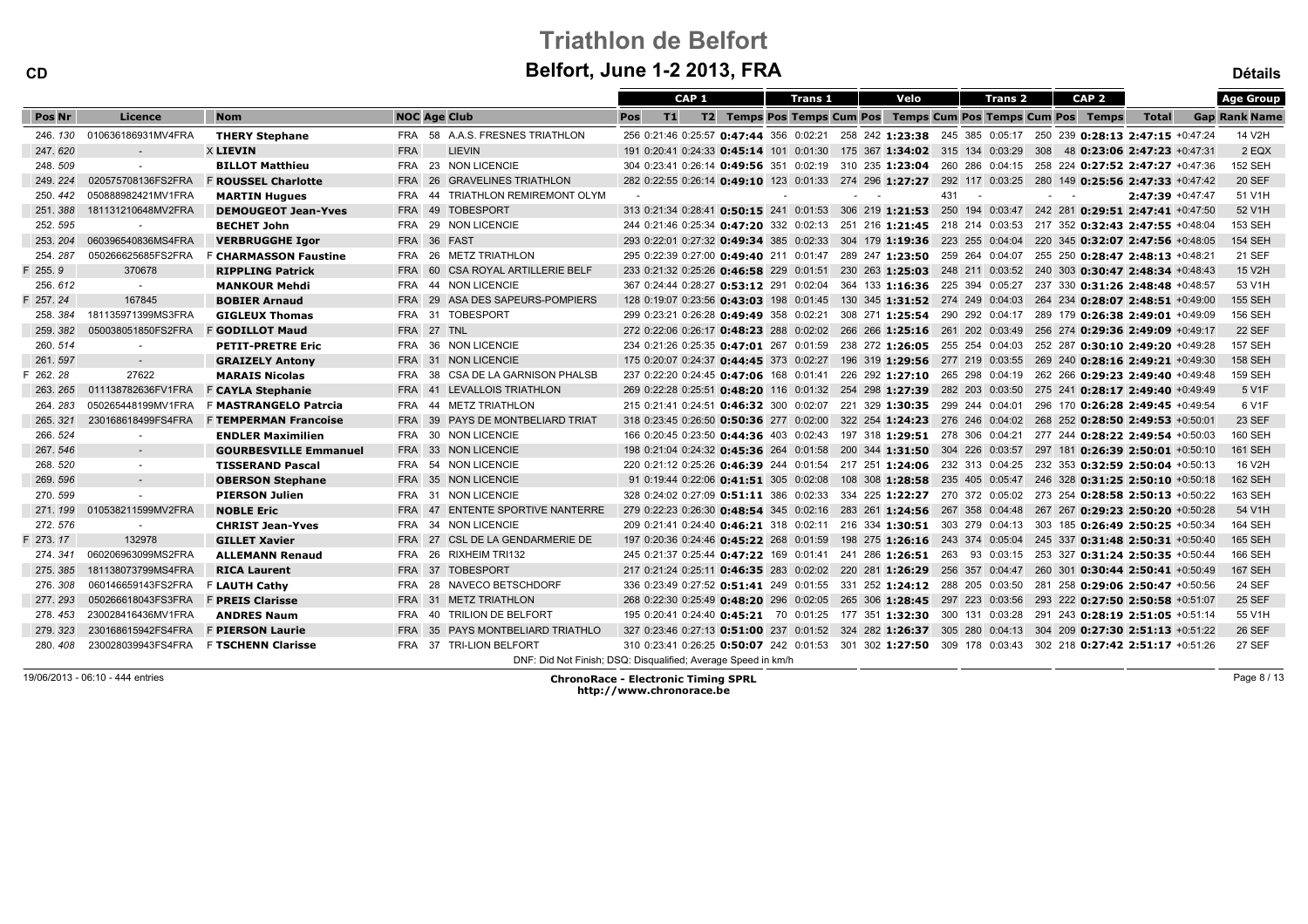# Triathlon de Belfort

## Belfort, June 1-2 2013, FRA

CD — Détails

| Pos | Nr | Licence | | Nom | NOC | Age | Club | CAP 1 Pos | T1 | T2 | Temps | Trans 1 Pos | Temps | Velo Cum | Pos | Temps | Trans 2 Cum | Pos | Temps | CAP 2 Cum | Pos | Temps | Total | Gap | Age Group Rank | Name |
|---|---|---|---|---|---|---|---|---|---|---|---|---|---|---|---|---|---|---|---|---|---|---|---|---|---|---|
| 246. | 130 | 010636186931MV4FRA | | THERY Stephane | FRA | 58 | A.A.S. FRESNES TRIATHLON | 256 | 0:21:46 | 0:25:57 | 0:47:44 | 356 | 0:02:21 | 258 | 242 | 1:23:38 | 245 | 385 | 0:05:17 | 250 | 239 | 0:28:13 | 2:47:15 | +0:47:24 | 14 | V2H |
| 247. | 620 | - | X | LIEVIN | FRA | | LIEVIN | 191 | 0:20:41 | 0:24:33 | 0:45:14 | 101 | 0:01:30 | 175 | 367 | 1:34:02 | 315 | 134 | 0:03:29 | 308 | 48 | 0:23:06 | 2:47:23 | +0:47:31 | 2 | EQX |
| 248. | 509 | - | | BILLOT Matthieu | FRA | 23 | NON LICENCIE | 304 | 0:23:41 | 0:26:14 | 0:49:56 | 351 | 0:02:19 | 310 | 235 | 1:23:04 | 260 | 286 | 0:04:15 | 258 | 224 | 0:27:52 | 2:47:27 | +0:47:36 | 152 | SEH |
| 249. | 224 | 020575708136FS2FRA | F | ROUSSEL Charlotte | FRA | 26 | GRAVELINES TRIATHLON | 282 | 0:22:55 | 0:26:14 | 0:49:10 | 123 | 0:01:33 | 274 | 296 | 1:27:27 | 292 | 117 | 0:03:25 | 280 | 149 | 0:25:56 | 2:47:33 | +0:47:42 | 20 | SEF |
| 250. | 442 | 050888982421MV1FRA | | MARTIN Hugues | FRA | 44 | TRIATHLON REMIREMONT OLYM | - | | | | - | | - | - | | 431 | - | | - | - | | 2:47:39 | +0:47:47 | 51 | V1H |
| 251. | 388 | 181131210648MV2FRA | | DEMOUGEOT Jean-Yves | FRA | 49 | TOBESPORT | 313 | 0:21:34 | 0:28:41 | 0:50:15 | 241 | 0:01:53 | 306 | 219 | 1:21:53 | 250 | 194 | 0:03:47 | 242 | 281 | 0:29:51 | 2:47:41 | +0:47:50 | 52 | V1H |
| 252. | 595 | - | | BECHET John | FRA | 29 | NON LICENCIE | 244 | 0:21:46 | 0:25:34 | 0:47:20 | 332 | 0:02:13 | 251 | 216 | 1:21:45 | 218 | 214 | 0:03:53 | 217 | 352 | 0:32:43 | 2:47:55 | +0:48:04 | 153 | SEH |
| 253. | 204 | 060396540836MS4FRA | | VERBRUGGHE Igor | FRA | 36 | FAST | 293 | 0:22:01 | 0:27:32 | 0:49:34 | 385 | 0:02:33 | 304 | 179 | 1:19:36 | 223 | 255 | 0:04:04 | 220 | 345 | 0:32:07 | 2:47:56 | +0:48:05 | 154 | SEH |
| 254. | 287 | 050266625685FS2FRA | F | CHARMASSON Faustine | FRA | 26 | METZ TRIATHLON | 295 | 0:22:39 | 0:27:00 | 0:49:40 | 211 | 0:01:47 | 289 | 247 | 1:23:50 | 259 | 264 | 0:04:07 | 255 | 250 | 0:28:47 | 2:48:13 | +0:48:21 | 21 | SEF |
| F 255. | 9 | 370678 | | RIPPLING Patrick | FRA | 60 | CSA ROYAL ARTILLERIE BELF | 233 | 0:21:32 | 0:25:26 | 0:46:58 | 229 | 0:01:51 | 230 | 263 | 1:25:03 | 248 | 211 | 0:03:52 | 240 | 303 | 0:30:47 | 2:48:34 | +0:48:43 | 15 | V2H |
| 256. | 612 | - | | MANKOUR Mehdi | FRA | 44 | NON LICENCIE | 367 | 0:24:44 | 0:28:27 | 0:53:12 | 291 | 0:02:04 | 364 | 133 | 1:16:36 | 225 | 394 | 0:05:27 | 237 | 330 | 0:31:26 | 2:48:48 | +0:48:57 | 53 | V1H |
| F 257. | 24 | 167845 | | BOBIER Arnaud | FRA | 29 | ASA DES SAPEURS-POMPIERS | 128 | 0:19:07 | 0:23:56 | 0:43:03 | 198 | 0:01:45 | 130 | 345 | 1:31:52 | 274 | 249 | 0:04:03 | 264 | 234 | 0:28:07 | 2:48:51 | +0:49:00 | 155 | SEH |
| 258. | 384 | 181135971399MS3FRA | | GIGLEUX Thomas | FRA | 31 | TOBESPORT | 299 | 0:23:21 | 0:26:28 | 0:49:49 | 358 | 0:02:21 | 308 | 271 | 1:25:54 | 290 | 292 | 0:04:17 | 289 | 179 | 0:26:38 | 2:49:01 | +0:49:09 | 156 | SEH |
| 259. | 382 | 050038051850FS2FRA | F | GODILLOT Maud | FRA | 27 | TNL | 272 | 0:22:06 | 0:26:17 | 0:48:23 | 288 | 0:02:02 | 266 | 266 | 1:25:16 | 261 | 202 | 0:03:49 | 256 | 274 | 0:29:36 | 2:49:09 | +0:49:17 | 22 | SEF |
| 260. | 514 | - | | PETIT-PRETRE Eric | FRA | 36 | NON LICENCIE | 234 | 0:21:26 | 0:25:35 | 0:47:01 | 267 | 0:01:59 | 238 | 272 | 1:26:05 | 255 | 254 | 0:04:03 | 252 | 287 | 0:30:10 | 2:49:20 | +0:49:28 | 157 | SEH |
| 261. | 597 | - | | GRAIZELY Antony | FRA | 31 | NON LICENCIE | 175 | 0:20:07 | 0:24:37 | 0:44:45 | 373 | 0:02:27 | 196 | 319 | 1:29:56 | 277 | 219 | 0:03:55 | 269 | 240 | 0:28:16 | 2:49:21 | +0:49:30 | 158 | SEH |
| F 262. | 28 | 27622 | | MARAIS Nicolas | FRA | 38 | CSA DE LA GARNISON PHALSB | 237 | 0:22:20 | 0:24:45 | 0:47:06 | 168 | 0:01:41 | 226 | 292 | 1:27:10 | 265 | 298 | 0:04:19 | 262 | 266 | 0:29:23 | 2:49:40 | +0:49:48 | 159 | SEH |
| 263. | 265 | 011138782636FV1FRA | F | CAYLA Stephanie | FRA | 41 | LEVALLOIS TRIATHLON | 269 | 0:22:28 | 0:25:51 | 0:48:20 | 116 | 0:01:32 | 254 | 298 | 1:27:39 | 282 | 203 | 0:03:50 | 275 | 241 | 0:28:17 | 2:49:40 | +0:49:49 | 5 | V1F |
| 264. | 283 | 050265448199MV1FRA | F | MASTRANGELO Patrcia | FRA | 44 | METZ TRIATHLON | 215 | 0:21:41 | 0:24:51 | 0:46:32 | 300 | 0:02:07 | 221 | 329 | 1:30:35 | 299 | 244 | 0:04:01 | 296 | 170 | 0:26:28 | 2:49:45 | +0:49:54 | 6 | V1F |
| 265. | 321 | 230168618499FS4FRA | F | TEMPERMAN Francoise | FRA | 39 | PAYS DE MONTBELIARD TRIAT | 318 | 0:23:45 | 0:26:50 | 0:50:36 | 277 | 0:02:00 | 322 | 254 | 1:24:23 | 276 | 246 | 0:04:02 | 268 | 252 | 0:28:50 | 2:49:53 | +0:50:01 | 23 | SEF |
| 266. | 524 | - | | ENDLER Maximilien | FRA | 30 | NON LICENCIE | 166 | 0:20:45 | 0:23:50 | 0:44:36 | 403 | 0:02:43 | 197 | 318 | 1:29:51 | 278 | 306 | 0:04:21 | 277 | 244 | 0:28:22 | 2:49:54 | +0:50:03 | 160 | SEH |
| 267. | 546 | - | | GOURBESVILLE Emmanuel | FRA | 33 | NON LICENCIE | 198 | 0:21:04 | 0:24:32 | 0:45:36 | 264 | 0:01:58 | 200 | 344 | 1:31:50 | 304 | 226 | 0:03:57 | 297 | 181 | 0:26:39 | 2:50:01 | +0:50:10 | 161 | SEH |
| 268. | 520 | - | | TISSERAND Pascal | FRA | 54 | NON LICENCIE | 220 | 0:21:12 | 0:25:26 | 0:46:39 | 244 | 0:01:54 | 217 | 251 | 1:24:06 | 232 | 313 | 0:04:25 | 232 | 353 | 0:32:59 | 2:50:04 | +0:50:13 | 16 | V2H |
| 269. | 596 | - | | OBERSON Stephane | FRA | 35 | NON LICENCIE | 91 | 0:19:44 | 0:22:06 | 0:41:51 | 305 | 0:02:08 | 108 | 308 | 1:28:58 | 235 | 405 | 0:05:47 | 246 | 328 | 0:31:25 | 2:50:10 | +0:50:18 | 162 | SEH |
| 270. | 599 | - | | PIERSON Julien | FRA | 31 | NON LICENCIE | 328 | 0:24:02 | 0:27:09 | 0:51:11 | 386 | 0:02:33 | 334 | 225 | 1:22:27 | 270 | 372 | 0:05:02 | 273 | 254 | 0:28:58 | 2:50:13 | +0:50:22 | 163 | SEH |
| 271. | 199 | 010538211599MV2FRA | | NOBLE Eric | FRA | 47 | ENTENTE SPORTIVE NANTERRE | 279 | 0:22:23 | 0:26:30 | 0:48:54 | 345 | 0:02:16 | 283 | 261 | 1:24:56 | 267 | 358 | 0:04:48 | 267 | 267 | 0:29:23 | 2:50:20 | +0:50:28 | 54 | V1H |
| 272. | 576 | - | | CHRIST Jean-Yves | FRA | 34 | NON LICENCIE | 209 | 0:21:41 | 0:24:40 | 0:46:21 | 318 | 0:02:11 | 216 | 334 | 1:30:51 | 303 | 279 | 0:04:13 | 303 | 185 | 0:26:49 | 2:50:25 | +0:50:34 | 164 | SEH |
| F 273. | 17 | 132978 | | GILLET Xavier | FRA | 27 | CSL DE LA GENDARMERIE DE | 197 | 0:20:36 | 0:24:46 | 0:45:22 | 268 | 0:01:59 | 198 | 275 | 1:26:16 | 243 | 374 | 0:05:04 | 245 | 337 | 0:31:48 | 2:50:31 | +0:50:40 | 165 | SEH |
| 274. | 341 | 060206963099MS2FRA | | ALLEMANN Renaud | FRA | 26 | RIXHEIM TRI132 | 245 | 0:21:37 | 0:25:44 | 0:47:22 | 169 | 0:01:41 | 241 | 286 | 1:26:51 | 263 | 93 | 0:03:15 | 253 | 327 | 0:31:24 | 2:50:35 | +0:50:44 | 166 | SEH |
| 275. | 385 | 181138073799MS4FRA | | RICA Laurent | FRA | 37 | TOBESPORT | 217 | 0:21:24 | 0:25:11 | 0:46:35 | 283 | 0:02:02 | 220 | 281 | 1:26:29 | 256 | 357 | 0:04:47 | 260 | 301 | 0:30:44 | 2:50:41 | +0:50:49 | 167 | SEH |
| 276. | 308 | 060146659143FS2FRA | F | LAUTH Cathy | FRA | 28 | NAVECO BETSCHDORF | 336 | 0:23:49 | 0:27:52 | 0:51:41 | 249 | 0:01:55 | 331 | 252 | 1:24:12 | 288 | 205 | 0:03:50 | 281 | 258 | 0:29:06 | 2:50:47 | +0:50:56 | 24 | SEF |
| 277. | 293 | 050266618043FS3FRA | F | PREIS Clarisse | FRA | 31 | METZ TRIATHLON | 268 | 0:22:30 | 0:25:49 | 0:48:20 | 296 | 0:02:05 | 265 | 306 | 1:28:45 | 297 | 223 | 0:03:56 | 293 | 222 | 0:27:50 | 2:50:58 | +0:51:07 | 25 | SEF |
| 278. | 453 | 230028416436MV1FRA | | ANDRES Naum | FRA | 40 | TRILION DE BELFORT | 195 | 0:20:41 | 0:24:40 | 0:45:21 | 70 | 0:01:25 | 177 | 351 | 1:32:30 | 300 | 131 | 0:03:28 | 291 | 243 | 0:28:19 | 2:51:05 | +0:51:14 | 55 | V1H |
| 279. | 323 | 230168615942FS4FRA | F | PIERSON Laurie | FRA | 35 | PAYS MONTBELIARD TRIATHLO | 327 | 0:23:46 | 0:27:13 | 0:51:00 | 237 | 0:01:52 | 324 | 282 | 1:26:37 | 305 | 280 | 0:04:13 | 304 | 209 | 0:27:30 | 2:51:13 | +0:51:22 | 26 | SEF |
| 280. | 408 | 230028039943FS4FRA | F | TSCHENN Clarisse | FRA | 37 | TRI-LION BELFORT | 310 | 0:23:41 | 0:26:25 | 0:50:07 | 242 | 0:01:53 | 301 | 302 | 1:27:50 | 309 | 178 | 0:03:43 | 302 | 218 | 0:27:42 | 2:51:17 | +0:51:26 | 27 | SEF |

DNF: Did Not Finish; DSQ: Disqualified; Average Speed in km/h

19/06/2013 - 06:10 - 444 entries

**ChronoRace - Electronic Timing SPRL**
http://www.chronorace.be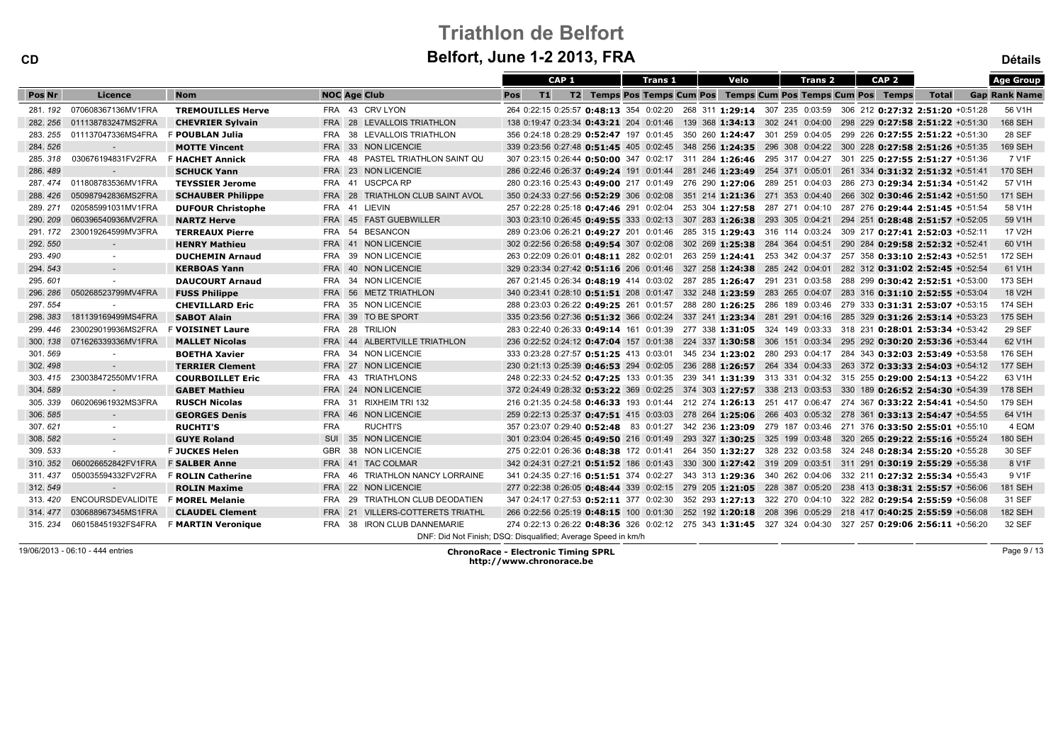# Triathlon de Belfort

## Belfort, June 1-2 2013, FRA

CD — Détails

| Pos | Nr | Licence | | Nom | NOC | Age | Club | CAP 1 Pos | T1 | T2 | CAP 1 Temps | Trans 1 Pos | Trans 1 Temps | Velo Cum | Velo Pos | Velo Temps | Trans 2 Cum | Trans 2 Pos | Trans 2 Temps | CAP 2 Cum | CAP 2 Pos | CAP 2 Temps | Total | Gap | Age Group Rank | Age Group Name |
|---|---|---|---|---|---|---|---|---|---|---|---|---|---|---|---|---|---|---|---|---|---|---|---|---|---|---|
| 281. | 192 | 070608367136MV1FRA | | TREMOUILLES Herve | FRA | 43 | CRV LYON | 264 | 0:22:15 | 0:25:57 | 0:48:13 | 354 | 0:02:20 | 268 | 311 | 1:29:14 | 307 | 235 | 0:03:59 | 306 | 212 | 0:27:32 | 2:51:20 | +0:51:28 | 56 | V1H |
| 282. | 256 | 011138783247MS2FRA | | CHEVRIER Sylvain | FRA | 28 | LEVALLOIS TRIATHLON | 138 | 0:19:47 | 0:23:34 | 0:43:21 | 204 | 0:01:46 | 139 | 368 | 1:34:13 | 302 | 241 | 0:04:00 | 298 | 229 | 0:27:58 | 2:51:22 | +0:51:30 | 168 | SEH |
| 283. | 255 | 011137047336MS4FRA | F | POUBLAN Julia | FRA | 38 | LEVALLOIS TRIATHLON | 356 | 0:24:18 | 0:28:29 | 0:52:47 | 197 | 0:01:45 | 350 | 260 | 1:24:47 | 301 | 259 | 0:04:05 | 299 | 226 | 0:27:55 | 2:51:22 | +0:51:30 | 28 | SEF |
| 284. | 526 | - | | MOTTE Vincent | FRA | 33 | NON LICENCIE | 339 | 0:23:56 | 0:27:48 | 0:51:45 | 405 | 0:02:45 | 348 | 256 | 1:24:35 | 296 | 308 | 0:04:22 | 300 | 228 | 0:27:58 | 2:51:26 | +0:51:35 | 169 | SEH |
| 285. | 318 | 030676194831FV2FRA | F | HACHET Annick | FRA | 48 | PASTEL TRIATHLON SAINT QU | 307 | 0:23:15 | 0:26:44 | 0:50:00 | 347 | 0:02:17 | 311 | 284 | 1:26:46 | 295 | 317 | 0:04:27 | 301 | 225 | 0:27:55 | 2:51:27 | +0:51:36 | 7 | V1F |
| 286. | 489 | - | | SCHUCK Yann | FRA | 23 | NON LICENCIE | 286 | 0:22:46 | 0:26:37 | 0:49:24 | 191 | 0:01:44 | 281 | 246 | 1:23:49 | 254 | 371 | 0:05:01 | 261 | 334 | 0:31:32 | 2:51:32 | +0:51:41 | 170 | SEH |
| 287. | 474 | 011808783536MV1FRA | | TEYSSIER Jerome | FRA | 41 | USCPCA RP | 280 | 0:23:16 | 0:25:43 | 0:49:00 | 217 | 0:01:49 | 276 | 290 | 1:27:06 | 289 | 251 | 0:04:03 | 286 | 273 | 0:29:34 | 2:51:34 | +0:51:42 | 57 | V1H |
| 288. | 426 | 050987942836MS2FRA | | SCHAUBER Philippe | FRA | 28 | TRIATHLON CLUB SAINT AVOL | 350 | 0:24:33 | 0:27:56 | 0:52:29 | 306 | 0:02:08 | 351 | 214 | 1:21:36 | 271 | 353 | 0:04:40 | 266 | 302 | 0:30:46 | 2:51:42 | +0:51:50 | 171 | SEH |
| 289. | 271 | 020585991031MV1FRA | | DUFOUR Christophe | FRA | 41 | LIEVIN | 257 | 0:22:28 | 0:25:18 | 0:47:46 | 291 | 0:02:04 | 253 | 304 | 1:27:58 | 287 | 271 | 0:04:10 | 287 | 276 | 0:29:44 | 2:51:45 | +0:51:54 | 58 | V1H |
| 290. | 209 | 060396540936MV2FRA | | NARTZ Herve | FRA | 45 | FAST GUEBWILLER | 303 | 0:23:10 | 0:26:45 | 0:49:55 | 333 | 0:02:13 | 307 | 283 | 1:26:38 | 293 | 305 | 0:04:21 | 294 | 251 | 0:28:48 | 2:51:57 | +0:52:05 | 59 | V1H |
| 291. | 172 | 230019264599MV3FRA | | TERREAUX Pierre | FRA | 54 | BESANCON | 289 | 0:23:06 | 0:26:21 | 0:49:27 | 201 | 0:01:46 | 285 | 315 | 1:29:43 | 316 | 114 | 0:03:24 | 309 | 217 | 0:27:41 | 2:52:03 | +0:52:11 | 17 | V2H |
| 292. | 550 | - | | HENRY Mathieu | FRA | 41 | NON LICENCIE | 302 | 0:22:56 | 0:26:58 | 0:49:54 | 307 | 0:02:08 | 302 | 269 | 1:25:38 | 284 | 364 | 0:04:51 | 290 | 284 | 0:29:58 | 2:52:32 | +0:52:41 | 60 | V1H |
| 293. | 490 | - | | DUCHEMIN Arnaud | FRA | 39 | NON LICENCIE | 263 | 0:22:09 | 0:26:01 | 0:48:11 | 282 | 0:02:01 | 263 | 259 | 1:24:41 | 253 | 342 | 0:04:37 | 257 | 358 | 0:33:10 | 2:52:43 | +0:52:51 | 172 | SEH |
| 294. | 543 | - | | KERBOAS Yann | FRA | 40 | NON LICENCIE | 329 | 0:23:34 | 0:27:42 | 0:51:16 | 206 | 0:01:46 | 327 | 258 | 1:24:38 | 285 | 242 | 0:04:01 | 282 | 312 | 0:31:02 | 2:52:45 | +0:52:54 | 61 | V1H |
| 295. | 601 | - | | DAUCOURT Arnaud | FRA | 34 | NON LICENCIE | 267 | 0:21:45 | 0:26:34 | 0:48:19 | 414 | 0:03:02 | 287 | 285 | 1:26:47 | 291 | 231 | 0:03:58 | 288 | 299 | 0:30:42 | 2:52:51 | +0:53:00 | 173 | SEH |
| 296. | 286 | 050268523799MV4FRA | | FUSS Philippe | FRA | 56 | METZ TRIATHLON | 340 | 0:23:41 | 0:28:10 | 0:51:51 | 208 | 0:01:47 | 332 | 248 | 1:23:59 | 283 | 265 | 0:04:07 | 283 | 316 | 0:31:10 | 2:52:55 | +0:53:04 | 18 | V2H |
| 297. | 554 | - | | CHEVILLARD Eric | FRA | 35 | NON LICENCIE | 288 | 0:23:03 | 0:26:22 | 0:49:25 | 261 | 0:01:57 | 288 | 280 | 1:26:25 | 286 | 189 | 0:03:46 | 279 | 333 | 0:31:31 | 2:53:07 | +0:53:15 | 174 | SEH |
| 298. | 383 | 181139169499MS4FRA | | SABOT Alain | FRA | 39 | TO BE SPORT | 335 | 0:23:56 | 0:27:36 | 0:51:32 | 366 | 0:02:24 | 337 | 241 | 1:23:34 | 281 | 291 | 0:04:16 | 285 | 329 | 0:31:26 | 2:53:14 | +0:53:23 | 175 | SEH |
| 299. | 446 | 230029019936MS2FRA | F | VOISINET Laure | FRA | 28 | TRILION | 283 | 0:22:40 | 0:26:33 | 0:49:14 | 161 | 0:01:39 | 277 | 338 | 1:31:05 | 324 | 149 | 0:03:33 | 318 | 231 | 0:28:01 | 2:53:34 | +0:53:42 | 29 | SEF |
| 300. | 138 | 071626339336MV1FRA | | MALLET Nicolas | FRA | 44 | ALBERTVILLE TRIATHLON | 236 | 0:22:52 | 0:24:12 | 0:47:04 | 157 | 0:01:38 | 224 | 337 | 1:30:58 | 306 | 151 | 0:03:34 | 295 | 292 | 0:30:20 | 2:53:36 | +0:53:44 | 62 | V1H |
| 301. | 569 | - | | BOETHA Xavier | FRA | 34 | NON LICENCIE | 333 | 0:23:28 | 0:27:57 | 0:51:25 | 413 | 0:03:01 | 345 | 234 | 1:23:02 | 280 | 293 | 0:04:17 | 284 | 343 | 0:32:03 | 2:53:49 | +0:53:58 | 176 | SEH |
| 302. | 498 | - | | TERRIER Clement | FRA | 27 | NON LICENCIE | 230 | 0:21:13 | 0:25:39 | 0:46:53 | 294 | 0:02:05 | 236 | 288 | 1:26:57 | 264 | 334 | 0:04:33 | 263 | 372 | 0:33:33 | 2:54:03 | +0:54:12 | 177 | SEH |
| 303. | 415 | 230038472550MV1FRA | | COURBOILLET Eric | FRA | 43 | TRIATH'LONS | 248 | 0:22:33 | 0:24:52 | 0:47:25 | 133 | 0:01:35 | 239 | 341 | 1:31:39 | 313 | 331 | 0:04:32 | 315 | 255 | 0:29:00 | 2:54:13 | +0:54:22 | 63 | V1H |
| 304. | 589 | - | | GABET Mathieu | FRA | 24 | NON LICENCIE | 372 | 0:24:49 | 0:28:32 | 0:53:22 | 369 | 0:02:25 | 374 | 303 | 1:27:57 | 338 | 213 | 0:03:53 | 330 | 189 | 0:26:52 | 2:54:30 | +0:54:39 | 178 | SEH |
| 305. | 339 | 060206961932MS3FRA | | RUSCH Nicolas | FRA | 31 | RIXHEIM TRI 132 | 216 | 0:21:35 | 0:24:58 | 0:46:33 | 193 | 0:01:44 | 212 | 274 | 1:26:13 | 251 | 417 | 0:06:47 | 274 | 367 | 0:33:22 | 2:54:41 | +0:54:50 | 179 | SEH |
| 306. | 585 | - | | GEORGES Denis | FRA | 46 | NON LICENCIE | 259 | 0:22:13 | 0:25:37 | 0:47:51 | 415 | 0:03:03 | 278 | 264 | 1:25:06 | 266 | 403 | 0:05:32 | 278 | 361 | 0:33:13 | 2:54:47 | +0:54:55 | 64 | V1H |
| 307. | 621 | - | | RUCHTI'S | FRA | | RUCHTI'S | 357 | 0:23:07 | 0:29:40 | 0:52:48 | 83 | 0:01:27 | 342 | 236 | 1:23:09 | 279 | 187 | 0:03:46 | 271 | 376 | 0:33:50 | 2:55:01 | +0:55:10 | 4 | EQM |
| 308. | 582 | - | | GUYE Roland | SUI | 35 | NON LICENCIE | 301 | 0:23:04 | 0:26:45 | 0:49:50 | 216 | 0:01:49 | 293 | 327 | 1:30:25 | 325 | 199 | 0:03:48 | 320 | 265 | 0:29:22 | 2:55:16 | +0:55:24 | 180 | SEH |
| 309. | 533 | - | F | JUCKES Helen | GBR | 38 | NON LICENCIE | 275 | 0:22:01 | 0:26:36 | 0:48:38 | 172 | 0:01:41 | 264 | 350 | 1:32:27 | 328 | 232 | 0:03:58 | 324 | 248 | 0:28:34 | 2:55:20 | +0:55:28 | 30 | SEF |
| 310. | 352 | 060026652842FV1FRA | F | SALBER Anne | FRA | 41 | TAC COLMAR | 342 | 0:24:31 | 0:27:21 | 0:51:52 | 186 | 0:01:43 | 330 | 300 | 1:27:42 | 319 | 209 | 0:03:51 | 311 | 291 | 0:30:19 | 2:55:29 | +0:55:38 | 8 | V1F |
| 311. | 437 | 050035594332FV2FRA | F | ROLIN Catherine | FRA | 46 | TRIATHLON NANCY LORRAINE | 341 | 0:24:35 | 0:27:16 | 0:51:51 | 374 | 0:02:27 | 343 | 313 | 1:29:36 | 340 | 262 | 0:04:06 | 332 | 211 | 0:27:32 | 2:55:34 | +0:55:43 | 9 | V1F |
| 312. | 549 | - | | ROLIN Maxime | FRA | 22 | NON LICENCIE | 277 | 0:22:38 | 0:26:05 | 0:48:44 | 339 | 0:02:15 | 279 | 205 | 1:21:05 | 228 | 387 | 0:05:20 | 238 | 413 | 0:38:31 | 2:55:57 | +0:56:06 | 181 | SEH |
| 313. | 420 | ENCOURSDEVALIDITE | F | MOREL Melanie | FRA | 29 | TRIATHLON CLUB DEODATIEN | 347 | 0:24:17 | 0:27:53 | 0:52:11 | 377 | 0:02:30 | 352 | 293 | 1:27:13 | 322 | 270 | 0:04:10 | 322 | 282 | 0:29:54 | 2:55:59 | +0:56:08 | 31 | SEF |
| 314. | 477 | 030688967345MS1FRA | | CLAUDEL Clement | FRA | 21 | VILLERS-COTTERETS TRIATHL | 266 | 0:22:56 | 0:25:19 | 0:48:15 | 100 | 0:01:30 | 252 | 192 | 1:20:18 | 208 | 396 | 0:05:29 | 218 | 417 | 0:40:25 | 2:55:59 | +0:56:08 | 182 | SEH |
| 315. | 234 | 060158451932FS4FRA | F | MARTIN Veronique | FRA | 38 | IRON CLUB DANNEMARIE | 274 | 0:22:13 | 0:26:22 | 0:48:36 | 326 | 0:02:12 | 275 | 343 | 1:31:45 | 327 | 324 | 0:04:30 | 327 | 257 | 0:29:06 | 2:56:11 | +0:56:20 | 32 | SEF |

DNF: Did Not Finish; DSQ: Disqualified; Average Speed in km/h

19/06/2013 - 06:10 - 444 entries

ChronoRace - Electronic Timing SPRL
http://www.chronorace.be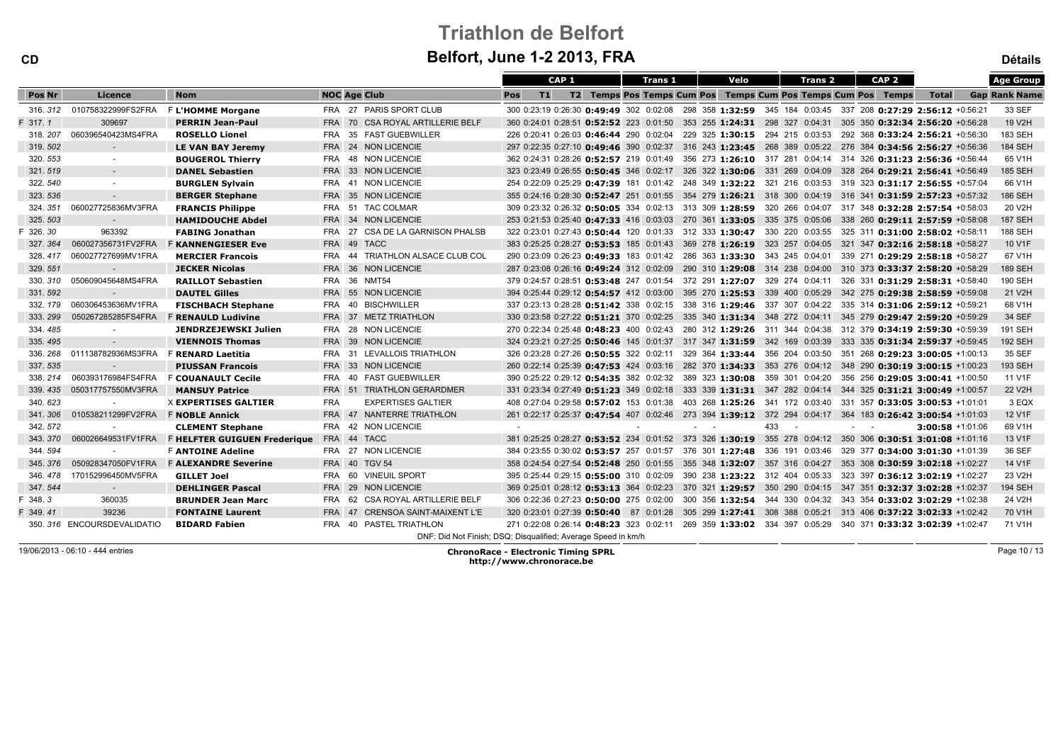# Triathlon de Belfort

## Belfort, June 1-2 2013, FRA

CD

Détails

| Pos | Nr | Licence | Nom | NOC | Age | Club | CAP 1 Pos | T1 | T2 | Temps | Trans 1 Pos | Temps | Velo Cum Pos | Pos | Temps | Trans 2 Cum Pos | Temps | CAP 2 Cum Pos | Pos | Temps | Total | Gap | Age Group Rank | Name |
|---|---|---|---|---|---|---|---|---|---|---|---|---|---|---|---|---|---|---|---|---|---|---|---|---|
| 316. | 312 | 010758322999FS2FRA | F L'HOMME Morgane | FRA | 27 | PARIS SPORT CLUB | 300 | 0:23:19 | 0:26:30 | 0:49:49 | 302 | 0:02:08 | 298 | 358 | 1:32:59 | 345 | 184 | 0:03:45 | 337 | 208 | 0:27:29 | 2:56:12 | +0:56:21 | 33 | SEF |
| F 317. | 1 | 309697 | PERRIN Jean-Paul | FRA | 70 | CSA ROYAL ARTILLERIE BELF | 360 | 0:24:01 | 0:28:51 | 0:52:52 | 223 | 0:01:50 | 353 | 255 | 1:24:31 | 298 | 327 | 0:04:31 | 305 | 350 | 0:32:34 | 2:56:20 | +0:56:28 | 19 | V2H |
| 318. | 207 | 060396540423MS4FRA | ROSELLO Lionel | FRA | 35 | FAST GUEBWILLER | 226 | 0:20:41 | 0:26:03 | 0:46:44 | 290 | 0:02:04 | 229 | 325 | 1:30:15 | 294 | 215 | 0:03:53 | 292 | 368 | 0:33:24 | 2:56:21 | +0:56:30 | 183 | SEH |
| 319. | 502 | - | LE VAN BAY Jeremy | FRA | 24 | NON LICENCIE | 297 | 0:22:35 | 0:27:10 | 0:49:46 | 390 | 0:02:37 | 316 | 243 | 1:23:45 | 268 | 389 | 0:05:22 | 276 | 384 | 0:34:56 | 2:56:27 | +0:56:36 | 184 | SEH |
| 320. | 553 | - | BOUGEROL Thierry | FRA | 48 | NON LICENCIE | 362 | 0:24:31 | 0:28:26 | 0:52:57 | 219 | 0:01:49 | 356 | 273 | 1:26:10 | 317 | 281 | 0:04:14 | 314 | 326 | 0:31:23 | 2:56:36 | +0:56:44 | 65 | V1H |
| 321. | 519 | - | DANEL Sebastien | FRA | 33 | NON LICENCIE | 323 | 0:23:49 | 0:26:55 | 0:50:45 | 346 | 0:02:17 | 326 | 322 | 1:30:06 | 331 | 269 | 0:04:09 | 328 | 264 | 0:29:21 | 2:56:41 | +0:56:49 | 185 | SEH |
| 322. | 540 | - | BURGLEN Sylvain | FRA | 41 | NON LICENCIE | 254 | 0:22:09 | 0:25:29 | 0:47:39 | 181 | 0:01:42 | 248 | 349 | 1:32:22 | 321 | 216 | 0:03:53 | 319 | 323 | 0:31:17 | 2:56:55 | +0:57:04 | 66 | V1H |
| 323. | 536 | - | BERGER Stephane | FRA | 35 | NON LICENCIE | 355 | 0:24:16 | 0:28:30 | 0:52:47 | 251 | 0:01:55 | 354 | 279 | 1:26:21 | 318 | 300 | 0:04:19 | 316 | 341 | 0:31:59 | 2:57:23 | +0:57:32 | 186 | SEH |
| 324. | 351 | 060027725836MV3FRA | FRANCIS Philippe | FRA | 51 | TAC COLMAR | 309 | 0:23:32 | 0:26:32 | 0:50:05 | 334 | 0:02:13 | 313 | 309 | 1:28:59 | 320 | 266 | 0:04:07 | 317 | 348 | 0:32:28 | 2:57:54 | +0:58:03 | 20 | V2H |
| 325. | 503 | - | HAMIDOUCHE Abdel | FRA | 34 | NON LICENCIE | 253 | 0:21:53 | 0:25:40 | 0:47:33 | 416 | 0:03:03 | 270 | 361 | 1:33:05 | 335 | 375 | 0:05:06 | 338 | 260 | 0:29:11 | 2:57:59 | +0:58:08 | 187 | SEH |
| F 326. | 30 | 963392 | FABING Jonathan | FRA | 27 | CSA DE LA GARNISON PHALSB | 322 | 0:23:01 | 0:27:43 | 0:50:44 | 120 | 0:01:33 | 312 | 333 | 1:30:47 | 330 | 220 | 0:03:55 | 325 | 311 | 0:31:00 | 2:58:02 | +0:58:11 | 188 | SEH |
| 327. | 364 | 060027356731FV2FRA | F KANNENGIESER Eve | FRA | 49 | TACC | 383 | 0:25:25 | 0:28:27 | 0:53:53 | 185 | 0:01:43 | 369 | 278 | 1:26:19 | 323 | 257 | 0:04:05 | 321 | 347 | 0:32:16 | 2:58:18 | +0:58:27 | 10 | V1F |
| 328. | 417 | 060027727699MV1FRA | MERCIER Francois | FRA | 44 | TRIATHLON ALSACE CLUB COL | 290 | 0:23:09 | 0:26:23 | 0:49:33 | 183 | 0:01:42 | 286 | 363 | 1:33:30 | 343 | 245 | 0:04:01 | 339 | 271 | 0:29:29 | 2:58:18 | +0:58:27 | 67 | V1H |
| 329. | 551 | - | JECKER Nicolas | FRA | 36 | NON LICENCIE | 287 | 0:23:08 | 0:26:16 | 0:49:24 | 312 | 0:02:09 | 290 | 310 | 1:29:08 | 314 | 238 | 0:04:00 | 310 | 373 | 0:33:37 | 2:58:20 | +0:58:29 | 189 | SEH |
| 330. | 310 | 050609045648MS4FRA | RAILLOT Sebastien | FRA | 36 | NMT54 | 379 | 0:24:57 | 0:28:51 | 0:53:48 | 247 | 0:01:54 | 372 | 291 | 1:27:07 | 329 | 274 | 0:04:11 | 326 | 331 | 0:31:29 | 2:58:31 | +0:58:40 | 190 | SEH |
| 331. | 592 | - | DAUTEL Gilles | FRA | 55 | NON LICENCIE | 394 | 0:25:44 | 0:29:12 | 0:54:57 | 412 | 0:03:00 | 395 | 270 | 1:25:53 | 339 | 400 | 0:05:29 | 342 | 275 | 0:29:38 | 2:58:59 | +0:59:08 | 21 | V2H |
| 332. | 179 | 060306453636MV1FRA | FISCHBACH Stephane | FRA | 40 | BISCHWILLER | 337 | 0:23:13 | 0:28:28 | 0:51:42 | 338 | 0:02:15 | 338 | 316 | 1:29:46 | 337 | 307 | 0:04:22 | 335 | 314 | 0:31:06 | 2:59:12 | +0:59:21 | 68 | V1H |
| 333. | 299 | 050267285285FS4FRA | F RENAULD Ludivine | FRA | 37 | METZ TRIATHLON | 330 | 0:23:58 | 0:27:22 | 0:51:21 | 370 | 0:02:25 | 335 | 340 | 1:31:34 | 348 | 272 | 0:04:11 | 345 | 279 | 0:29:47 | 2:59:20 | +0:59:29 | 34 | SEF |
| 334. | 485 | - | JENDRZEJEWSKI Julien | FRA | 28 | NON LICENCIE | 270 | 0:22:34 | 0:25:48 | 0:48:23 | 400 | 0:02:43 | 280 | 312 | 1:29:26 | 311 | 344 | 0:04:38 | 312 | 379 | 0:34:19 | 2:59:30 | +0:59:39 | 191 | SEH |
| 335. | 495 | - | VIENNOIS Thomas | FRA | 39 | NON LICENCIE | 324 | 0:23:21 | 0:27:25 | 0:50:46 | 145 | 0:01:37 | 317 | 347 | 1:31:59 | 342 | 169 | 0:03:39 | 333 | 335 | 0:31:34 | 2:59:37 | +0:59:45 | 192 | SEH |
| 336. | 268 | 011138782936MS3FRA | F RENARD Laetitia | FRA | 31 | LEVALLOIS TRIATHLON | 326 | 0:23:28 | 0:27:26 | 0:50:55 | 322 | 0:02:11 | 329 | 364 | 1:33:44 | 356 | 204 | 0:03:50 | 351 | 268 | 0:29:23 | 3:00:05 | +1:00:13 | 35 | SEF |
| 337. | 535 | - | PIUSSAN Francois | FRA | 33 | NON LICENCIE | 260 | 0:22:14 | 0:25:39 | 0:47:53 | 424 | 0:03:16 | 282 | 370 | 1:34:33 | 353 | 276 | 0:04:12 | 348 | 290 | 0:30:19 | 3:00:15 | +1:00:23 | 193 | SEH |
| 338. | 214 | 060393176984FS4FRA | F COUANAULT Cecile | FRA | 40 | FAST GUEBWILLER | 390 | 0:25:22 | 0:29:12 | 0:54:35 | 382 | 0:02:32 | 389 | 323 | 1:30:08 | 359 | 301 | 0:04:20 | 356 | 256 | 0:29:05 | 3:00:41 | +1:00:50 | 11 | V1F |
| 339. | 435 | 050317757550MV3FRA | MANSUY Patrice | FRA | 51 | TRIATHLON GERARDMER | 331 | 0:23:34 | 0:27:49 | 0:51:23 | 349 | 0:02:18 | 333 | 339 | 1:31:31 | 347 | 282 | 0:04:14 | 344 | 325 | 0:31:21 | 3:00:49 | +1:00:57 | 22 | V2H |
| 340. | 623 | - | X EXPERTISES GALTIER | FRA | | EXPERTISES GALTIER | 408 | 0:27:04 | 0:29:58 | 0:57:02 | 153 | 0:01:38 | 403 | 268 | 1:25:26 | 341 | 172 | 0:03:40 | 331 | 357 | 0:33:05 | 3:00:53 | +1:01:01 | 3 | EQX |
| 341. | 306 | 010538211299FV2FRA | F NOBLE Annick | FRA | 47 | NANTERRE TRIATHLON | 261 | 0:22:17 | 0:25:37 | 0:47:54 | 407 | 0:02:46 | 273 | 394 | 1:39:12 | 372 | 294 | 0:04:17 | 364 | 183 | 0:26:42 | 3:00:54 | +1:01:03 | 12 | V1F |
| 342. | 572 | - | CLEMENT Stephane | FRA | 42 | NON LICENCIE | - | | | | - | | - | - | | 433 | - | | - | - | | 3:00:58 | +1:01:06 | 69 | V1H |
| 343. | 370 | 060026649531FV1FRA | F HELFTER GUIGUEN Frederique | FRA | 44 | TACC | 381 | 0:25:25 | 0:28:27 | 0:53:52 | 234 | 0:01:52 | 373 | 326 | 1:30:19 | 355 | 278 | 0:04:12 | 350 | 306 | 0:30:51 | 3:01:08 | +1:01:16 | 13 | V1F |
| 344. | 594 | - | F ANTOINE Adeline | FRA | 27 | NON LICENCIE | 384 | 0:23:55 | 0:30:02 | 0:53:57 | 257 | 0:01:57 | 376 | 301 | 1:27:48 | 336 | 191 | 0:03:46 | 329 | 377 | 0:34:00 | 3:01:30 | +1:01:39 | 36 | SEF |
| 345. | 376 | 050928347050FV1FRA | F ALEXANDRE Severine | FRA | 40 | TGV 54 | 358 | 0:24:54 | 0:27:54 | 0:52:48 | 250 | 0:01:55 | 355 | 348 | 1:32:07 | 357 | 316 | 0:04:27 | 353 | 308 | 0:30:59 | 3:02:18 | +1:02:27 | 14 | V1F |
| 346. | 478 | 170152996450MV5FRA | GILLET Joel | FRA | 60 | VINEUIL SPORT | 395 | 0:25:44 | 0:29:15 | 0:55:00 | 310 | 0:02:09 | 390 | 238 | 1:23:22 | 312 | 404 | 0:05:33 | 323 | 397 | 0:36:12 | 3:02:19 | +1:02:27 | 23 | V2H |
| 347. | 544 | - | DEHLINGER Pascal | FRA | 29 | NON LICENCIE | 369 | 0:25:01 | 0:28:12 | 0:53:13 | 364 | 0:02:23 | 370 | 321 | 1:29:57 | 350 | 290 | 0:04:15 | 347 | 351 | 0:32:37 | 3:02:28 | +1:02:37 | 194 | SEH |
| F 348. | 3 | 360035 | BRUNDER Jean Marc | FRA | 62 | CSA ROYAL ARTILLERIE BELF | 306 | 0:22:36 | 0:27:23 | 0:50:00 | 275 | 0:02:00 | 300 | 356 | 1:32:54 | 344 | 330 | 0:04:32 | 343 | 354 | 0:33:02 | 3:02:29 | +1:02:38 | 24 | V2H |
| F 349. | 41 | 39236 | FONTAINE Laurent | FRA | 47 | CRENSOA SAINT-MAIXENT L'E | 320 | 0:23:01 | 0:27:39 | 0:50:40 | 87 | 0:01:28 | 305 | 299 | 1:27:41 | 308 | 388 | 0:05:21 | 313 | 406 | 0:37:22 | 3:02:33 | +1:02:42 | 70 | V1H |
| 350. | 316 | ENCOURSDEVALIDATIO | BIDARD Fabien | FRA | 40 | PASTEL TRIATHLON | 271 | 0:22:08 | 0:26:14 | 0:48:23 | 323 | 0:02:11 | 269 | 359 | 1:33:02 | 334 | 397 | 0:05:29 | 340 | 371 | 0:33:32 | 3:02:39 | +1:02:47 | 71 | V1H |

DNF: Did Not Finish; DSQ: Disqualified; Average Speed in km/h

19/06/2013 - 06:10 - 444 entries

ChronoRace - Electronic Timing SPRL
http://www.chronorace.be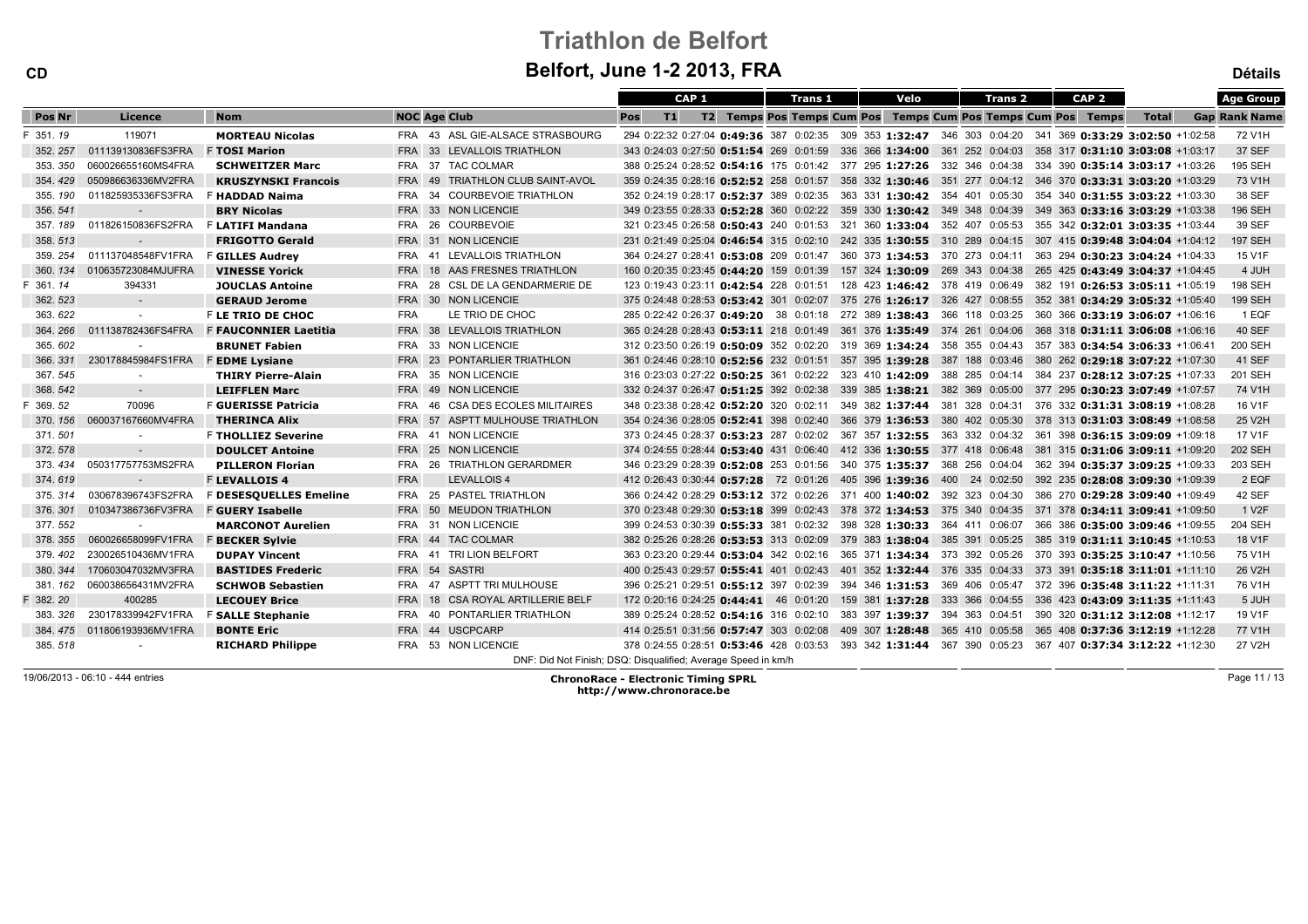# Triathlon de Belfort

## Belfort, June 1-2 2013, FRA

CD

Détails

| Pos | Nr | Licence | Nom | NOC | Age | Club | CAP 1 Pos | T1 | T2 | Temps | Trans 1 Pos | Temps | Cum Pos | Velo Pos | Temps | Cum Pos | Trans 2 Pos | Temps | Cum Pos | CAP 2 Pos | Temps | Total | Gap | Age Group Rank | Name |
|---|---|---|---|---|---|---|---|---|---|---|---|---|---|---|---|---|---|---|---|---|---|---|---|---|---|
| F 351. | 19 | 119071 | MORTEAU Nicolas | FRA | 43 | ASL GIE-ALSACE STRASBOURG | 294 | 0:22:32 | 0:27:04 | 0:49:36 | 387 | 0:02:35 | 309 | 353 | 1:32:47 | 346 | 303 | 0:04:20 | 341 | 369 | 0:33:29 | 3:02:50 | +1:02:58 | 72 | V1H |
| 352. | 257 | 011139130836FS3FRA | F TOSI Marion | FRA | 33 | LEVALLOIS TRIATHLON | 343 | 0:24:03 | 0:27:50 | 0:51:54 | 269 | 0:01:59 | 336 | 366 | 1:34:00 | 361 | 252 | 0:04:03 | 358 | 317 | 0:31:10 | 3:03:08 | +1:03:17 | 37 | SEF |
| 353. | 350 | 060026655160MS4FRA | SCHWEITZER Marc | FRA | 37 | TAC COLMAR | 388 | 0:25:24 | 0:28:52 | 0:54:16 | 175 | 0:01:42 | 377 | 295 | 1:27:26 | 332 | 346 | 0:04:38 | 334 | 390 | 0:35:14 | 3:03:17 | +1:03:26 | 195 | SEH |
| 354. | 429 | 050986636336MV2FRA | KRUSZYNSKI Francois | FRA | 49 | TRIATHLON CLUB SAINT-AVOL | 359 | 0:24:35 | 0:28:16 | 0:52:52 | 258 | 0:01:57 | 358 | 332 | 1:30:46 | 351 | 277 | 0:04:12 | 346 | 370 | 0:33:31 | 3:03:20 | +1:03:29 | 73 | V1H |
| 355. | 190 | 011825935336FS3FRA | F HADDAD Naima | FRA | 34 | COURBEVOIE TRIATHLON | 352 | 0:24:19 | 0:28:17 | 0:52:37 | 389 | 0:02:35 | 363 | 331 | 1:30:42 | 354 | 401 | 0:05:30 | 354 | 340 | 0:31:55 | 3:03:22 | +1:03:30 | 38 | SEF |
| 356. | 541 | - | BRY Nicolas | FRA | 33 | NON LICENCIE | 349 | 0:23:55 | 0:28:33 | 0:52:28 | 360 | 0:02:22 | 359 | 330 | 1:30:42 | 349 | 348 | 0:04:39 | 349 | 363 | 0:33:16 | 3:03:29 | +1:03:38 | 196 | SEH |
| 357. | 189 | 011826150836FS2FRA | F LATIFI Mandana | FRA | 26 | COURBEVOIE | 321 | 0:23:45 | 0:26:58 | 0:50:43 | 240 | 0:01:53 | 321 | 360 | 1:33:04 | 352 | 407 | 0:05:53 | 355 | 342 | 0:32:01 | 3:03:35 | +1:03:44 | 39 | SEF |
| 358. | 513 | - | FRIGOTTO Gerald | FRA | 31 | NON LICENCIE | 231 | 0:21:49 | 0:25:04 | 0:46:54 | 315 | 0:02:10 | 242 | 335 | 1:30:55 | 310 | 289 | 0:04:15 | 307 | 415 | 0:39:48 | 3:04:04 | +1:04:12 | 197 | SEH |
| 359. | 254 | 011137048548FV1FRA | F GILLES Audrey | FRA | 41 | LEVALLOIS TRIATHLON | 364 | 0:24:27 | 0:28:41 | 0:53:08 | 209 | 0:01:47 | 360 | 373 | 1:34:53 | 370 | 273 | 0:04:11 | 363 | 294 | 0:30:23 | 3:04:24 | +1:04:33 | 15 | V1F |
| 360. | 134 | 010635723084MJUFRA | VINESSE Yorick | FRA | 18 | AAS FRESNES TRIATHLON | 160 | 0:20:35 | 0:23:45 | 0:44:20 | 159 | 0:01:39 | 157 | 324 | 1:30:09 | 269 | 343 | 0:04:38 | 265 | 425 | 0:43:49 | 3:04:37 | +1:04:45 | 4 | JUH |
| F 361. | 14 | 394331 | JOUCLAS Antoine | FRA | 28 | CSL DE LA GENDARMERIE DE | 123 | 0:19:43 | 0:23:11 | 0:42:54 | 228 | 0:01:51 | 128 | 423 | 1:46:42 | 378 | 419 | 0:06:49 | 382 | 191 | 0:26:53 | 3:05:11 | +1:05:19 | 198 | SEH |
| 362. | 523 | - | GERAUD Jerome | FRA | 30 | NON LICENCIE | 375 | 0:24:48 | 0:28:53 | 0:53:42 | 301 | 0:02:07 | 375 | 276 | 1:26:17 | 326 | 427 | 0:08:55 | 352 | 381 | 0:34:29 | 3:05:32 | +1:05:40 | 199 | SEH |
| 363. | 622 | - | F LE TRIO DE CHOC | FRA | | LE TRIO DE CHOC | 285 | 0:22:42 | 0:26:37 | 0:49:20 | 38 | 0:01:18 | 272 | 389 | 1:38:43 | 366 | 118 | 0:03:25 | 360 | 366 | 0:33:19 | 3:06:07 | +1:06:16 | 1 | EQF |
| 364. | 266 | 011138782436FS4FRA | F FAUCONNIER Laetitia | FRA | 38 | LEVALLOIS TRIATHLON | 365 | 0:24:28 | 0:28:43 | 0:53:11 | 218 | 0:01:49 | 361 | 376 | 1:35:49 | 374 | 261 | 0:04:06 | 368 | 318 | 0:31:11 | 3:06:08 | +1:06:16 | 40 | SEF |
| 365. | 602 | - | BRUNET Fabien | FRA | 33 | NON LICENCIE | 312 | 0:23:50 | 0:26:19 | 0:50:09 | 352 | 0:02:20 | 319 | 369 | 1:34:24 | 358 | 355 | 0:04:43 | 357 | 383 | 0:34:54 | 3:06:33 | +1:06:41 | 200 | SEH |
| 366. | 331 | 230178845984FS1FRA | F EDME Lysiane | FRA | 23 | PONTARLIER TRIATHLON | 361 | 0:24:46 | 0:28:10 | 0:52:56 | 232 | 0:01:51 | 357 | 395 | 1:39:28 | 387 | 188 | 0:03:46 | 380 | 262 | 0:29:18 | 3:07:22 | +1:07:30 | 41 | SEF |
| 367. | 545 | - | THIRY Pierre-Alain | FRA | 35 | NON LICENCIE | 316 | 0:23:03 | 0:27:22 | 0:50:25 | 361 | 0:02:22 | 323 | 410 | 1:42:09 | 388 | 285 | 0:04:14 | 384 | 237 | 0:28:12 | 3:07:25 | +1:07:33 | 201 | SEH |
| 368. | 542 | - | LEIFFLEN Marc | FRA | 49 | NON LICENCIE | 332 | 0:24:37 | 0:26:47 | 0:51:25 | 392 | 0:02:38 | 339 | 385 | 1:38:21 | 382 | 369 | 0:05:00 | 377 | 295 | 0:30:23 | 3:07:49 | +1:07:57 | 74 | V1H |
| F 369. | 52 | 70096 | F GUERISSE Patricia | FRA | 46 | CSA DES ECOLES MILITAIRES | 348 | 0:23:38 | 0:28:42 | 0:52:20 | 320 | 0:02:11 | 349 | 382 | 1:37:44 | 381 | 328 | 0:04:31 | 376 | 332 | 0:31:31 | 3:08:19 | +1:08:28 | 16 | V1F |
| 370. | 156 | 060037167660MV4FRA | THERINCA Alix | FRA | 57 | ASPTT MULHOUSE TRIATHLON | 354 | 0:24:36 | 0:28:05 | 0:52:41 | 398 | 0:02:40 | 366 | 379 | 1:36:53 | 380 | 402 | 0:05:30 | 378 | 313 | 0:31:03 | 3:08:49 | +1:08:58 | 25 | V2H |
| 371. | 501 | - | F THOLLIEZ Severine | FRA | 41 | NON LICENCIE | 373 | 0:24:45 | 0:28:37 | 0:53:23 | 287 | 0:02:02 | 367 | 357 | 1:32:55 | 363 | 332 | 0:04:32 | 361 | 398 | 0:36:15 | 3:09:09 | +1:09:18 | 17 | V1F |
| 372. | 578 | - | DOULCET Antoine | FRA | 25 | NON LICENCIE | 374 | 0:24:55 | 0:28:44 | 0:53:40 | 431 | 0:06:40 | 412 | 336 | 1:30:55 | 377 | 418 | 0:06:48 | 381 | 315 | 0:31:06 | 3:09:11 | +1:09:20 | 202 | SEH |
| 373. | 434 | 050317757753MS2FRA | PILLERON Florian | FRA | 26 | TRIATHLON GERARDMER | 346 | 0:23:29 | 0:28:39 | 0:52:08 | 253 | 0:01:56 | 340 | 375 | 1:35:37 | 368 | 256 | 0:04:04 | 362 | 394 | 0:35:37 | 3:09:25 | +1:09:33 | 203 | SEH |
| 374. | 619 | - | F LEVALLOIS 4 | FRA | | LEVALLOIS 4 | 412 | 0:26:43 | 0:30:44 | 0:57:28 | 72 | 0:01:26 | 405 | 396 | 1:39:36 | 400 | 24 | 0:02:50 | 392 | 235 | 0:28:08 | 3:09:30 | +1:09:39 | 2 | EQF |
| 375. | 314 | 030678396743FS2FRA | F DESESQUELLES Emeline | FRA | 25 | PASTEL TRIATHLON | 366 | 0:24:42 | 0:28:29 | 0:53:12 | 372 | 0:02:26 | 371 | 400 | 1:40:02 | 392 | 323 | 0:04:30 | 386 | 270 | 0:29:28 | 3:09:40 | +1:09:49 | 42 | SEF |
| 376. | 301 | 010347386736FV3FRA | F GUERY Isabelle | FRA | 50 | MEUDON TRIATHLON | 370 | 0:23:48 | 0:29:30 | 0:53:18 | 399 | 0:02:43 | 378 | 372 | 1:34:53 | 375 | 340 | 0:04:35 | 371 | 378 | 0:34:11 | 3:09:41 | +1:09:50 | 1 | V2F |
| 377. | 552 | - | MARCONOT Aurelien | FRA | 31 | NON LICENCIE | 399 | 0:24:53 | 0:30:39 | 0:55:33 | 381 | 0:02:32 | 398 | 328 | 1:30:33 | 364 | 411 | 0:06:07 | 366 | 386 | 0:35:00 | 3:09:46 | +1:09:55 | 204 | SEH |
| 378. | 355 | 060026658099FV1FRA | F BECKER Sylvie | FRA | 44 | TAC COLMAR | 382 | 0:25:26 | 0:28:26 | 0:53:53 | 313 | 0:02:09 | 379 | 383 | 1:38:04 | 385 | 391 | 0:05:25 | 385 | 319 | 0:31:11 | 3:10:45 | +1:10:53 | 18 | V1F |
| 379. | 402 | 230026510436MV1FRA | DUPAY Vincent | FRA | 41 | TRI LION BELFORT | 363 | 0:23:20 | 0:29:44 | 0:53:04 | 342 | 0:02:16 | 365 | 371 | 1:34:34 | 373 | 392 | 0:05:26 | 370 | 393 | 0:35:25 | 3:10:47 | +1:10:56 | 75 | V1H |
| 380. | 344 | 170603047032MV3FRA | BASTIDES Frederic | FRA | 54 | SASTRI | 400 | 0:25:43 | 0:29:57 | 0:55:41 | 401 | 0:02:43 | 401 | 352 | 1:32:44 | 376 | 335 | 0:04:33 | 373 | 391 | 0:35:18 | 3:11:01 | +1:11:10 | 26 | V2H |
| 381. | 162 | 060038656431MV2FRA | SCHWOB Sebastien | FRA | 47 | ASPTT TRI MULHOUSE | 396 | 0:25:21 | 0:29:51 | 0:55:12 | 397 | 0:02:39 | 394 | 346 | 1:31:53 | 369 | 406 | 0:05:47 | 372 | 396 | 0:35:48 | 3:11:22 | +1:11:31 | 76 | V1H |
| F 382. | 20 | 400285 | LECOUEY Brice | FRA | 18 | CSA ROYAL ARTILLERIE BELF | 172 | 0:20:16 | 0:24:25 | 0:44:41 | 46 | 0:01:20 | 159 | 381 | 1:37:28 | 333 | 366 | 0:04:55 | 336 | 423 | 0:43:09 | 3:11:35 | +1:11:43 | 5 | JUH |
| 383. | 326 | 230178339942FV1FRA | F SALLE Stephanie | FRA | 40 | PONTARLIER TRIATHLON | 389 | 0:25:24 | 0:28:52 | 0:54:16 | 316 | 0:02:10 | 383 | 397 | 1:39:37 | 394 | 363 | 0:04:51 | 390 | 320 | 0:31:12 | 3:12:08 | +1:12:17 | 19 | V1F |
| 384. | 475 | 011806193936MV1FRA | BONTE Eric | FRA | 44 | USCPCARP | 414 | 0:25:51 | 0:31:56 | 0:57:47 | 303 | 0:02:08 | 409 | 307 | 1:28:48 | 365 | 410 | 0:05:58 | 365 | 408 | 0:37:36 | 3:12:19 | +1:12:28 | 77 | V1H |
| 385. | 518 | - | RICHARD Philippe | FRA | 53 | NON LICENCIE | 378 | 0:24:55 | 0:28:51 | 0:53:46 | 428 | 0:03:53 | 393 | 342 | 1:31:44 | 367 | 390 | 0:05:23 | 367 | 407 | 0:37:34 | 3:12:22 | +1:12:30 | 27 | V2H |

DNF: Did Not Finish; DSQ: Disqualified; Average Speed in km/h

19/06/2013 - 06:10 - 444 entries

ChronoRace - Electronic Timing SPRL
http://www.chronorace.be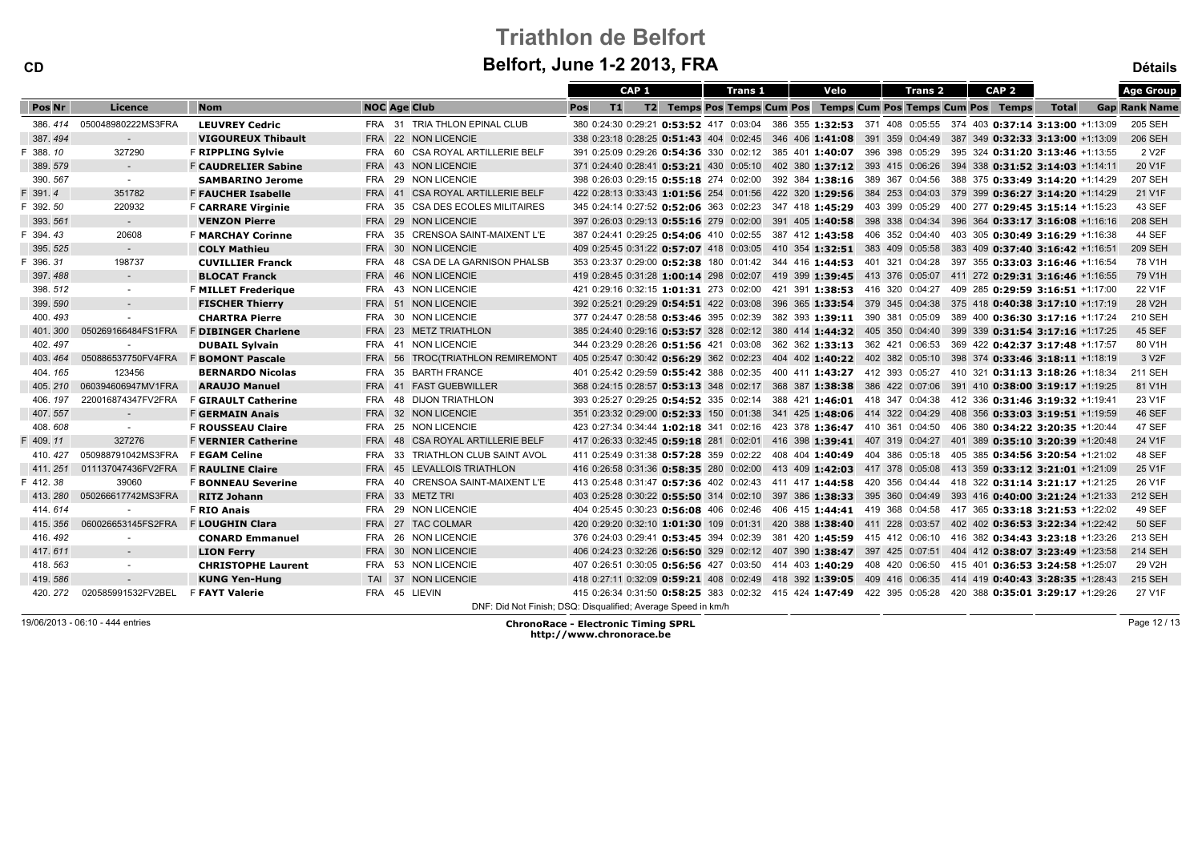# Triathlon de Belfort

## Belfort, June 1-2 2013, FRA

CD | Détails

| | | | | | | CAP 1 | | | | Trans 1 | | Velo | | | Trans 2 | | CAP 2 | | | | Age Group |
|---|---|---|---|---|---|---|---|---|---|---|---|---|---|---|---|---|---|---|---|---|---|
| Pos Nr | Licence | Nom | NOC | Age | Club | Pos | T1 | T2 | Temps | Pos | Temps | Cum Pos | Pos | Temps | Cum Pos | Pos | Temps | Cum Pos | Pos | Temps | Total | Gap | Rank Name |
| 386. 414 | 050048980222MS3FRA | LEUVREY Cedric | FRA | 31 | TRIA THLON EPINAL CLUB | 380 | 0:24:30 | 0:29:21 | **0:53:52** | 417 | 0:03:04 | 386 | 355 | **1:32:53** | 371 | 408 | 0:05:55 | 374 | 403 | **0:37:14** | **3:13:00** | +1:13:09 | 205 SEH |
| 387. 494 | - | VIGOUREUX Thibault | FRA | 22 | NON LICENCIE | 338 | 0:23:18 | 0:28:25 | **0:51:43** | 404 | 0:02:45 | 346 | 406 | **1:41:08** | 391 | 359 | 0:04:49 | 387 | 349 | **0:32:33** | **3:13:00** | +1:13:09 | 206 SEH |
| F 388. 10 | 327290 | F RIPPLING Sylvie | FRA | 60 | CSA ROYAL ARTILLERIE BELF | 391 | 0:25:09 | 0:29:26 | **0:54:36** | 330 | 0:02:12 | 385 | 401 | **1:40:07** | 396 | 398 | 0:05:29 | 395 | 324 | **0:31:20** | **3:13:46** | +1:13:55 | 2 V2F |
| 389. 579 | - | F CAUDRELIER Sabine | FRA | 43 | NON LICENCIE | 371 | 0:24:40 | 0:28:41 | **0:53:21** | 430 | 0:05:10 | 402 | 380 | **1:37:12** | 393 | 415 | 0:06:26 | 394 | 338 | **0:31:52** | **3:14:03** | +1:14:11 | 20 V1F |
| 390. 567 | - | SAMBARINO Jerome | FRA | 29 | NON LICENCIE | 398 | 0:26:03 | 0:29:15 | **0:55:18** | 274 | 0:02:00 | 392 | 384 | **1:38:16** | 389 | 367 | 0:04:56 | 388 | 375 | **0:33:49** | **3:14:20** | +1:14:29 | 207 SEH |
| F 391. 4 | 351782 | F FAUCHER Isabelle | FRA | 41 | CSA ROYAL ARTILLERIE BELF | 422 | 0:28:13 | 0:33:43 | **1:01:56** | 254 | 0:01:56 | 422 | 320 | **1:29:56** | 384 | 253 | 0:04:03 | 379 | 399 | **0:36:27** | **3:14:20** | +1:14:29 | 21 V1F |
| F 392. 50 | 220932 | F CARRARE Virginie | FRA | 35 | CSA DES ECOLES MILITAIRES | 345 | 0:24:14 | 0:27:52 | **0:52:06** | 363 | 0:02:23 | 347 | 418 | **1:45:29** | 403 | 399 | 0:05:29 | 400 | 277 | **0:29:45** | **3:15:14** | +1:15:23 | 43 SEF |
| 393. 561 | - | VENZON Pierre | FRA | 29 | NON LICENCIE | 397 | 0:26:03 | 0:29:13 | **0:55:16** | 279 | 0:02:00 | 391 | 405 | **1:40:58** | 398 | 338 | 0:04:34 | 396 | 364 | **0:33:17** | **3:16:08** | +1:16:16 | 208 SEH |
| F 394. 43 | 20608 | F MARCHAY Corinne | FRA | 35 | CRENSOA SAINT-MAIXENT L'E | 387 | 0:24:41 | 0:29:25 | **0:54:06** | 410 | 0:02:55 | 387 | 412 | **1:43:58** | 406 | 352 | 0:04:40 | 403 | 305 | **0:30:49** | **3:16:29** | +1:16:38 | 44 SEF |
| 395. 525 | - | COLY Mathieu | FRA | 30 | NON LICENCIE | 409 | 0:25:45 | 0:31:22 | **0:57:07** | 418 | 0:03:05 | 410 | 354 | **1:32:51** | 383 | 409 | 0:05:58 | 383 | 409 | **0:37:40** | **3:16:42** | +1:16:51 | 209 SEH |
| F 396. 31 | 198737 | CUVILLIER Franck | FRA | 48 | CSA DE LA GARNISON PHALSB | 353 | 0:23:37 | 0:29:00 | **0:52:38** | 180 | 0:01:42 | 344 | 416 | **1:44:53** | 401 | 321 | 0:04:28 | 397 | 355 | **0:33:03** | **3:16:46** | +1:16:54 | 78 V1H |
| 397. 488 | - | BLOCAT Franck | FRA | 46 | NON LICENCIE | 419 | 0:28:45 | 0:31:28 | **1:00:14** | 298 | 0:02:07 | 419 | 399 | **1:39:45** | 413 | 376 | 0:05:07 | 411 | 272 | **0:29:31** | **3:16:46** | +1:16:55 | 79 V1H |
| 398. 512 | - | F MILLET Frederique | FRA | 43 | NON LICENCIE | 421 | 0:29:16 | 0:32:15 | **1:01:31** | 273 | 0:02:00 | 421 | 391 | **1:38:53** | 416 | 320 | 0:04:27 | 409 | 285 | **0:29:59** | **3:16:51** | +1:17:00 | 22 V1F |
| 399. 590 | - | FISCHER Thierry | FRA | 51 | NON LICENCIE | 392 | 0:25:21 | 0:29:29 | **0:54:51** | 422 | 0:03:08 | 396 | 365 | **1:33:54** | 379 | 345 | 0:04:38 | 375 | 418 | **0:40:38** | **3:17:10** | +1:17:19 | 28 V2H |
| 400. 493 | - | CHARTRA Pierre | FRA | 30 | NON LICENCIE | 377 | 0:24:47 | 0:28:58 | **0:53:46** | 395 | 0:02:39 | 382 | 393 | **1:39:11** | 390 | 381 | 0:05:09 | 389 | 400 | **0:36:30** | **3:17:16** | +1:17:24 | 210 SEH |
| 401. 300 | 050269166484FS1FRA | F DIBINGER Charlene | FRA | 23 | METZ TRIATHLON | 385 | 0:24:40 | 0:29:16 | **0:53:57** | 328 | 0:02:12 | 380 | 414 | **1:44:32** | 405 | 350 | 0:04:40 | 399 | 339 | **0:31:54** | **3:17:16** | +1:17:25 | 45 SEF |
| 402. 497 | - | DUBAIL Sylvain | FRA | 41 | NON LICENCIE | 344 | 0:23:29 | 0:28:26 | **0:51:56** | 421 | 0:03:08 | 362 | 362 | **1:33:13** | 362 | 421 | 0:06:53 | 369 | 422 | **0:42:37** | **3:17:48** | +1:17:57 | 80 V1H |
| 403. 464 | 050886537750FV4FRA | F BOMONT Pascale | FRA | 56 | TROC(TRIATHLON REMIREMONT | 405 | 0:25:47 | 0:30:42 | **0:56:29** | 362 | 0:02:23 | 404 | 402 | **1:40:22** | 402 | 382 | 0:05:10 | 398 | 374 | **0:33:46** | **3:18:11** | +1:18:19 | 3 V2F |
| 404. 165 | 123456 | BERNARDO Nicolas | FRA | 35 | BARTH FRANCE | 401 | 0:25:42 | 0:29:59 | **0:55:42** | 388 | 0:02:35 | 400 | 411 | **1:43:27** | 412 | 393 | 0:05:27 | 410 | 321 | **0:31:13** | **3:18:26** | +1:18:34 | 211 SEH |
| 405. 210 | 060394606947MV1FRA | ARAUJO Manuel | FRA | 41 | FAST GUEBWILLER | 368 | 0:24:15 | 0:28:57 | **0:53:13** | 348 | 0:02:17 | 368 | 387 | **1:38:38** | 386 | 422 | 0:07:06 | 391 | 410 | **0:38:00** | **3:19:17** | +1:19:25 | 81 V1H |
| 406. 197 | 220016874347FV2FRA | F GIRAULT Catherine | FRA | 48 | DIJON TRIATHLON | 393 | 0:25:27 | 0:29:25 | **0:54:52** | 335 | 0:02:14 | 388 | 421 | **1:46:01** | 418 | 347 | 0:04:38 | 412 | 336 | **0:31:46** | **3:19:32** | +1:19:41 | 23 V1F |
| 407. 557 | - | F GERMAIN Anais | FRA | 32 | NON LICENCIE | 351 | 0:23:32 | 0:29:00 | **0:52:33** | 150 | 0:01:38 | 341 | 425 | **1:48:06** | 414 | 322 | 0:04:29 | 408 | 356 | **0:33:03** | **3:19:51** | +1:19:59 | 46 SEF |
| 408. 608 | - | F ROUSSEAU Claire | FRA | 25 | NON LICENCIE | 423 | 0:27:34 | 0:34:44 | **1:02:18** | 341 | 0:02:16 | 423 | 378 | **1:36:47** | 410 | 361 | 0:04:50 | 406 | 380 | **0:34:22** | **3:20:35** | +1:20:44 | 47 SEF |
| F 409. 11 | 327276 | F VERNIER Catherine | FRA | 48 | CSA ROYAL ARTILLERIE BELF | 417 | 0:26:33 | 0:32:45 | **0:59:18** | 281 | 0:02:01 | 416 | 398 | **1:39:41** | 407 | 319 | 0:04:27 | 401 | 389 | **0:35:10** | **3:20:39** | +1:20:48 | 24 V1F |
| 410. 427 | 050988791042MS3FRA | F EGAM Celine | FRA | 33 | TRIATHLON CLUB SAINT AVOL | 411 | 0:25:49 | 0:31:38 | **0:57:28** | 359 | 0:02:22 | 408 | 404 | **1:40:49** | 404 | 386 | 0:05:18 | 405 | 385 | **0:34:56** | **3:20:54** | +1:21:02 | 48 SEF |
| 411. 251 | 011137047436FV2FRA | F RAULINE Claire | FRA | 45 | LEVALLOIS TRIATHLON | 416 | 0:26:58 | 0:31:36 | **0:58:35** | 280 | 0:02:00 | 413 | 409 | **1:42:03** | 417 | 378 | 0:05:08 | 413 | 359 | **0:33:12** | **3:21:01** | +1:21:09 | 25 V1F |
| F 412. 38 | 39060 | F BONNEAU Severine | FRA | 40 | CRENSOA SAINT-MAIXENT L'E | 413 | 0:25:48 | 0:31:47 | **0:57:36** | 402 | 0:02:43 | 411 | 417 | **1:44:58** | 420 | 356 | 0:04:44 | 418 | 322 | **0:31:14** | **3:21:17** | +1:21:25 | 26 V1F |
| 413. 280 | 050266617742MS3FRA | RITZ Johann | FRA | 33 | METZ TRI | 403 | 0:25:28 | 0:30:22 | **0:55:50** | 314 | 0:02:10 | 397 | 386 | **1:38:33** | 395 | 360 | 0:04:49 | 393 | 416 | **0:40:00** | **3:21:24** | +1:21:33 | 212 SEH |
| 414. 614 | - | F RIO Anais | FRA | 29 | NON LICENCIE | 404 | 0:25:45 | 0:30:23 | **0:56:08** | 406 | 0:02:46 | 406 | 415 | **1:44:41** | 419 | 368 | 0:04:58 | 417 | 365 | **0:33:18** | **3:21:53** | +1:22:02 | 49 SEF |
| 415. 356 | 060026653145FS2FRA | F LOUGHIN Clara | FRA | 27 | TAC COLMAR | 420 | 0:29:20 | 0:32:10 | **1:01:30** | 109 | 0:01:31 | 420 | 388 | **1:38:40** | 411 | 228 | 0:03:57 | 402 | 402 | **0:36:53** | **3:22:34** | +1:22:42 | 50 SEF |
| 416. 492 | - | CONARD Emmanuel | FRA | 26 | NON LICENCIE | 376 | 0:24:03 | 0:29:41 | **0:53:45** | 394 | 0:02:39 | 381 | 420 | **1:45:59** | 415 | 412 | 0:06:10 | 416 | 382 | **0:34:43** | **3:23:18** | +1:23:26 | 213 SEH |
| 417. 611 | - | LION Ferry | FRA | 30 | NON LICENCIE | 406 | 0:24:23 | 0:32:26 | **0:56:50** | 329 | 0:02:12 | 407 | 390 | **1:38:47** | 397 | 425 | 0:07:51 | 404 | 412 | **0:38:07** | **3:23:49** | +1:23:58 | 214 SEH |
| 418. 563 | - | CHRISTOPHE Laurent | FRA | 53 | NON LICENCIE | 407 | 0:26:51 | 0:30:05 | **0:56:56** | 427 | 0:03:50 | 414 | 403 | **1:40:29** | 408 | 420 | 0:06:50 | 415 | 401 | **0:36:53** | **3:24:58** | +1:25:07 | 29 V2H |
| 419. 586 | - | KUNG Yen-Hung | TAI | 37 | NON LICENCIE | 418 | 0:27:11 | 0:32:09 | **0:59:21** | 408 | 0:02:49 | 418 | 392 | **1:39:05** | 409 | 416 | 0:06:35 | 414 | 419 | **0:40:43** | **3:28:35** | +1:28:43 | 215 SEH |
| 420. 272 | 020585991532FV2BEL | F FAYT Valerie | FRA | 45 | LIEVIN | 415 | 0:26:34 | 0:31:50 | **0:58:25** | 383 | 0:02:32 | 415 | 424 | **1:47:49** | 422 | 395 | 0:05:28 | 420 | 388 | **0:35:01** | **3:29:17** | +1:29:26 | 27 V1F |

DNF: Did Not Finish; DSQ: Disqualified; Average Speed in km/h

19/06/2013 - 06:10 - 444 entries

**ChronoRace - Electronic Timing SPRL**
**http://www.chronorace.be**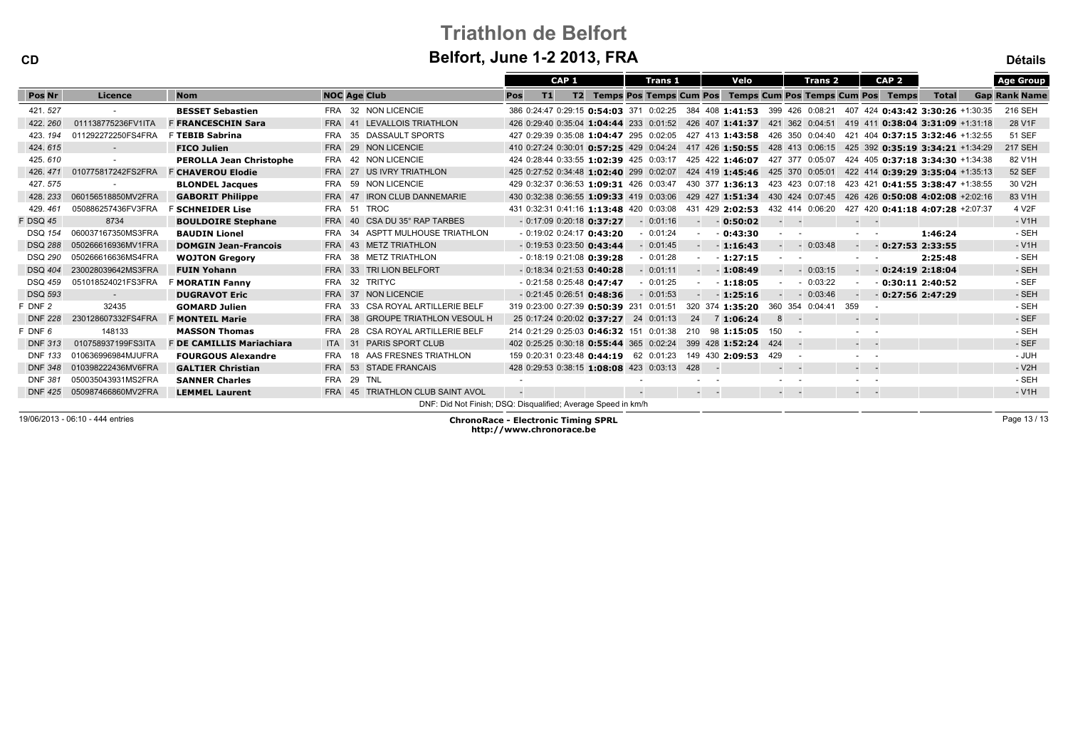# Triathlon de Belfort

## Belfort, June 1-2 2013, FRA

CD

Détails

| Pos | Nr | Licence | | Nom | NOC | Age | Club | CAP 1 Pos | T1 | T2 | Temps | Trans 1 Pos | Temps | Cum Pos | Velo Pos | Temps | Cum Pos | Trans 2 Pos | Temps | Cum Pos | CAP 2 Pos | Temps | Total | Gap | Age Group Rank | Name |
|---|---|---|---|---|---|---|---|---|---|---|---|---|---|---|---|---|---|---|---|---|---|---|---|---|---|---|
| 421. | 527 | - | | **BESSET Sebastien** | FRA | 32 | NON LICENCIE | 386 | 0:24:47 | 0:29:15 | **0:54:03** | 371 | 0:02:25 | 384 | 408 | **1:41:53** | 399 | 426 | 0:08:21 | 407 | 424 | **0:43:42** | **3:30:26** | +1:30:35 | 216 | SEH |
| 422. | 260 | 011138775236FV1ITA | F | **FRANCESCHIN Sara** | FRA | 41 | LEVALLOIS TRIATHLON | 426 | 0:29:40 | 0:35:04 | **1:04:44** | 233 | 0:01:52 | 426 | 407 | **1:41:37** | 421 | 362 | 0:04:51 | 419 | 411 | **0:38:04** | **3:31:09** | +1:31:18 | 28 | V1F |
| 423. | 194 | 011292272250FS4FRA | F | **TEBIB Sabrina** | FRA | 35 | DASSAULT SPORTS | 427 | 0:29:39 | 0:35:08 | **1:04:47** | 295 | 0:02:05 | 427 | 413 | **1:43:58** | 426 | 350 | 0:04:40 | 421 | 404 | **0:37:15** | **3:32:46** | +1:32:55 | 51 | SEF |
| 424. | 615 | - | | **FICO Julien** | FRA | 29 | NON LICENCIE | 410 | 0:27:24 | 0:30:01 | **0:57:25** | 429 | 0:04:24 | 417 | 426 | **1:50:55** | 428 | 413 | 0:06:15 | 425 | 392 | **0:35:19** | **3:34:21** | +1:34:29 | 217 | SEH |
| 425. | 610 | - | | **PEROLLA Jean Christophe** | FRA | 42 | NON LICENCIE | 424 | 0:28:44 | 0:33:55 | **1:02:39** | 425 | 0:03:17 | 425 | 422 | **1:46:07** | 427 | 377 | 0:05:07 | 424 | 405 | **0:37:18** | **3:34:30** | +1:34:38 | 82 | V1H |
| 426. | 471 | 010775817242FS2FRA | F | **CHAVEROU Elodie** | FRA | 27 | US IVRY TRIATHLON | 425 | 0:27:52 | 0:34:48 | **1:02:40** | 299 | 0:02:07 | 424 | 419 | **1:45:46** | 425 | 370 | 0:05:01 | 422 | 414 | **0:39:29** | **3:35:04** | +1:35:13 | 52 | SEF |
| 427. | 575 | - | | **BLONDEL Jacques** | FRA | 59 | NON LICENCIE | 429 | 0:32:37 | 0:36:53 | **1:09:31** | 426 | 0:03:47 | 430 | 377 | **1:36:13** | 423 | 423 | 0:07:18 | 423 | 421 | **0:41:55** | **3:38:47** | +1:38:55 | 30 | V2H |
| 428. | 233 | 060156518850MV2FRA | | **GABORIT Philippe** | FRA | 47 | IRON CLUB DANNEMARIE | 430 | 0:32:38 | 0:36:55 | **1:09:33** | 419 | 0:03:06 | 429 | 427 | **1:51:34** | 430 | 424 | 0:07:45 | 426 | 426 | **0:50:08** | **4:02:08** | +2:02:16 | 83 | V1H |
| 429. | 461 | 050886257436FV3FRA | F | **SCHNEIDER Lise** | FRA | 51 | TROC | 431 | 0:32:31 | 0:41:16 | **1:13:48** | 420 | 0:03:08 | 431 | 429 | **2:02:53** | 432 | 414 | 0:06:20 | 427 | 420 | **0:41:18** | **4:07:28** | +2:07:37 | 4 | V2F |
| F DSQ | 45 | 8734 | | **BOULDOIRE Stephane** | FRA | 40 | CSA DU 35° RAP TARBES | - | 0:17:09 | 0:20:18 | **0:37:27** | - | 0:01:16 | - | - | **0:50:02** | - | - | | - | - | | | | - | V1H |
| DSQ | 154 | 060037167350MS3FRA | | **BAUDIN Lionel** | FRA | 34 | ASPTT MULHOUSE TRIATHLON | - | 0:19:02 | 0:24:17 | **0:43:20** | - | 0:01:24 | - | - | **0:43:30** | - | - | | - | - | | **1:46:24** | | - | SEH |
| DSQ | 288 | 050266616936MV1FRA | | **DOMGIN Jean-Francois** | FRA | 43 | METZ TRIATHLON | - | 0:19:53 | 0:23:50 | **0:43:44** | - | 0:01:45 | - | - | **1:16:43** | - | - | 0:03:48 | - | - | **0:27:53** | **2:33:55** | | - | V1H |
| DSQ | 290 | 050266616636MS4FRA | | **WOJTON Gregory** | FRA | 38 | METZ TRIATHLON | - | 0:18:19 | 0:21:08 | **0:39:28** | - | 0:01:28 | - | - | **1:27:15** | - | - | | - | - | | **2:25:48** | | - | SEH |
| DSQ | 404 | 230028039642MS3FRA | | **FUIN Yohann** | FRA | 33 | TRI LION BELFORT | - | 0:18:34 | 0:21:53 | **0:40:28** | - | 0:01:11 | - | - | **1:08:49** | - | - | 0:03:15 | - | - | **0:24:19** | **2:18:04** | | - | SEH |
| DSQ | 459 | 051018524021FS3FRA | F | **MORATIN Fanny** | FRA | 32 | TRITYC | - | 0:21:58 | 0:25:48 | **0:47:47** | - | 0:01:25 | - | - | **1:18:05** | - | - | 0:03:22 | - | - | **0:30:11** | **2:40:52** | | - | SEF |
| DSQ | 593 | - | | **DUGRAVOT Eric** | FRA | 37 | NON LICENCIE | - | 0:21:45 | 0:26:51 | **0:48:36** | - | 0:01:53 | - | - | **1:25:16** | - | - | 0:03:46 | - | - | **0:27:56** | **2:47:29** | | - | SEH |
| F DNF | 2 | 32435 | | **GOMARD Julien** | FRA | 33 | CSA ROYAL ARTILLERIE BELF | 319 | 0:23:00 | 0:27:39 | **0:50:39** | 231 | 0:01:51 | 320 | 374 | **1:35:20** | 360 | 354 | 0:04:41 | 359 | - | | | | - | SEH |
| DNF | 228 | 230128607332FS4FRA | F | **MONTEIL Marie** | FRA | 38 | GROUPE TRIATHLON VESOUL H | 25 | 0:17:24 | 0:20:02 | **0:37:27** | 24 | 0:01:13 | 24 | 7 | **1:06:24** | 8 | - | | - | - | | | | - | SEF |
| F DNF | 6 | 148133 | | **MASSON Thomas** | FRA | 28 | CSA ROYAL ARTILLERIE BELF | 214 | 0:21:29 | 0:25:03 | **0:46:32** | 151 | 0:01:38 | 210 | 98 | **1:15:05** | 150 | - | | - | - | | | | - | SEH |
| DNF | 313 | 010758937199FS3ITA | F | **DE CAMILLIS Mariachiara** | ITA | 31 | PARIS SPORT CLUB | 402 | 0:25:25 | 0:30:18 | **0:55:44** | 365 | 0:02:24 | 399 | 428 | **1:52:24** | 424 | - | | - | - | | | | - | SEF |
| DNF | 133 | 010636996984MJUFRA | | **FOURGOUS Alexandre** | FRA | 18 | AAS FRESNES TRIATHLON | 159 | 0:20:31 | 0:23:48 | **0:44:19** | 62 | 0:01:23 | 149 | 430 | **2:09:53** | 429 | - | | - | - | | | | - | JUH |
| DNF | 348 | 010398222436MV6FRA | | **GALTIER Christian** | FRA | 53 | STADE FRANCAIS | 428 | 0:29:53 | 0:38:15 | **1:08:08** | 423 | 0:03:13 | 428 | - | | - | - | | - | - | | | | - | V2H |
| DNF | 381 | 050035043931MS2FRA | | **SANNER Charles** | FRA | 29 | TNL | - | | | | - | | - | - | | - | - | | - | - | | | | - | SEH |
| DNF | 425 | 050987466860MV2FRA | | **LEMMEL Laurent** | FRA | 45 | TRIATHLON CLUB SAINT AVOL | - | | | | - | | - | - | | - | - | | - | - | | | | - | V1H |

DNF: Did Not Finish; DSQ: Disqualified; Average Speed in km/h

19/06/2013 - 06:10 - 444 entries

**ChronoRace - Electronic Timing SPRL**
**http://www.chronorace.be**